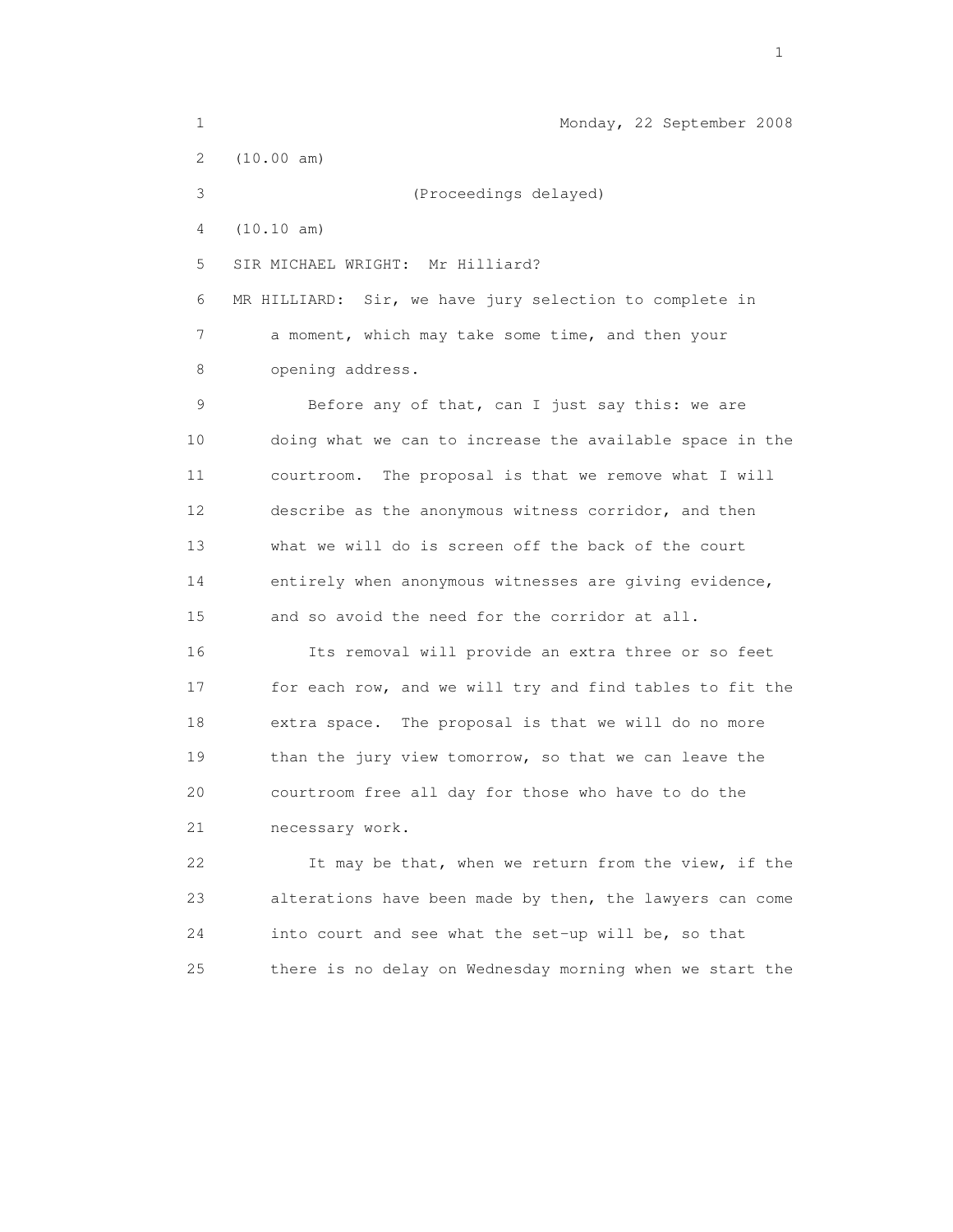Monday, 22 September 2008

(10.00 am)

(Proceedings delayed)

(10.10 am)

SIR MICHAEL WRIGHT: Mr Hilliard?

MR HILLIARD: Sir, we have jury selection to complete in a moment, which may take some time, and then your opening address.

Before any of that, can I just say this: we are doing what we can to increase the available space in the courtroom. The proposal is that we remove what I will describe as the anonymous witness corridor, and then what we will do is screen off the back of the court entirely when anonymous witnesses are giving evidence, and so avoid the need for the corridor at all.

Its removal will provide an extra three or so feet for each row, and we will try and find tables to fit the extra space. The proposal is that we will do no more than the jury view tomorrow, so that we can leave the courtroom free all day for those who have to do the necessary work.

It may be that, when we return from the view, if the alterations have been made by then, the lawyers can come into court and see what the set-up will be, so that there is no delay on Wednesday morning when we start the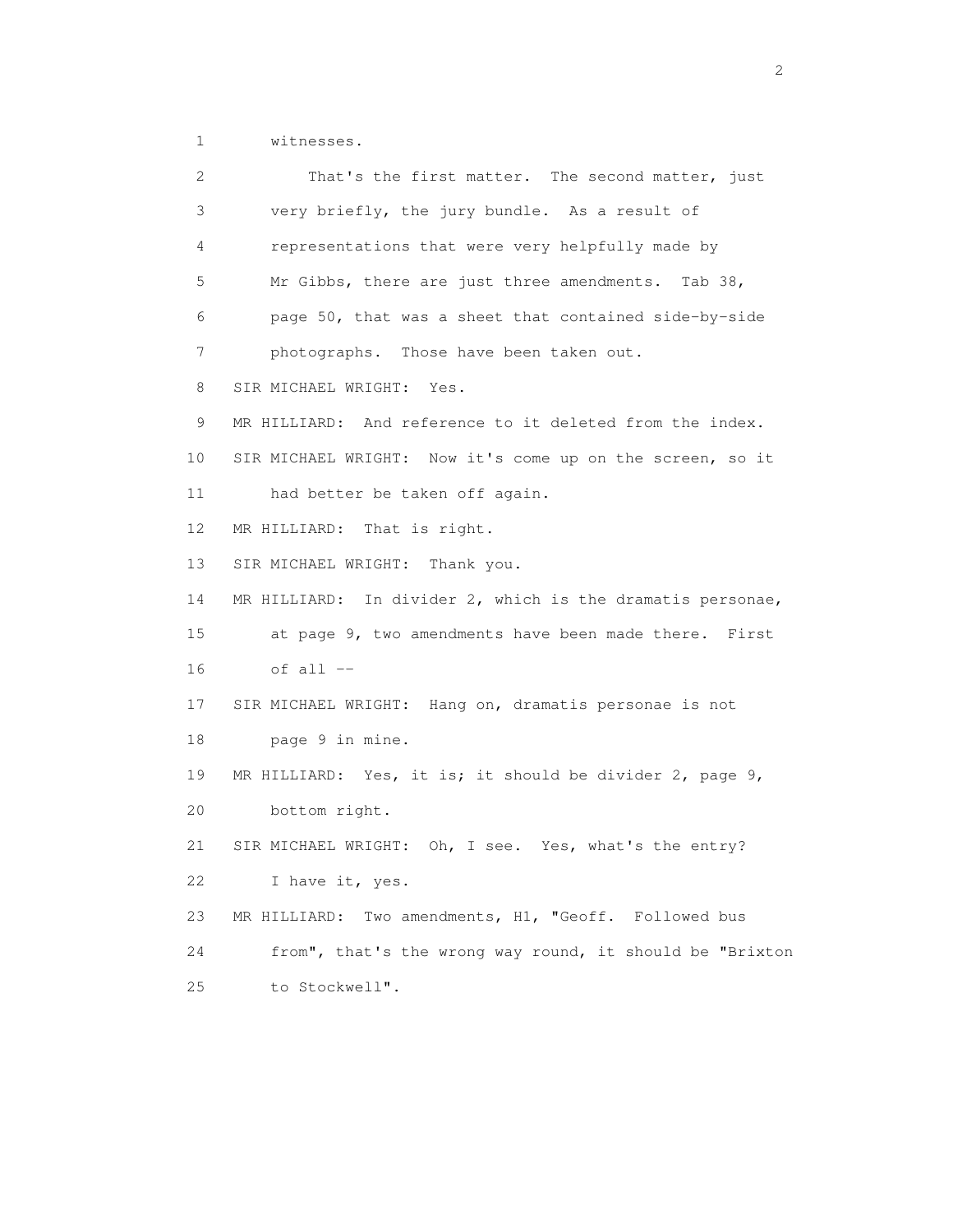witnesses.

That's the first matter. The second matter, just very briefly, the jury bundle. As a result of representations that were very helpfully made by Mr Gibbs, there are just three amendments. Tab 38, page 50, that was a sheet that contained side-by-side photographs. Those have been taken out.

SIR MICHAEL WRIGHT: Yes.

MR HILLIARD: And reference to it deleted from the index.

SIR MICHAEL WRIGHT: Now it's come up on the screen, so it had better be taken off again.

MR HILLIARD: That is right.

SIR MICHAEL WRIGHT: Thank you.

MR HILLIARD: In divider 2, which is the dramatis personae, at page 9, two amendments have been made there. First of all --

SIR MICHAEL WRIGHT: Hang on, dramatis personae is not page 9 in mine.

MR HILLIARD: Yes, it is; it should be divider 2, page 9, bottom right.

SIR MICHAEL WRIGHT: Oh, I see. Yes, what's the entry? I have it, yes.

MR HILLIARD: Two amendments, H1, "Geoff. Followed bus from", that's the wrong way round, it should be "Brixton to Stockwell".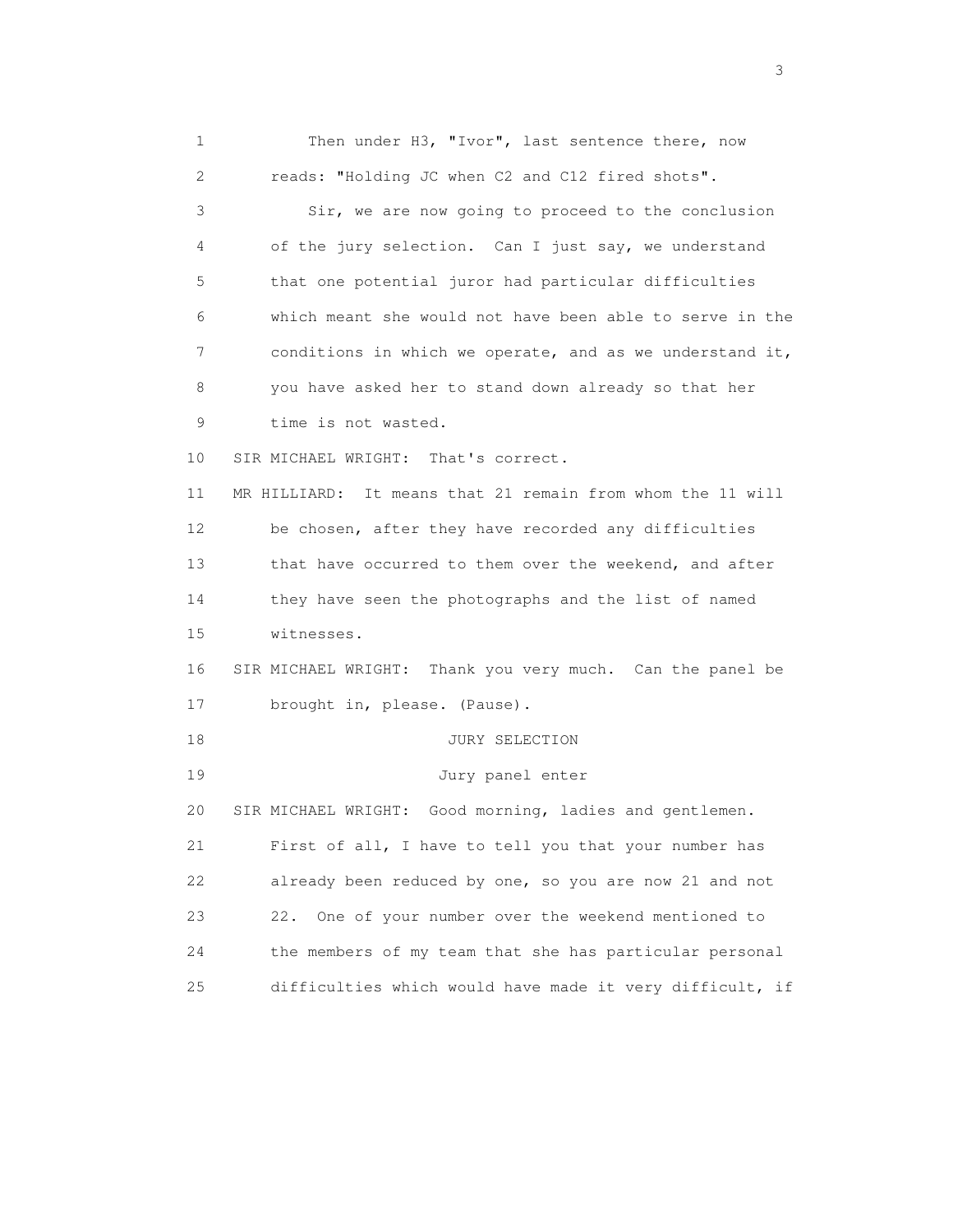Then under H3, "Ivor", last sentence there, now reads: "Holding JC when C2 and C12 fired shots".

Sir, we are now going to proceed to the conclusion of the jury selection. Can I just say, we understand that one potential juror had particular difficulties which meant she would not have been able to serve in the conditions in which we operate, and as we understand it, you have asked her to stand down already so that her time is not wasted.

SIR MICHAEL WRIGHT: That's correct.

MR HILLIARD: It means that 21 remain from whom the 11 will be chosen, after they have recorded any difficulties that have occurred to them over the weekend, and after they have seen the photographs and the list of named witnesses.

SIR MICHAEL WRIGHT: Thank you very much. Can the panel be brought in, please. (Pause).

## JURY SELECTION

Jury panel enter

SIR MICHAEL WRIGHT: Good morning, ladies and gentlemen. First of all, I have to tell you that your number has already been reduced by one, so you are now 21 and not 22. One of your number over the weekend mentioned to the members of my team that she has particular personal difficulties which would have made it very difficult, if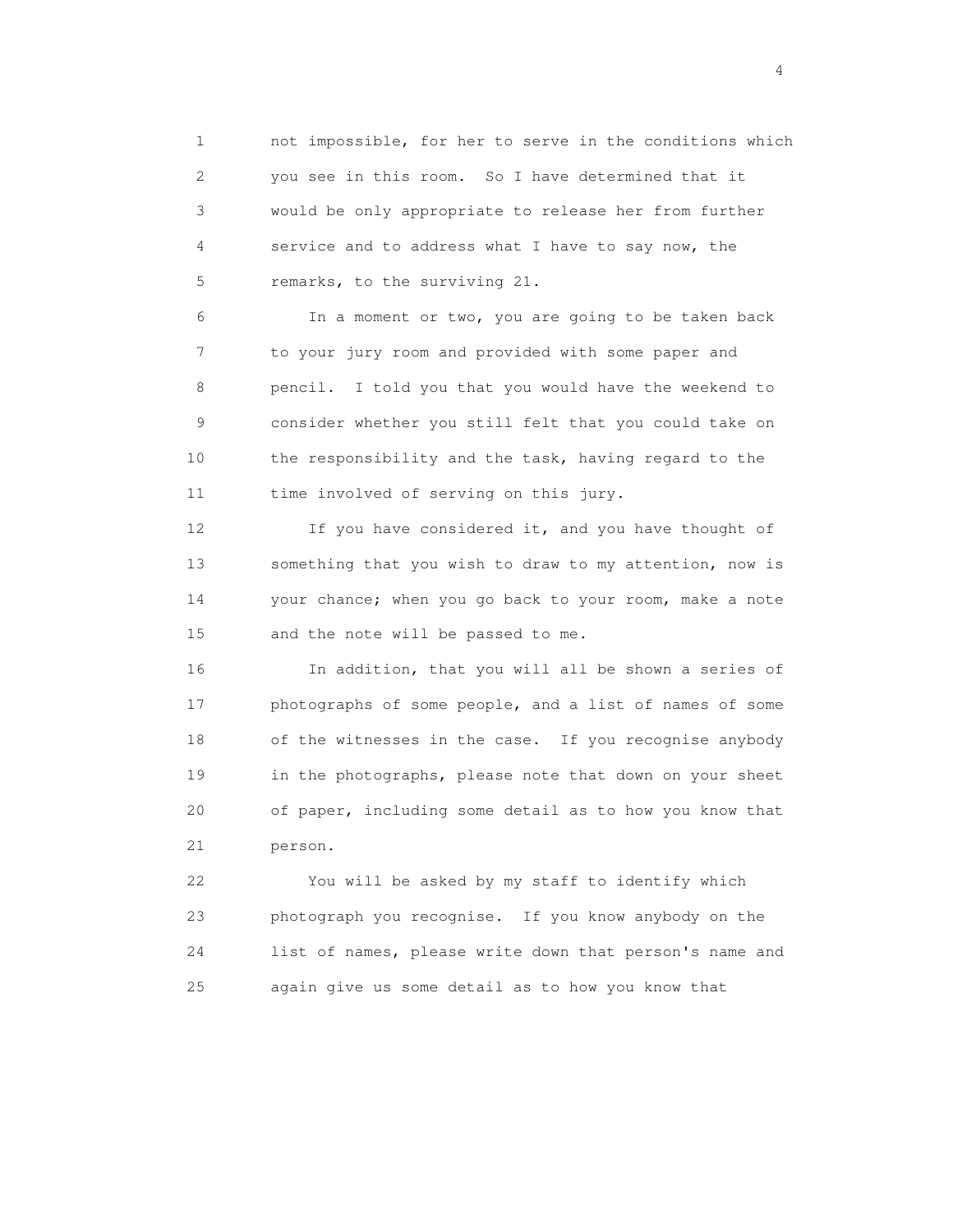not impossible, for her to serve in the conditions which you see in this room. So I have determined that it would be only appropriate to release her from further service and to address what I have to say now, the remarks, to the surviving 21.

In a moment or two, you are going to be taken back to your jury room and provided with some paper and pencil. I told you that you would have the weekend to consider whether you still felt that you could take on the responsibility and the task, having regard to the time involved of serving on this jury.

If you have considered it, and you have thought of something that you wish to draw to my attention, now is your chance; when you go back to your room, make a note and the note will be passed to me.

In addition, that you will all be shown a series of photographs of some people, and a list of names of some of the witnesses in the case. If you recognise anybody in the photographs, please note that down on your sheet of paper, including some detail as to how you know that person.

You will be asked by my staff to identify which photograph you recognise. If you know anybody on the list of names, please write down that person's name and again give us some detail as to how you know that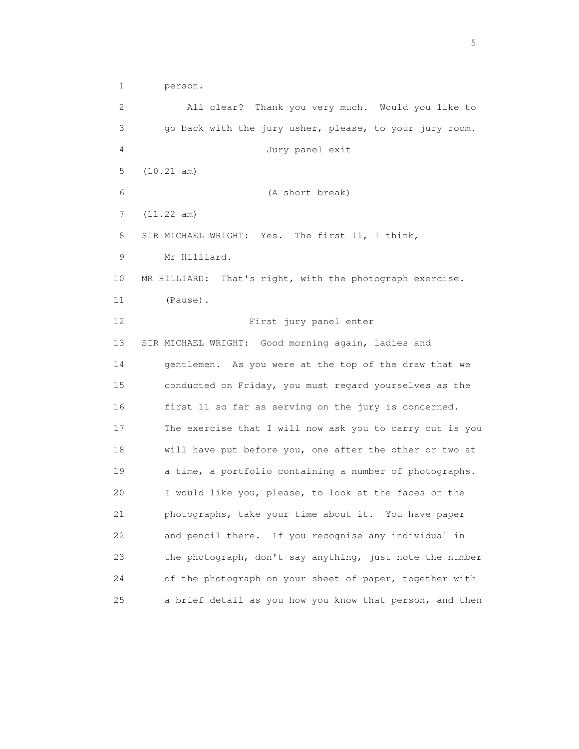person.

All clear? Thank you very much. Would you like to go back with the jury usher, please, to your jury room.

Jury panel exit

(10.21 am)

(A short break)

(11.22 am)

SIR MICHAEL WRIGHT: Yes. The first 11, I think, Mr Hilliard.

MR HILLIARD: That's right, with the photograph exercise.

(Pause).

First jury panel enter

SIR MICHAEL WRIGHT: Good morning again, ladies and gentlemen. As you were at the top of the draw that we conducted on Friday, you must regard yourselves as the first 11 so far as serving on the jury is concerned. The exercise that I will now ask you to carry out is you will have put before you, one after the other or two at a time, a portfolio containing a number of photographs. I would like you, please, to look at the faces on the photographs, take your time about it. You have paper and pencil there. If you recognise any individual in the photograph, don't say anything, just note the number of the photograph on your sheet of paper, together with a brief detail as you how you know that person, and then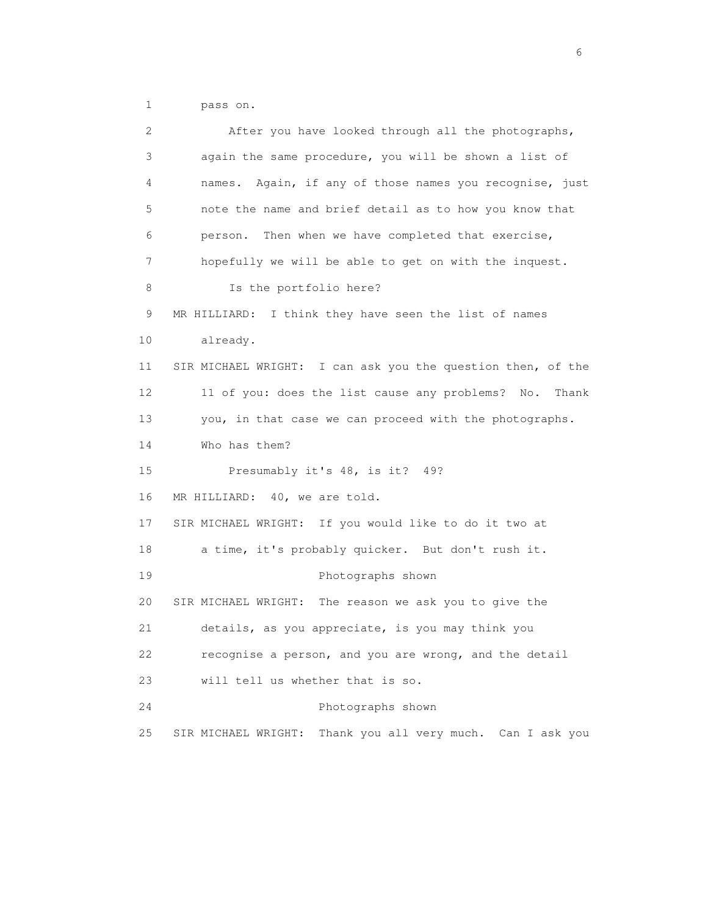pass on.

After you have looked through all the photographs, again the same procedure, you will be shown a list of names. Again, if any of those names you recognise, just note the name and brief detail as to how you know that person. Then when we have completed that exercise, hopefully we will be able to get on with the inquest.

Is the portfolio here?

MR HILLIARD: I think they have seen the list of names already.

SIR MICHAEL WRIGHT: I can ask you the question then, of the 11 of you: does the list cause any problems? No. Thank you, in that case we can proceed with the photographs. Who has them?

Presumably it's 48, is it? 49?

MR HILLIARD: 40, we are told.

SIR MICHAEL WRIGHT: If you would like to do it two at a time, it's probably quicker. But don't rush it.

Photographs shown

SIR MICHAEL WRIGHT: The reason we ask you to give the details, as you appreciate, is you may think you recognise a person, and you are wrong, and the detail will tell us whether that is so.

Photographs shown

SIR MICHAEL WRIGHT: Thank you all very much. Can I ask you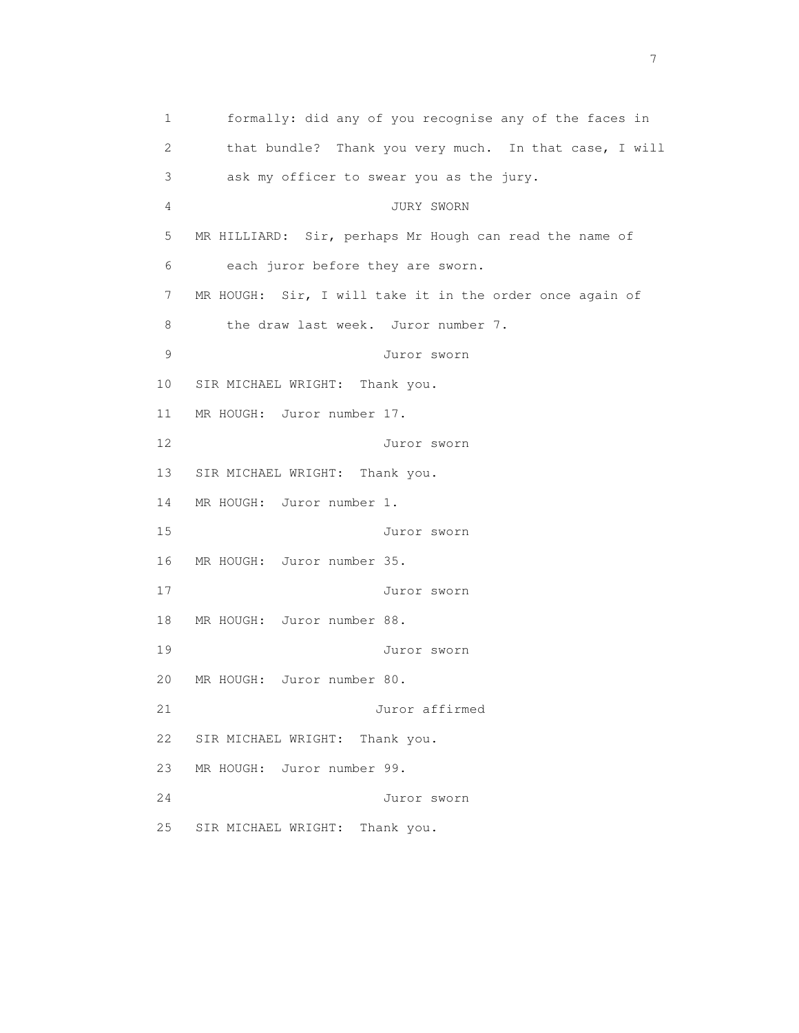1 formally: did any of you recognise any of the faces in
2 that bundle? Thank you very much. In that case, I will
3 ask my officer to swear you as the jury.

4 JURY SWORN

5 MR HILLIARD: Sir, perhaps Mr Hough can read the name of
6 each juror before they are sworn.

7 MR HOUGH: Sir, I will take it in the order once again of
8 the draw last week. Juror number 7.

9 Juror sworn

10 SIR MICHAEL WRIGHT: Thank you.

11 MR HOUGH: Juror number 17.

12 Juror sworn

13 SIR MICHAEL WRIGHT: Thank you.

14 MR HOUGH: Juror number 1.

15 Juror sworn

16 MR HOUGH: Juror number 35.

17 Juror sworn

18 MR HOUGH: Juror number 88.

19 Juror sworn

20 MR HOUGH: Juror number 80.

21 Juror affirmed

22 SIR MICHAEL WRIGHT: Thank you.

23 MR HOUGH: Juror number 99.

24 Juror sworn

25 SIR MICHAEL WRIGHT: Thank you.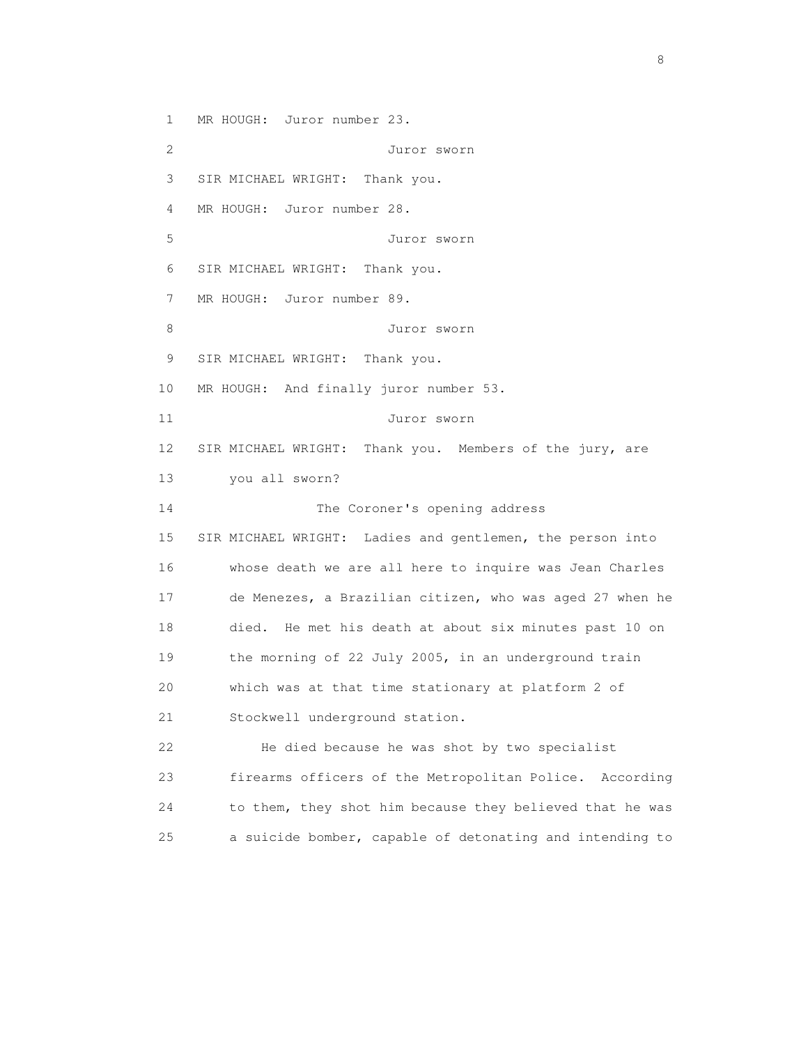MR HOUGH: Juror number 23.

Juror sworn

SIR MICHAEL WRIGHT: Thank you.

MR HOUGH: Juror number 28.

Juror sworn

SIR MICHAEL WRIGHT: Thank you.

MR HOUGH: Juror number 89.

Juror sworn

SIR MICHAEL WRIGHT: Thank you.

MR HOUGH: And finally juror number 53.

Juror sworn

SIR MICHAEL WRIGHT: Thank you. Members of the jury, are you all sworn?

## The Coroner's opening address

SIR MICHAEL WRIGHT: Ladies and gentlemen, the person into whose death we are all here to inquire was Jean Charles de Menezes, a Brazilian citizen, who was aged 27 when he died. He met his death at about six minutes past 10 on the morning of 22 July 2005, in an underground train which was at that time stationary at platform 2 of Stockwell underground station.

He died because he was shot by two specialist firearms officers of the Metropolitan Police. According to them, they shot him because they believed that he was a suicide bomber, capable of detonating and intending to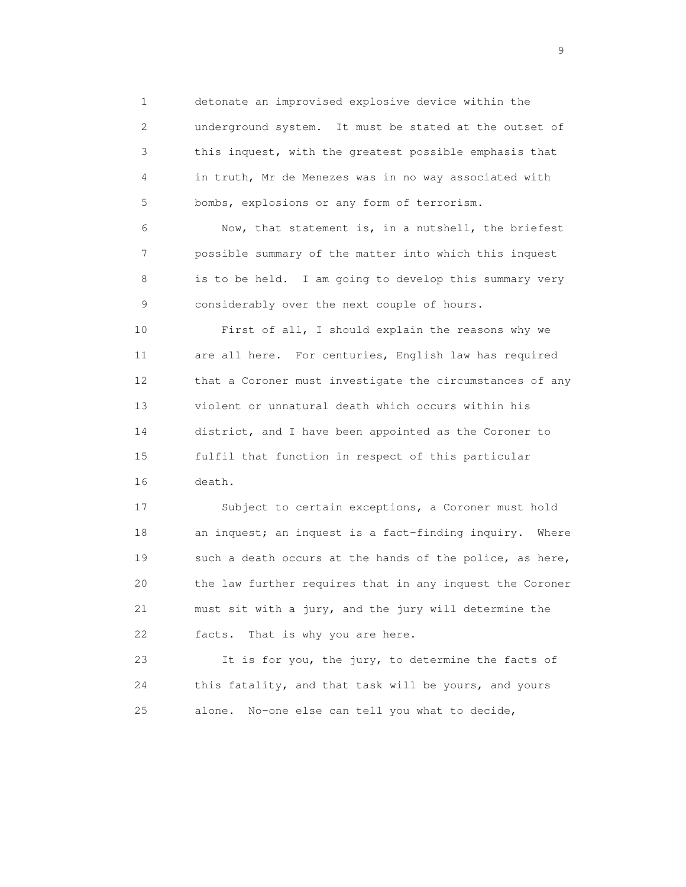detonate an improvised explosive device within the underground system. It must be stated at the outset of this inquest, with the greatest possible emphasis that in truth, Mr de Menezes was in no way associated with bombs, explosions or any form of terrorism.

Now, that statement is, in a nutshell, the briefest possible summary of the matter into which this inquest is to be held. I am going to develop this summary very considerably over the next couple of hours.

First of all, I should explain the reasons why we are all here. For centuries, English law has required that a Coroner must investigate the circumstances of any violent or unnatural death which occurs within his district, and I have been appointed as the Coroner to fulfil that function in respect of this particular death.

Subject to certain exceptions, a Coroner must hold an inquest; an inquest is a fact-finding inquiry. Where such a death occurs at the hands of the police, as here, the law further requires that in any inquest the Coroner must sit with a jury, and the jury will determine the facts. That is why you are here.

It is for you, the jury, to determine the facts of this fatality, and that task will be yours, and yours alone. No-one else can tell you what to decide,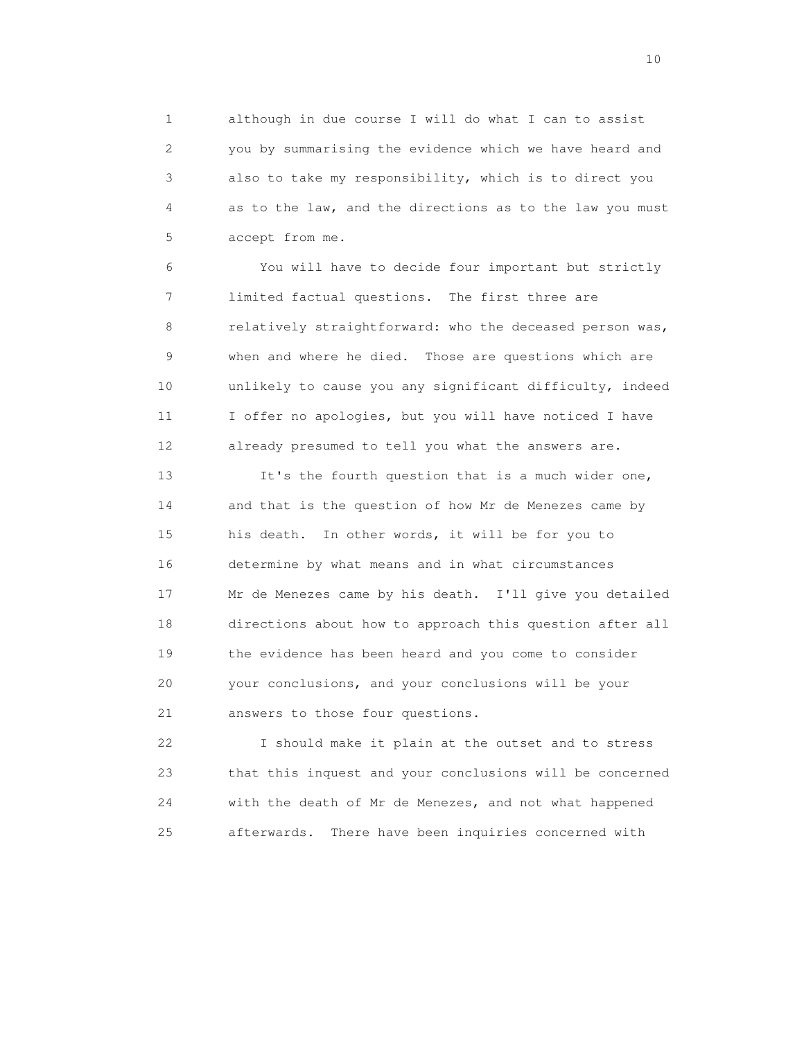although in due course I will do what I can to assist you by summarising the evidence which we have heard and also to take my responsibility, which is to direct you as to the law, and the directions as to the law you must accept from me.

You will have to decide four important but strictly limited factual questions. The first three are relatively straightforward: who the deceased person was, when and where he died. Those are questions which are unlikely to cause you any significant difficulty, indeed I offer no apologies, but you will have noticed I have already presumed to tell you what the answers are.

It's the fourth question that is a much wider one, and that is the question of how Mr de Menezes came by his death. In other words, it will be for you to determine by what means and in what circumstances Mr de Menezes came by his death. I'll give you detailed directions about how to approach this question after all the evidence has been heard and you come to consider your conclusions, and your conclusions will be your answers to those four questions.

I should make it plain at the outset and to stress that this inquest and your conclusions will be concerned with the death of Mr de Menezes, and not what happened afterwards. There have been inquiries concerned with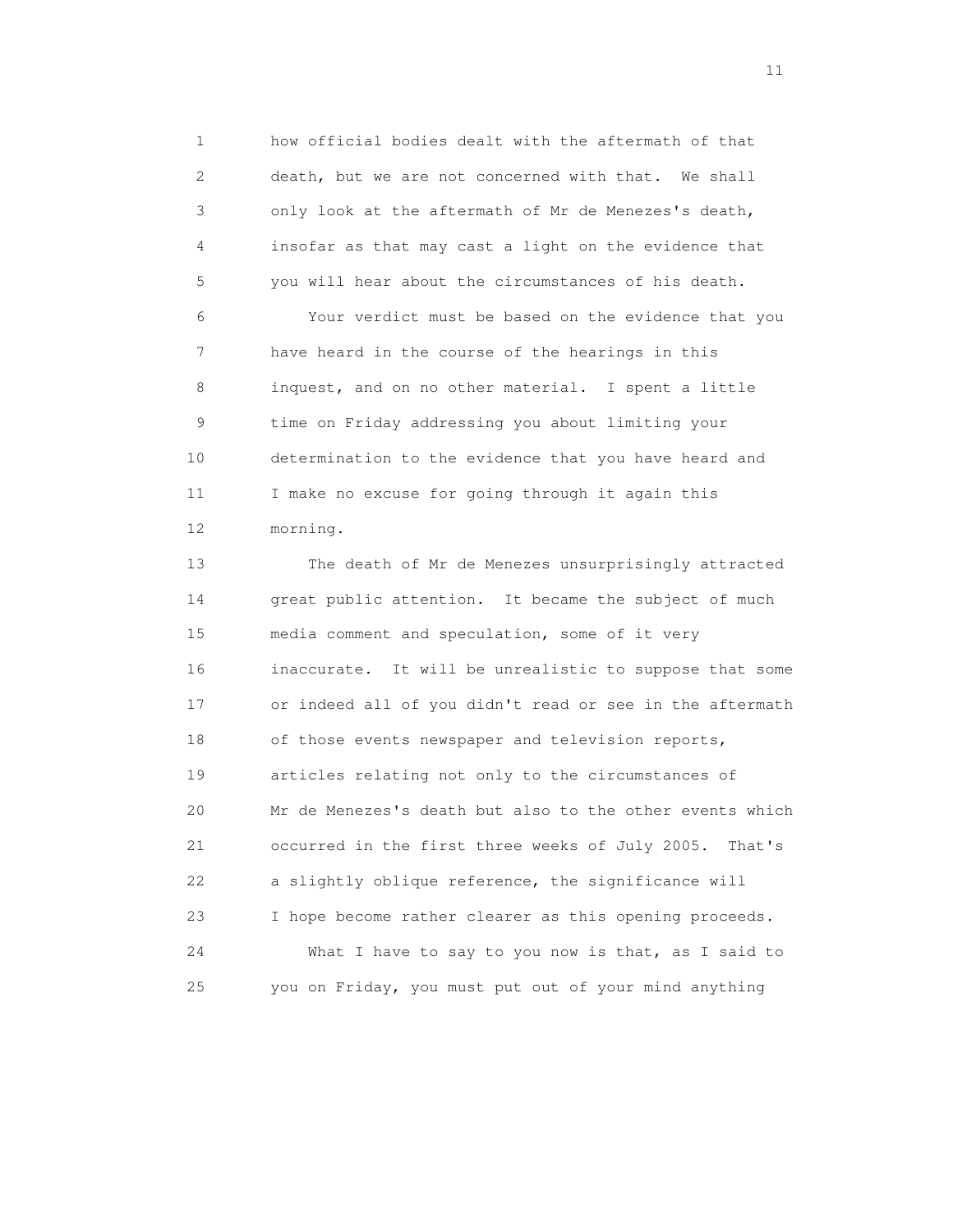how official bodies dealt with the aftermath of that death, but we are not concerned with that. We shall only look at the aftermath of Mr de Menezes's death, insofar as that may cast a light on the evidence that you will hear about the circumstances of his death.

Your verdict must be based on the evidence that you have heard in the course of the hearings in this inquest, and on no other material. I spent a little time on Friday addressing you about limiting your determination to the evidence that you have heard and I make no excuse for going through it again this morning.

The death of Mr de Menezes unsurprisingly attracted great public attention. It became the subject of much media comment and speculation, some of it very inaccurate. It will be unrealistic to suppose that some or indeed all of you didn't read or see in the aftermath of those events newspaper and television reports, articles relating not only to the circumstances of Mr de Menezes's death but also to the other events which occurred in the first three weeks of July 2005. That's a slightly oblique reference, the significance will I hope become rather clearer as this opening proceeds.

What I have to say to you now is that, as I said to you on Friday, you must put out of your mind anything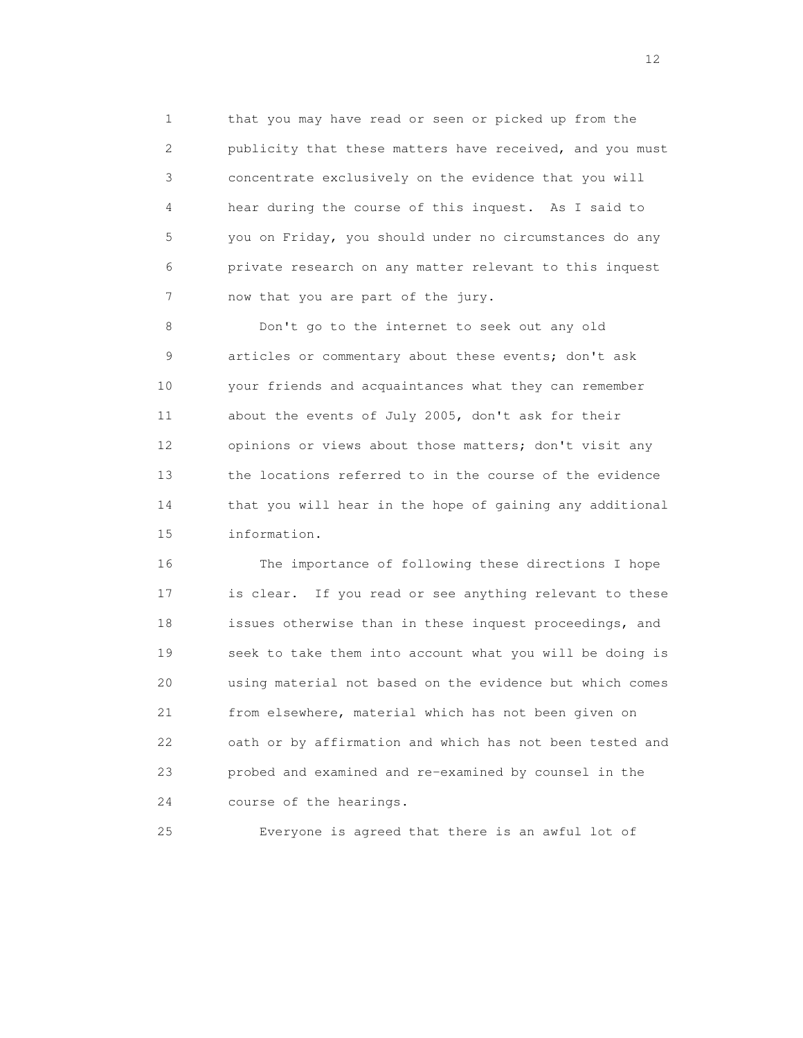that you may have read or seen or picked up from the publicity that these matters have received, and you must concentrate exclusively on the evidence that you will hear during the course of this inquest. As I said to you on Friday, you should under no circumstances do any private research on any matter relevant to this inquest now that you are part of the jury.

Don't go to the internet to seek out any old articles or commentary about these events; don't ask your friends and acquaintances what they can remember about the events of July 2005, don't ask for their opinions or views about those matters; don't visit any the locations referred to in the course of the evidence that you will hear in the hope of gaining any additional information.

The importance of following these directions I hope is clear. If you read or see anything relevant to these issues otherwise than in these inquest proceedings, and seek to take them into account what you will be doing is using material not based on the evidence but which comes from elsewhere, material which has not been given on oath or by affirmation and which has not been tested and probed and examined and re-examined by counsel in the course of the hearings.

Everyone is agreed that there is an awful lot of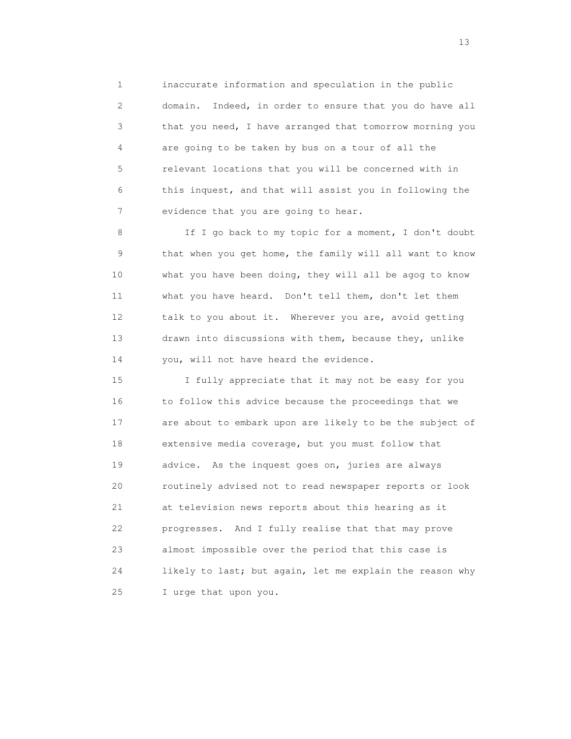inaccurate information and speculation in the public domain. Indeed, in order to ensure that you do have all that you need, I have arranged that tomorrow morning you are going to be taken by bus on a tour of all the relevant locations that you will be concerned with in this inquest, and that will assist you in following the evidence that you are going to hear.

If I go back to my topic for a moment, I don't doubt that when you get home, the family will all want to know what you have been doing, they will all be agog to know what you have heard. Don't tell them, don't let them talk to you about it. Wherever you are, avoid getting drawn into discussions with them, because they, unlike you, will not have heard the evidence.

I fully appreciate that it may not be easy for you to follow this advice because the proceedings that we are about to embark upon are likely to be the subject of extensive media coverage, but you must follow that advice. As the inquest goes on, juries are always routinely advised not to read newspaper reports or look at television news reports about this hearing as it progresses. And I fully realise that that may prove almost impossible over the period that this case is likely to last; but again, let me explain the reason why I urge that upon you.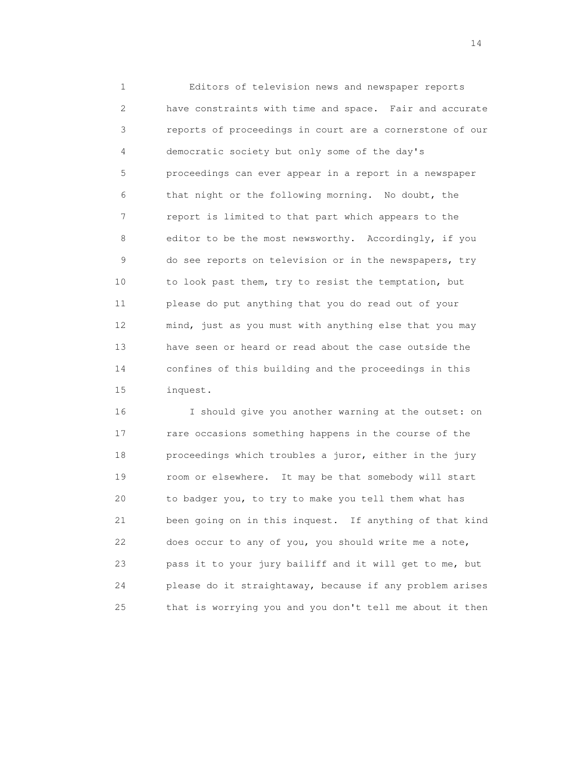Editors of television news and newspaper reports have constraints with time and space. Fair and accurate reports of proceedings in court are a cornerstone of our democratic society but only some of the day's proceedings can ever appear in a report in a newspaper that night or the following morning. No doubt, the report is limited to that part which appears to the editor to be the most newsworthy. Accordingly, if you do see reports on television or in the newspapers, try to look past them, try to resist the temptation, but please do put anything that you do read out of your mind, just as you must with anything else that you may have seen or heard or read about the case outside the confines of this building and the proceedings in this inquest.

I should give you another warning at the outset: on rare occasions something happens in the course of the proceedings which troubles a juror, either in the jury room or elsewhere. It may be that somebody will start to badger you, to try to make you tell them what has been going on in this inquest. If anything of that kind does occur to any of you, you should write me a note, pass it to your jury bailiff and it will get to me, but please do it straightaway, because if any problem arises that is worrying you and you don't tell me about it then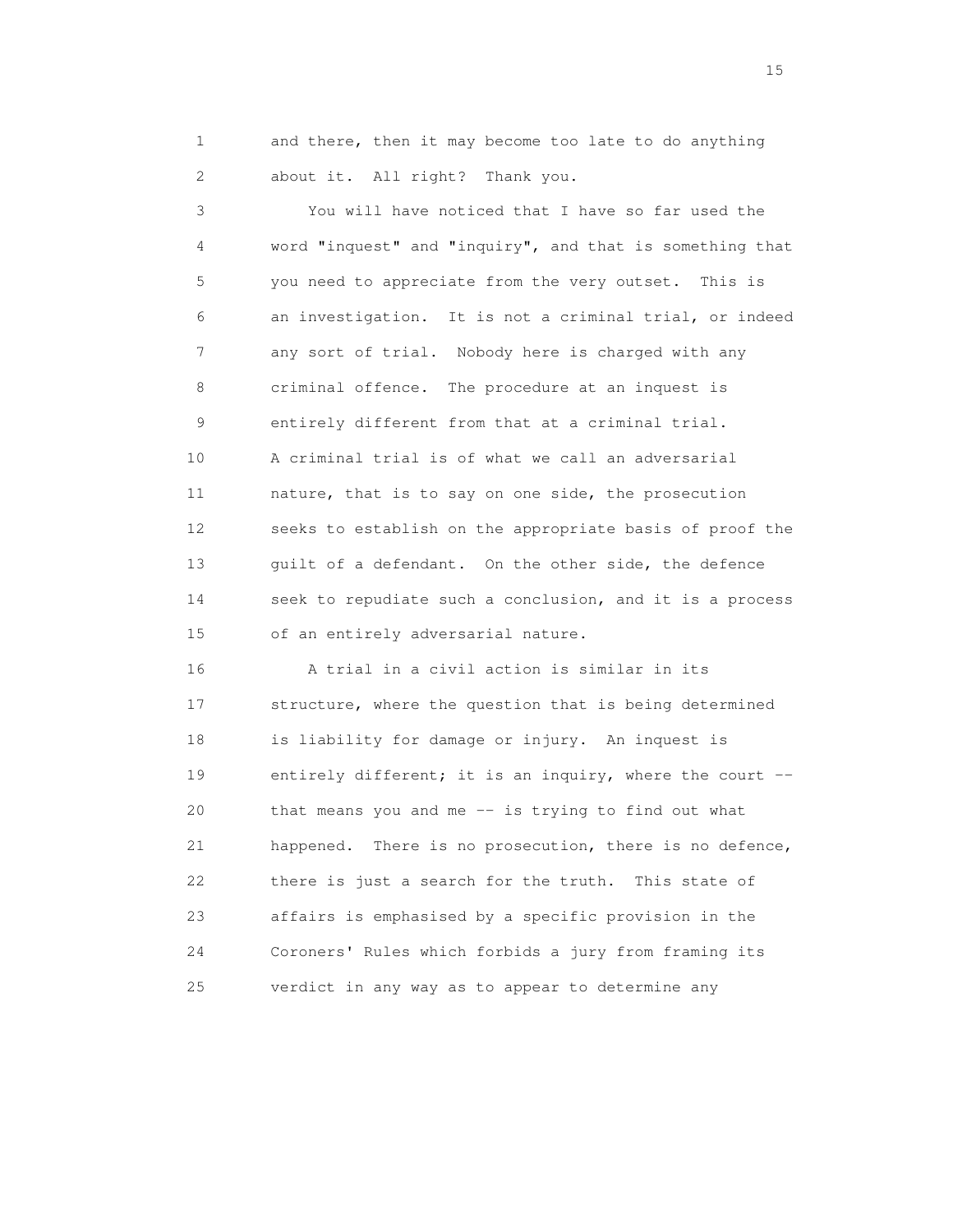and there, then it may become too late to do anything about it. All right? Thank you.

You will have noticed that I have so far used the word "inquest" and "inquiry", and that is something that you need to appreciate from the very outset. This is an investigation. It is not a criminal trial, or indeed any sort of trial. Nobody here is charged with any criminal offence. The procedure at an inquest is entirely different from that at a criminal trial. A criminal trial is of what we call an adversarial nature, that is to say on one side, the prosecution seeks to establish on the appropriate basis of proof the guilt of a defendant. On the other side, the defence seek to repudiate such a conclusion, and it is a process of an entirely adversarial nature.

A trial in a civil action is similar in its structure, where the question that is being determined is liability for damage or injury. An inquest is entirely different; it is an inquiry, where the court -- that means you and me -- is trying to find out what happened. There is no prosecution, there is no defence, there is just a search for the truth. This state of affairs is emphasised by a specific provision in the Coroners' Rules which forbids a jury from framing its verdict in any way as to appear to determine any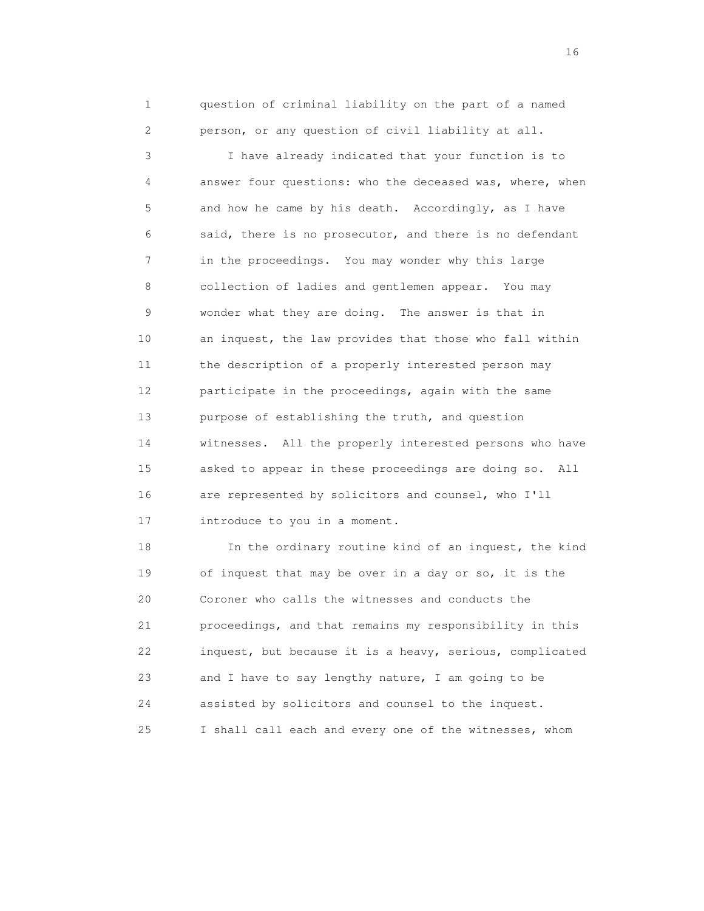question of criminal liability on the part of a named person, or any question of civil liability at all.

I have already indicated that your function is to answer four questions: who the deceased was, where, when and how he came by his death. Accordingly, as I have said, there is no prosecutor, and there is no defendant in the proceedings. You may wonder why this large collection of ladies and gentlemen appear. You may wonder what they are doing. The answer is that in an inquest, the law provides that those who fall within the description of a properly interested person may participate in the proceedings, again with the same purpose of establishing the truth, and question witnesses. All the properly interested persons who have asked to appear in these proceedings are doing so. All are represented by solicitors and counsel, who I'll introduce to you in a moment.

In the ordinary routine kind of an inquest, the kind of inquest that may be over in a day or so, it is the Coroner who calls the witnesses and conducts the proceedings, and that remains my responsibility in this inquest, but because it is a heavy, serious, complicated and I have to say lengthy nature, I am going to be assisted by solicitors and counsel to the inquest. I shall call each and every one of the witnesses, whom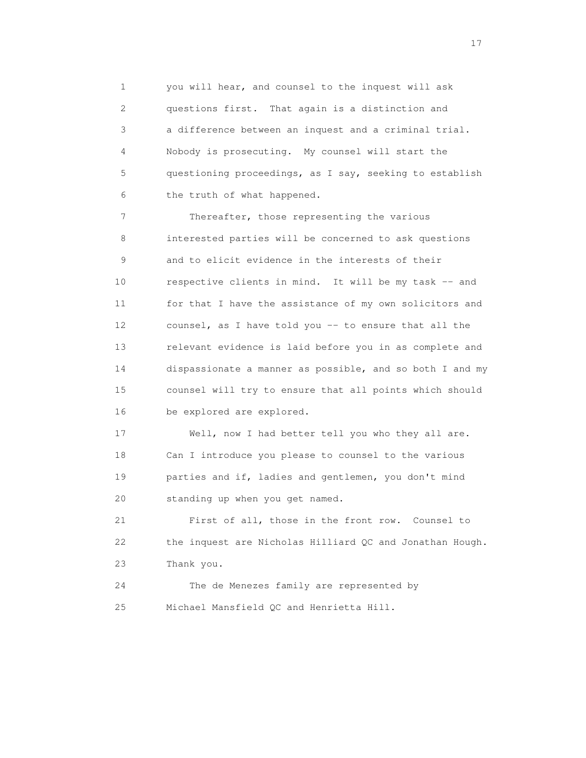you will hear, and counsel to the inquest will ask questions first. That again is a distinction and a difference between an inquest and a criminal trial. Nobody is prosecuting. My counsel will start the questioning proceedings, as I say, seeking to establish the truth of what happened.

Thereafter, those representing the various interested parties will be concerned to ask questions and to elicit evidence in the interests of their respective clients in mind. It will be my task -- and for that I have the assistance of my own solicitors and counsel, as I have told you -- to ensure that all the relevant evidence is laid before you in as complete and dispassionate a manner as possible, and so both I and my counsel will try to ensure that all points which should be explored are explored.

Well, now I had better tell you who they all are. Can I introduce you please to counsel to the various parties and if, ladies and gentlemen, you don't mind standing up when you get named.

First of all, those in the front row. Counsel to the inquest are Nicholas Hilliard QC and Jonathan Hough. Thank you.

The de Menezes family are represented by Michael Mansfield QC and Henrietta Hill.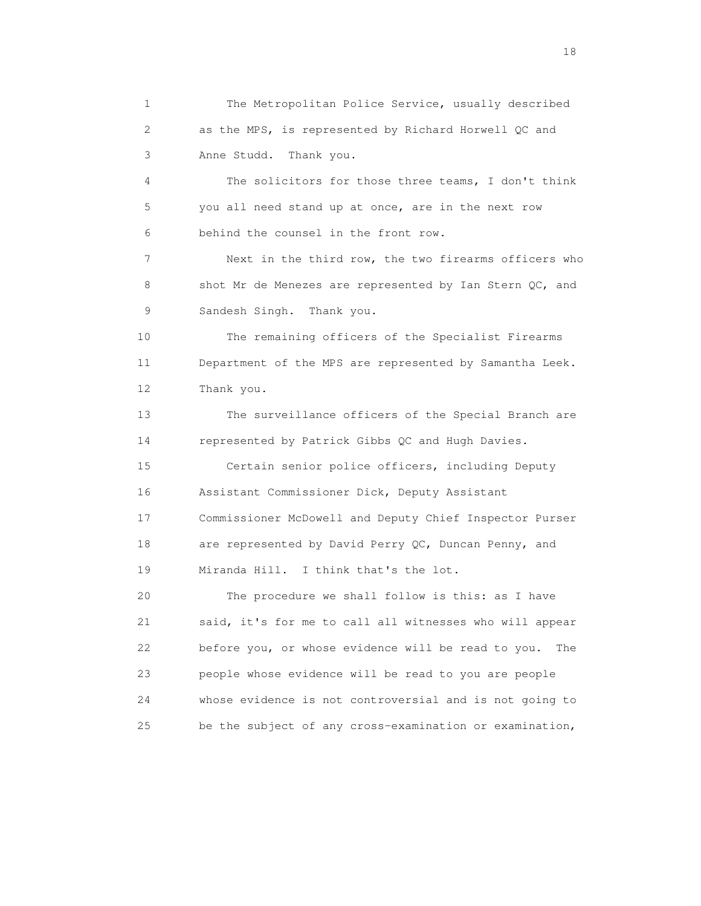1 The Metropolitan Police Service, usually described
2 as the MPS, is represented by Richard Horwell QC and
3 Anne Studd. Thank you.

4 The solicitors for those three teams, I don't think
5 you all need stand up at once, are in the next row
6 behind the counsel in the front row.

7 Next in the third row, the two firearms officers who
8 shot Mr de Menezes are represented by Ian Stern QC, and
9 Sandesh Singh. Thank you.

10 The remaining officers of the Specialist Firearms
11 Department of the MPS are represented by Samantha Leek.
12 Thank you.

13 The surveillance officers of the Special Branch are
14 represented by Patrick Gibbs QC and Hugh Davies.

15 Certain senior police officers, including Deputy
16 Assistant Commissioner Dick, Deputy Assistant
17 Commissioner McDowell and Deputy Chief Inspector Purser
18 are represented by David Perry QC, Duncan Penny, and
19 Miranda Hill. I think that's the lot.

20 The procedure we shall follow is this: as I have
21 said, it's for me to call all witnesses who will appear
22 before you, or whose evidence will be read to you. The
23 people whose evidence will be read to you are people
24 whose evidence is not controversial and is not going to
25 be the subject of any cross-examination or examination,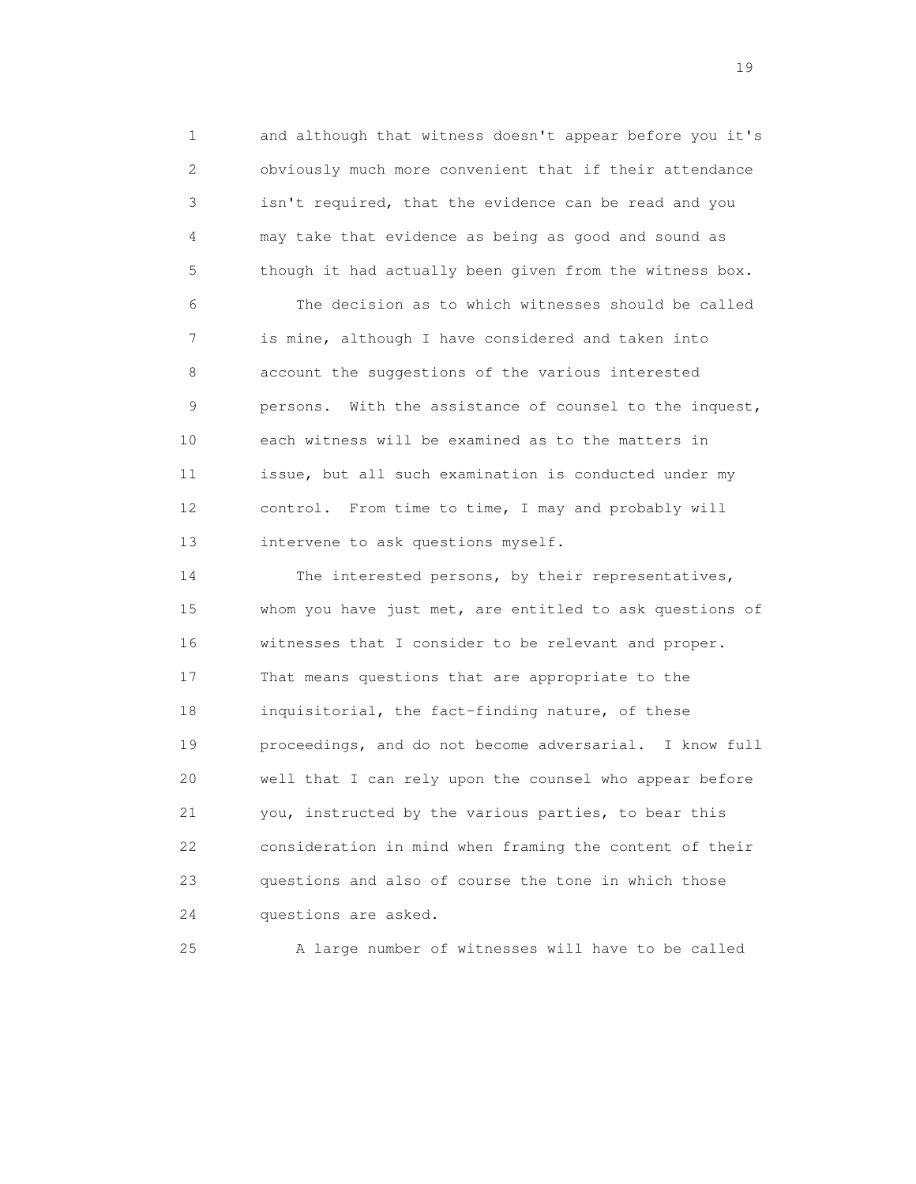and although that witness doesn't appear before you it's obviously much more convenient that if their attendance isn't required, that the evidence can be read and you may take that evidence as being as good and sound as though it had actually been given from the witness box.

The decision as to which witnesses should be called is mine, although I have considered and taken into account the suggestions of the various interested persons. With the assistance of counsel to the inquest, each witness will be examined as to the matters in issue, but all such examination is conducted under my control. From time to time, I may and probably will intervene to ask questions myself.

The interested persons, by their representatives, whom you have just met, are entitled to ask questions of witnesses that I consider to be relevant and proper. That means questions that are appropriate to the inquisitorial, the fact-finding nature, of these proceedings, and do not become adversarial. I know full well that I can rely upon the counsel who appear before you, instructed by the various parties, to bear this consideration in mind when framing the content of their questions and also of course the tone in which those questions are asked.

A large number of witnesses will have to be called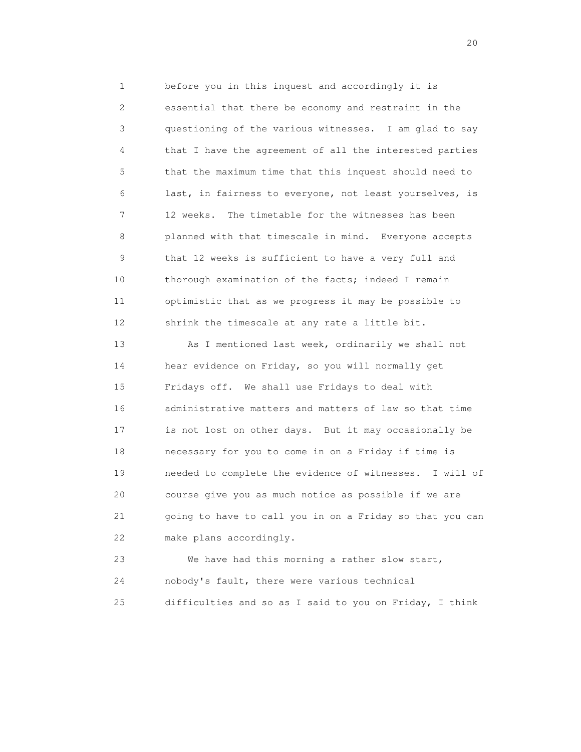before you in this inquest and accordingly it is essential that there be economy and restraint in the questioning of the various witnesses. I am glad to say that I have the agreement of all the interested parties that the maximum time that this inquest should need to last, in fairness to everyone, not least yourselves, is 12 weeks. The timetable for the witnesses has been planned with that timescale in mind. Everyone accepts that 12 weeks is sufficient to have a very full and thorough examination of the facts; indeed I remain optimistic that as we progress it may be possible to shrink the timescale at any rate a little bit.

As I mentioned last week, ordinarily we shall not hear evidence on Friday, so you will normally get Fridays off. We shall use Fridays to deal with administrative matters and matters of law so that time is not lost on other days. But it may occasionally be necessary for you to come in on a Friday if time is needed to complete the evidence of witnesses. I will of course give you as much notice as possible if we are going to have to call you in on a Friday so that you can make plans accordingly.

We have had this morning a rather slow start, nobody's fault, there were various technical difficulties and so as I said to you on Friday, I think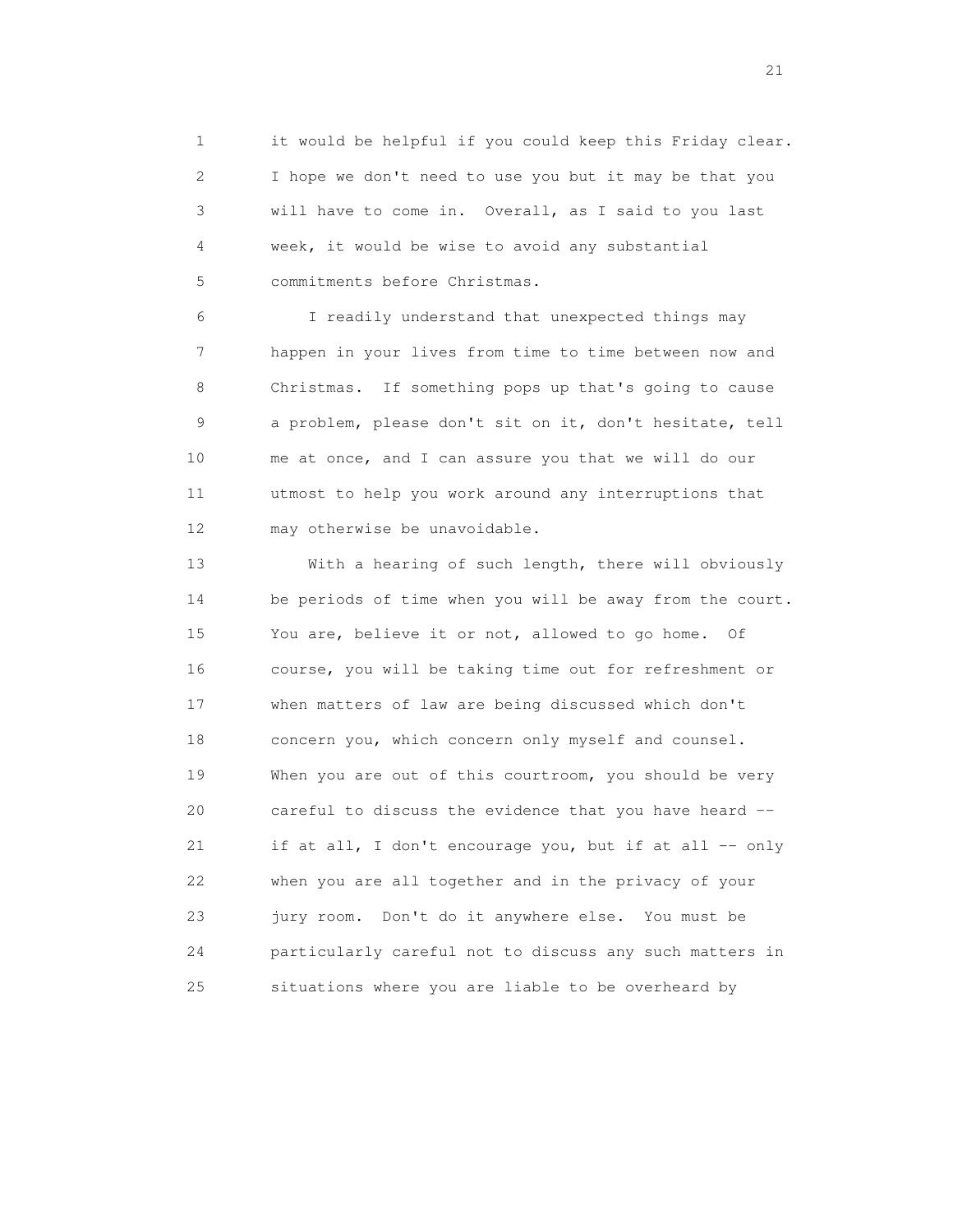it would be helpful if you could keep this Friday clear. I hope we don't need to use you but it may be that you will have to come in. Overall, as I said to you last week, it would be wise to avoid any substantial commitments before Christmas.

I readily understand that unexpected things may happen in your lives from time to time between now and Christmas. If something pops up that's going to cause a problem, please don't sit on it, don't hesitate, tell me at once, and I can assure you that we will do our utmost to help you work around any interruptions that may otherwise be unavoidable.

With a hearing of such length, there will obviously be periods of time when you will be away from the court. You are, believe it or not, allowed to go home. Of course, you will be taking time out for refreshment or when matters of law are being discussed which don't concern you, which concern only myself and counsel. When you are out of this courtroom, you should be very careful to discuss the evidence that you have heard -- if at all, I don't encourage you, but if at all -- only when you are all together and in the privacy of your jury room. Don't do it anywhere else. You must be particularly careful not to discuss any such matters in situations where you are liable to be overheard by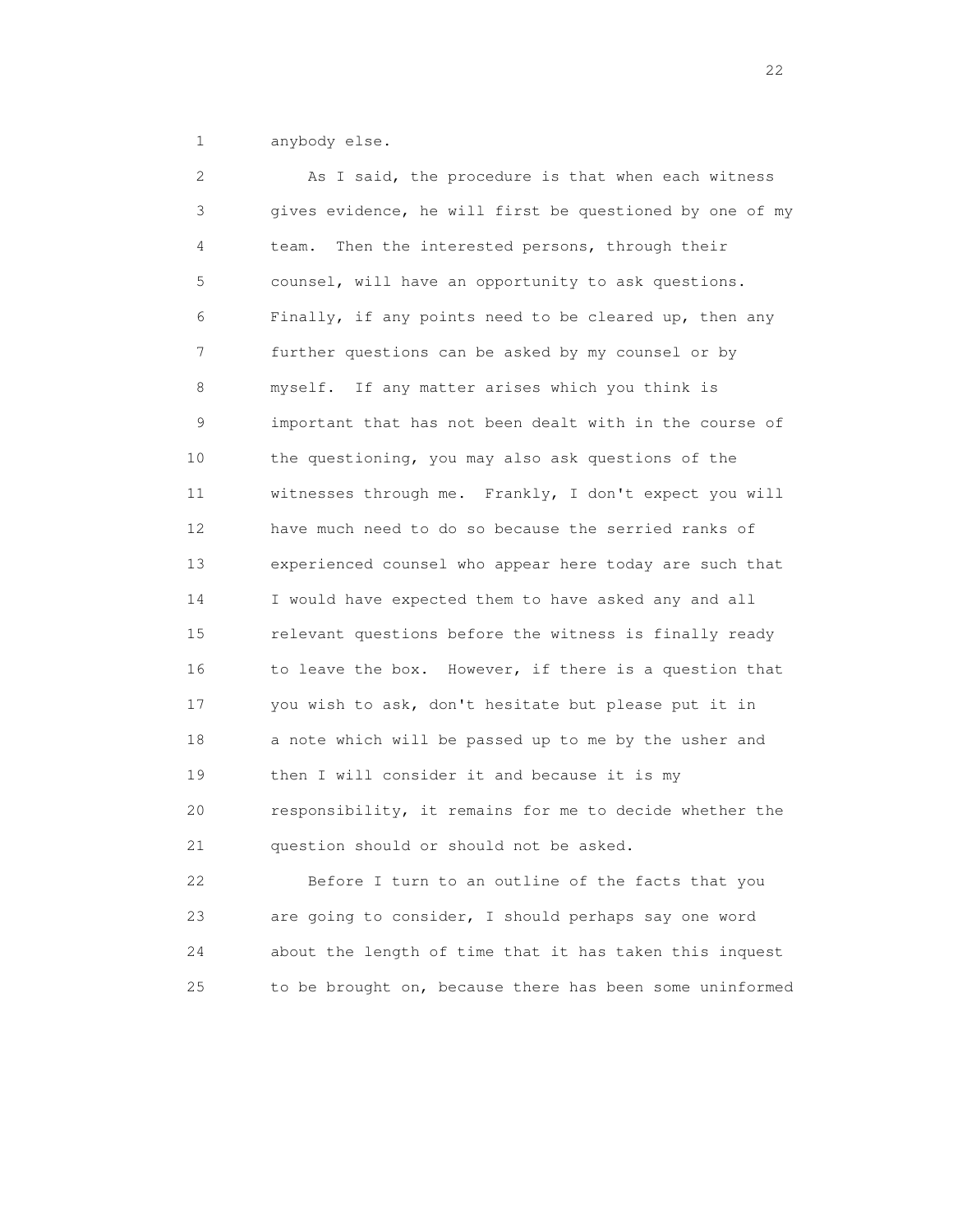anybody else.

As I said, the procedure is that when each witness gives evidence, he will first be questioned by one of my team. Then the interested persons, through their counsel, will have an opportunity to ask questions. Finally, if any points need to be cleared up, then any further questions can be asked by my counsel or by myself. If any matter arises which you think is important that has not been dealt with in the course of the questioning, you may also ask questions of the witnesses through me. Frankly, I don't expect you will have much need to do so because the serried ranks of experienced counsel who appear here today are such that I would have expected them to have asked any and all relevant questions before the witness is finally ready to leave the box. However, if there is a question that you wish to ask, don't hesitate but please put it in a note which will be passed up to me by the usher and then I will consider it and because it is my responsibility, it remains for me to decide whether the question should or should not be asked.

Before I turn to an outline of the facts that you are going to consider, I should perhaps say one word about the length of time that it has taken this inquest to be brought on, because there has been some uninformed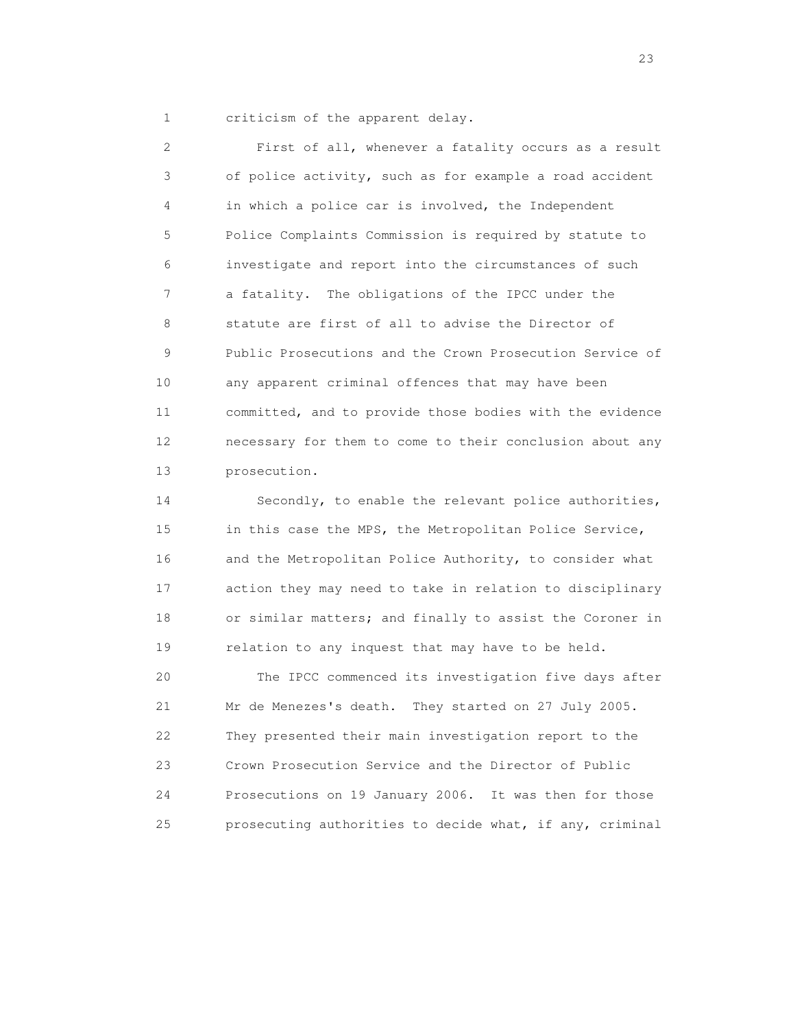criticism of the apparent delay.

First of all, whenever a fatality occurs as a result of police activity, such as for example a road accident in which a police car is involved, the Independent Police Complaints Commission is required by statute to investigate and report into the circumstances of such a fatality. The obligations of the IPCC under the statute are first of all to advise the Director of Public Prosecutions and the Crown Prosecution Service of any apparent criminal offences that may have been committed, and to provide those bodies with the evidence necessary for them to come to their conclusion about any prosecution.

Secondly, to enable the relevant police authorities, in this case the MPS, the Metropolitan Police Service, and the Metropolitan Police Authority, to consider what action they may need to take in relation to disciplinary or similar matters; and finally to assist the Coroner in relation to any inquest that may have to be held.

The IPCC commenced its investigation five days after Mr de Menezes's death. They started on 27 July 2005. They presented their main investigation report to the Crown Prosecution Service and the Director of Public Prosecutions on 19 January 2006. It was then for those prosecuting authorities to decide what, if any, criminal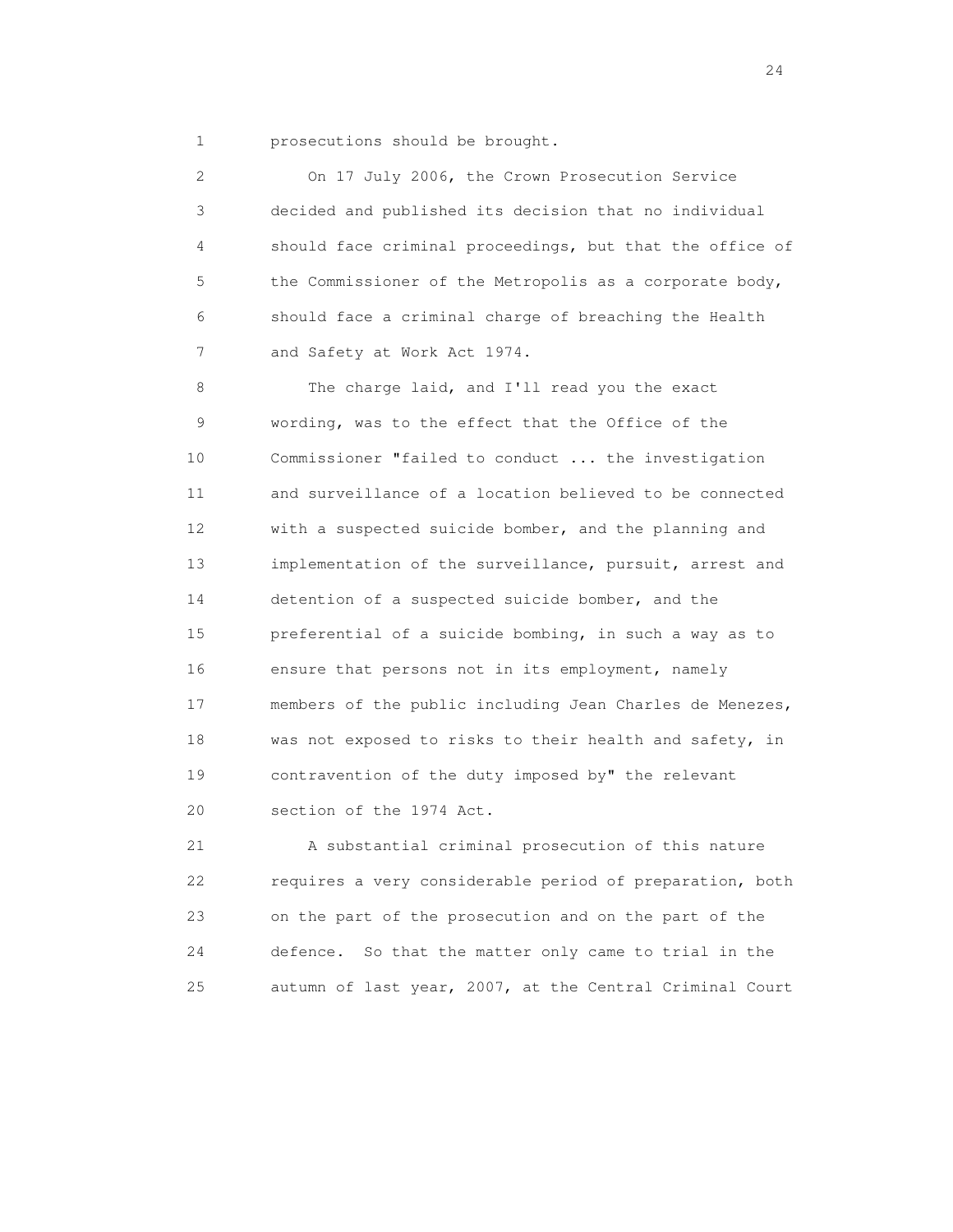prosecutions should be brought.

On 17 July 2006, the Crown Prosecution Service decided and published its decision that no individual should face criminal proceedings, but that the office of the Commissioner of the Metropolis as a corporate body, should face a criminal charge of breaching the Health and Safety at Work Act 1974.

The charge laid, and I'll read you the exact wording, was to the effect that the Office of the Commissioner "failed to conduct ... the investigation and surveillance of a location believed to be connected with a suspected suicide bomber, and the planning and implementation of the surveillance, pursuit, arrest and detention of a suspected suicide bomber, and the preferential of a suicide bombing, in such a way as to ensure that persons not in its employment, namely members of the public including Jean Charles de Menezes, was not exposed to risks to their health and safety, in contravention of the duty imposed by" the relevant section of the 1974 Act.

A substantial criminal prosecution of this nature requires a very considerable period of preparation, both on the part of the prosecution and on the part of the defence. So that the matter only came to trial in the autumn of last year, 2007, at the Central Criminal Court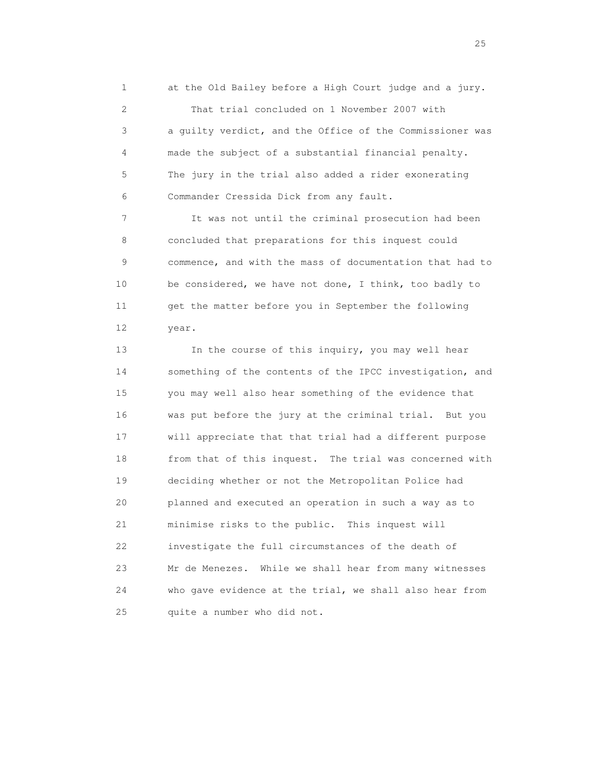at the Old Bailey before a High Court judge and a jury.

That trial concluded on 1 November 2007 with a guilty verdict, and the Office of the Commissioner was made the subject of a substantial financial penalty. The jury in the trial also added a rider exonerating Commander Cressida Dick from any fault.

It was not until the criminal prosecution had been concluded that preparations for this inquest could commence, and with the mass of documentation that had to be considered, we have not done, I think, too badly to get the matter before you in September the following year.

In the course of this inquiry, you may well hear something of the contents of the IPCC investigation, and you may well also hear something of the evidence that was put before the jury at the criminal trial. But you will appreciate that that trial had a different purpose from that of this inquest. The trial was concerned with deciding whether or not the Metropolitan Police had planned and executed an operation in such a way as to minimise risks to the public. This inquest will investigate the full circumstances of the death of Mr de Menezes. While we shall hear from many witnesses who gave evidence at the trial, we shall also hear from quite a number who did not.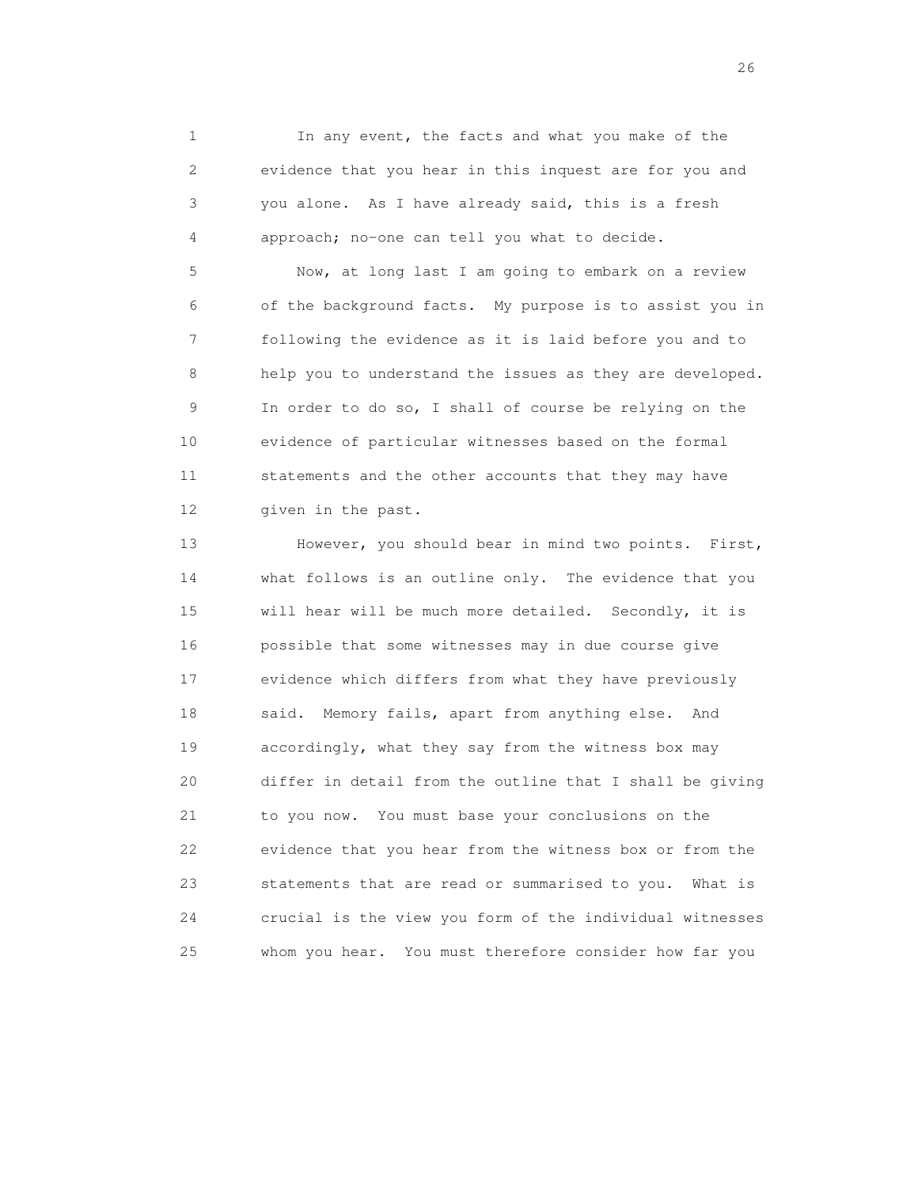In any event, the facts and what you make of the evidence that you hear in this inquest are for you and you alone. As I have already said, this is a fresh approach; no-one can tell you what to decide.

Now, at long last I am going to embark on a review of the background facts. My purpose is to assist you in following the evidence as it is laid before you and to help you to understand the issues as they are developed. In order to do so, I shall of course be relying on the evidence of particular witnesses based on the formal statements and the other accounts that they may have given in the past.

However, you should bear in mind two points. First, what follows is an outline only. The evidence that you will hear will be much more detailed. Secondly, it is possible that some witnesses may in due course give evidence which differs from what they have previously said. Memory fails, apart from anything else. And accordingly, what they say from the witness box may differ in detail from the outline that I shall be giving to you now. You must base your conclusions on the evidence that you hear from the witness box or from the statements that are read or summarised to you. What is crucial is the view you form of the individual witnesses whom you hear. You must therefore consider how far you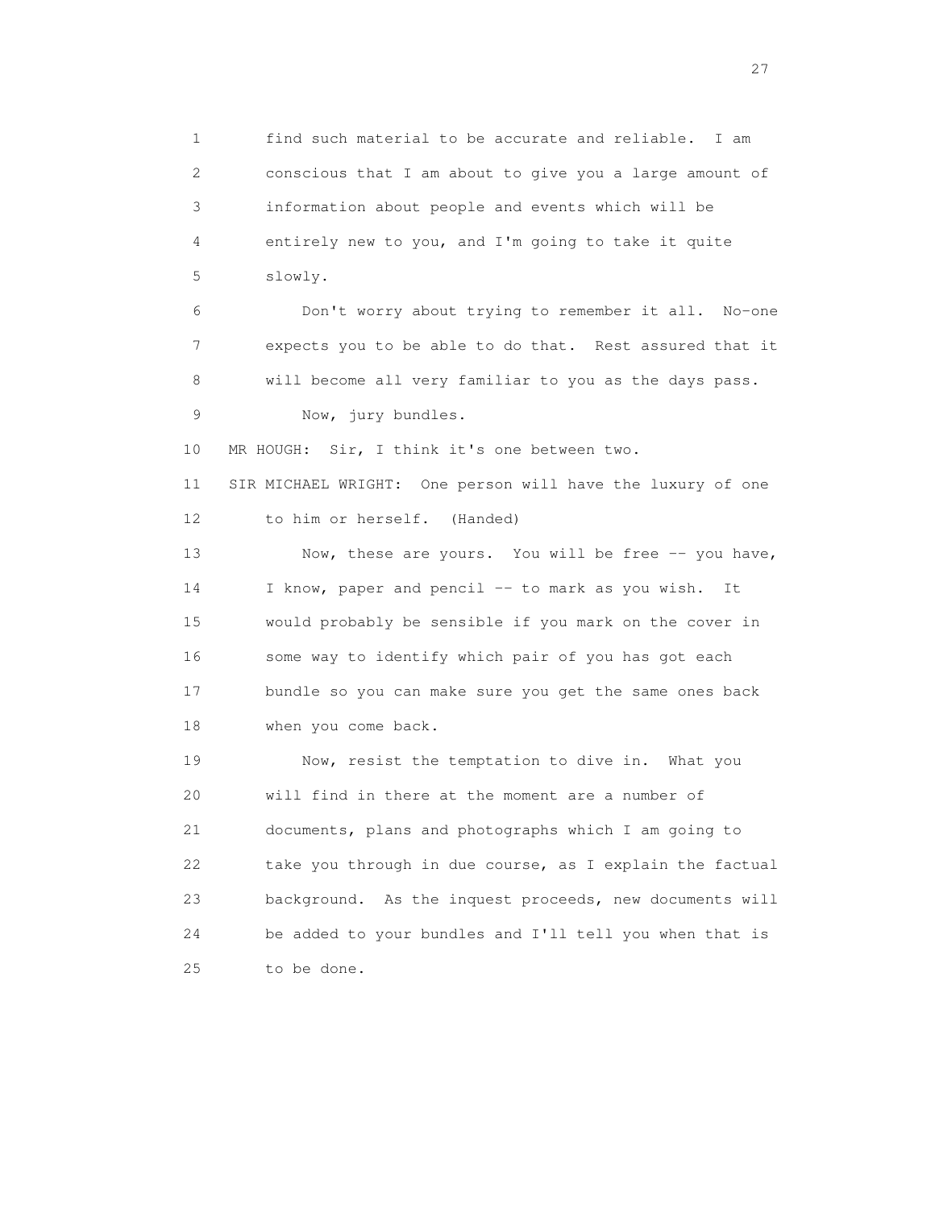find such material to be accurate and reliable. I am conscious that I am about to give you a large amount of information about people and events which will be entirely new to you, and I'm going to take it quite slowly.

Don't worry about trying to remember it all. No-one expects you to be able to do that. Rest assured that it will become all very familiar to you as the days pass.

Now, jury bundles.

MR HOUGH: Sir, I think it's one between two.

SIR MICHAEL WRIGHT: One person will have the luxury of one to him or herself. (Handed)

Now, these are yours. You will be free -- you have, I know, paper and pencil -- to mark as you wish. It would probably be sensible if you mark on the cover in some way to identify which pair of you has got each bundle so you can make sure you get the same ones back when you come back.

Now, resist the temptation to dive in. What you will find in there at the moment are a number of documents, plans and photographs which I am going to take you through in due course, as I explain the factual background. As the inquest proceeds, new documents will be added to your bundles and I'll tell you when that is to be done.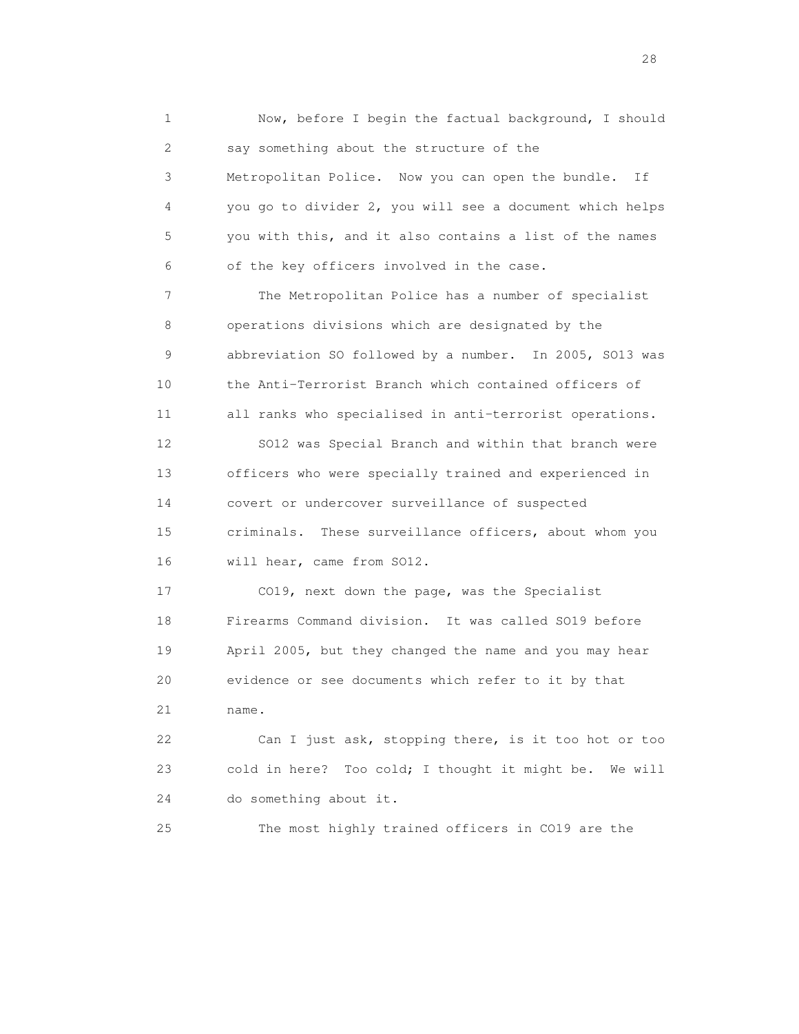1 Now, before I begin the factual background, I should
2 say something about the structure of the
3 Metropolitan Police. Now you can open the bundle. If
4 you go to divider 2, you will see a document which helps
5 you with this, and it also contains a list of the names
6 of the key officers involved in the case.

7 The Metropolitan Police has a number of specialist
8 operations divisions which are designated by the
9 abbreviation SO followed by a number. In 2005, SO13 was
10 the Anti-Terrorist Branch which contained officers of
11 all ranks who specialised in anti-terrorist operations.

12 SO12 was Special Branch and within that branch were
13 officers who were specially trained and experienced in
14 covert or undercover surveillance of suspected
15 criminals. These surveillance officers, about whom you
16 will hear, came from SO12.

17 CO19, next down the page, was the Specialist
18 Firearms Command division. It was called SO19 before
19 April 2005, but they changed the name and you may hear
20 evidence or see documents which refer to it by that
21 name.

22 Can I just ask, stopping there, is it too hot or too
23 cold in here? Too cold; I thought it might be. We will
24 do something about it.

25 The most highly trained officers in CO19 are the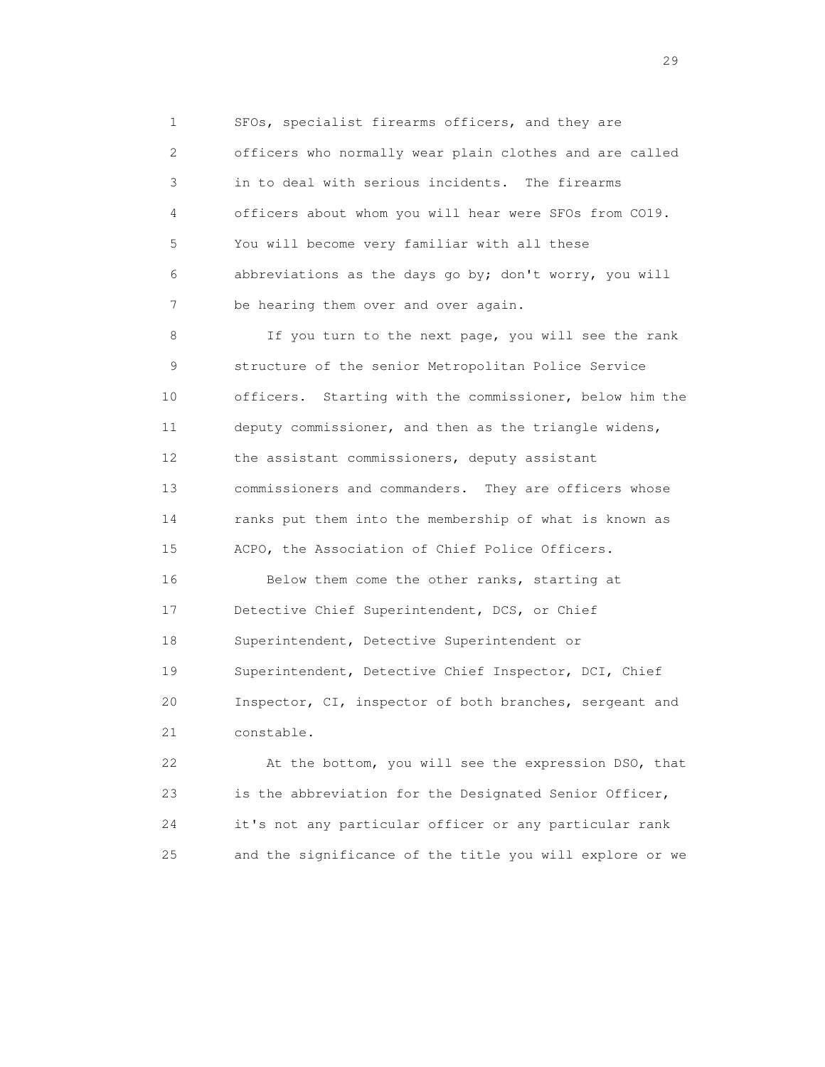SFOs, specialist firearms officers, and they are officers who normally wear plain clothes and are called in to deal with serious incidents. The firearms officers about whom you will hear were SFOs from CO19. You will become very familiar with all these abbreviations as the days go by; don't worry, you will be hearing them over and over again.

If you turn to the next page, you will see the rank structure of the senior Metropolitan Police Service officers. Starting with the commissioner, below him the deputy commissioner, and then as the triangle widens, the assistant commissioners, deputy assistant commissioners and commanders. They are officers whose ranks put them into the membership of what is known as ACPO, the Association of Chief Police Officers.

Below them come the other ranks, starting at Detective Chief Superintendent, DCS, or Chief Superintendent, Detective Superintendent or Superintendent, Detective Chief Inspector, DCI, Chief Inspector, CI, inspector of both branches, sergeant and constable.

At the bottom, you will see the expression DSO, that is the abbreviation for the Designated Senior Officer, it's not any particular officer or any particular rank and the significance of the title you will explore or we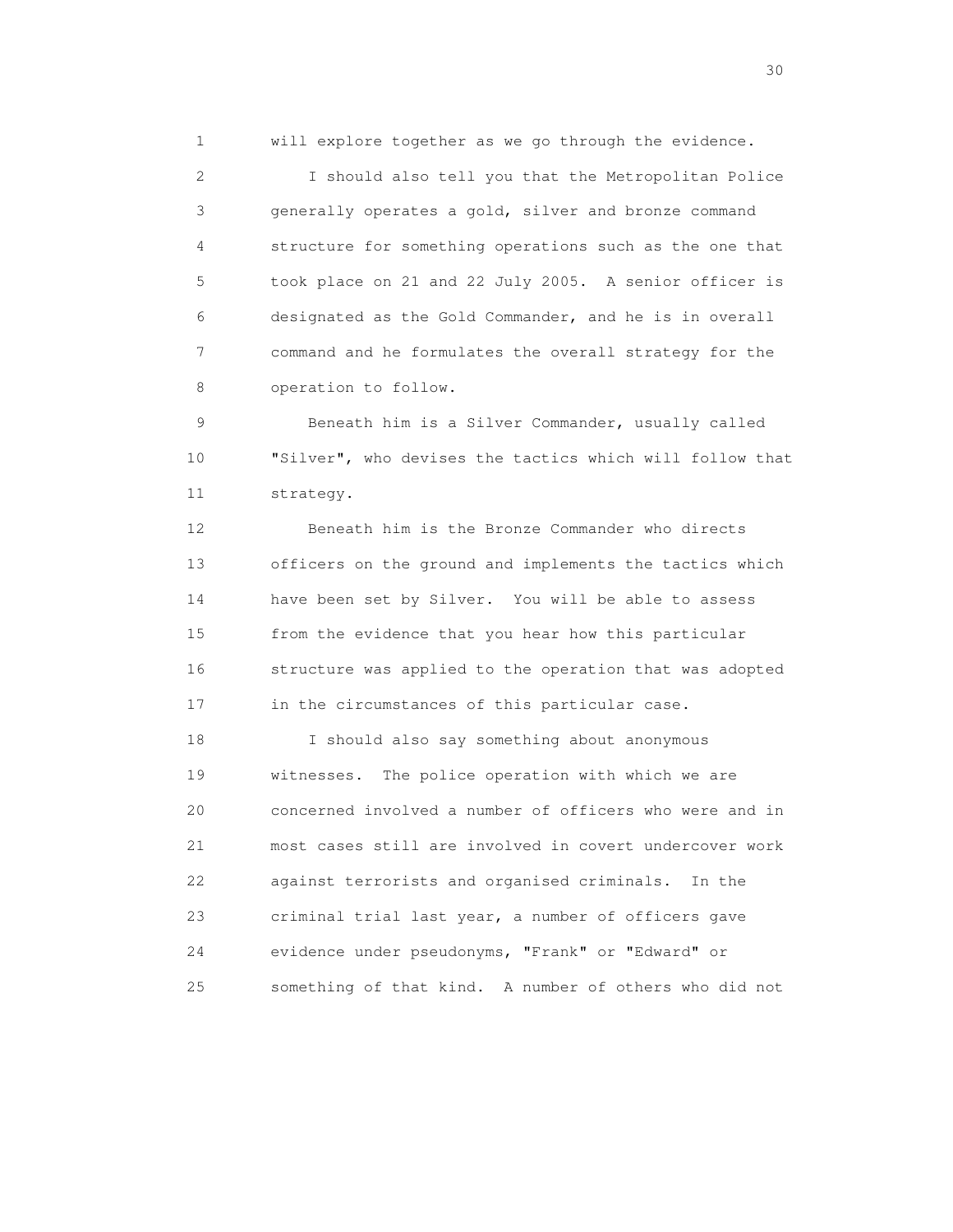will explore together as we go through the evidence.

I should also tell you that the Metropolitan Police generally operates a gold, silver and bronze command structure for something operations such as the one that took place on 21 and 22 July 2005. A senior officer is designated as the Gold Commander, and he is in overall command and he formulates the overall strategy for the operation to follow.

Beneath him is a Silver Commander, usually called "Silver", who devises the tactics which will follow that strategy.

Beneath him is the Bronze Commander who directs officers on the ground and implements the tactics which have been set by Silver. You will be able to assess from the evidence that you hear how this particular structure was applied to the operation that was adopted in the circumstances of this particular case.

I should also say something about anonymous witnesses. The police operation with which we are concerned involved a number of officers who were and in most cases still are involved in covert undercover work against terrorists and organised criminals. In the criminal trial last year, a number of officers gave evidence under pseudonyms, "Frank" or "Edward" or something of that kind. A number of others who did not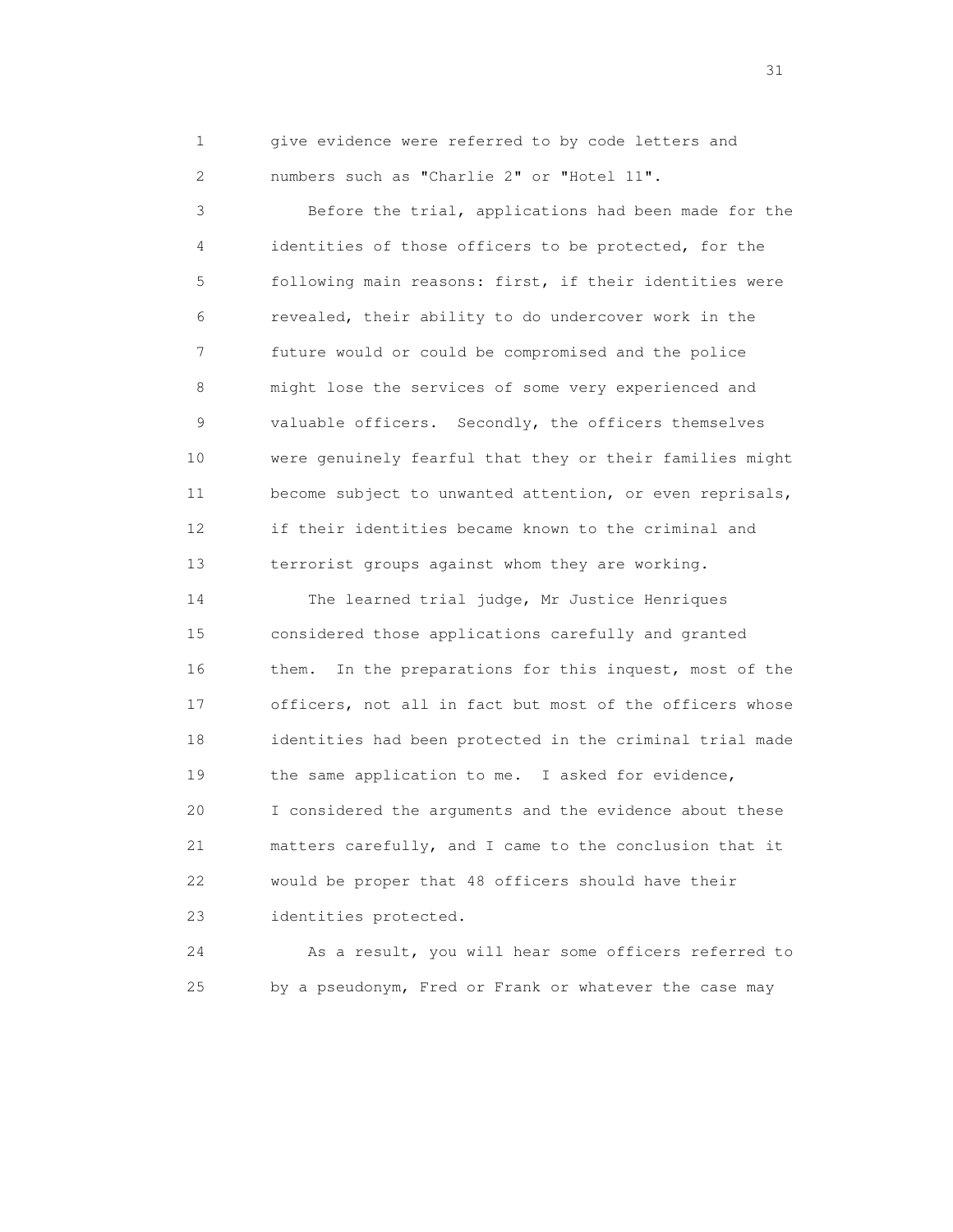give evidence were referred to by code letters and numbers such as "Charlie 2" or "Hotel 11".

Before the trial, applications had been made for the identities of those officers to be protected, for the following main reasons: first, if their identities were revealed, their ability to do undercover work in the future would or could be compromised and the police might lose the services of some very experienced and valuable officers. Secondly, the officers themselves were genuinely fearful that they or their families might become subject to unwanted attention, or even reprisals, if their identities became known to the criminal and terrorist groups against whom they are working.

The learned trial judge, Mr Justice Henriques considered those applications carefully and granted them. In the preparations for this inquest, most of the officers, not all in fact but most of the officers whose identities had been protected in the criminal trial made the same application to me. I asked for evidence, I considered the arguments and the evidence about these matters carefully, and I came to the conclusion that it would be proper that 48 officers should have their identities protected.

As a result, you will hear some officers referred to by a pseudonym, Fred or Frank or whatever the case may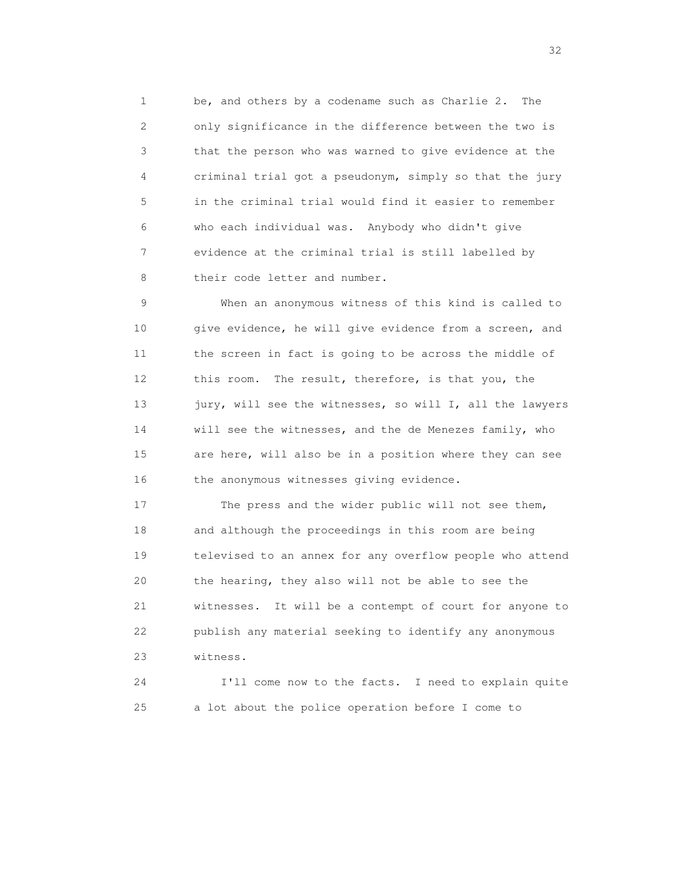be, and others by a codename such as Charlie 2. The only significance in the difference between the two is that the person who was warned to give evidence at the criminal trial got a pseudonym, simply so that the jury in the criminal trial would find it easier to remember who each individual was. Anybody who didn't give evidence at the criminal trial is still labelled by their code letter and number.

When an anonymous witness of this kind is called to give evidence, he will give evidence from a screen, and the screen in fact is going to be across the middle of this room. The result, therefore, is that you, the jury, will see the witnesses, so will I, all the lawyers will see the witnesses, and the de Menezes family, who are here, will also be in a position where they can see the anonymous witnesses giving evidence.

The press and the wider public will not see them, and although the proceedings in this room are being televised to an annex for any overflow people who attend the hearing, they also will not be able to see the witnesses. It will be a contempt of court for anyone to publish any material seeking to identify any anonymous witness.

I'll come now to the facts. I need to explain quite a lot about the police operation before I come to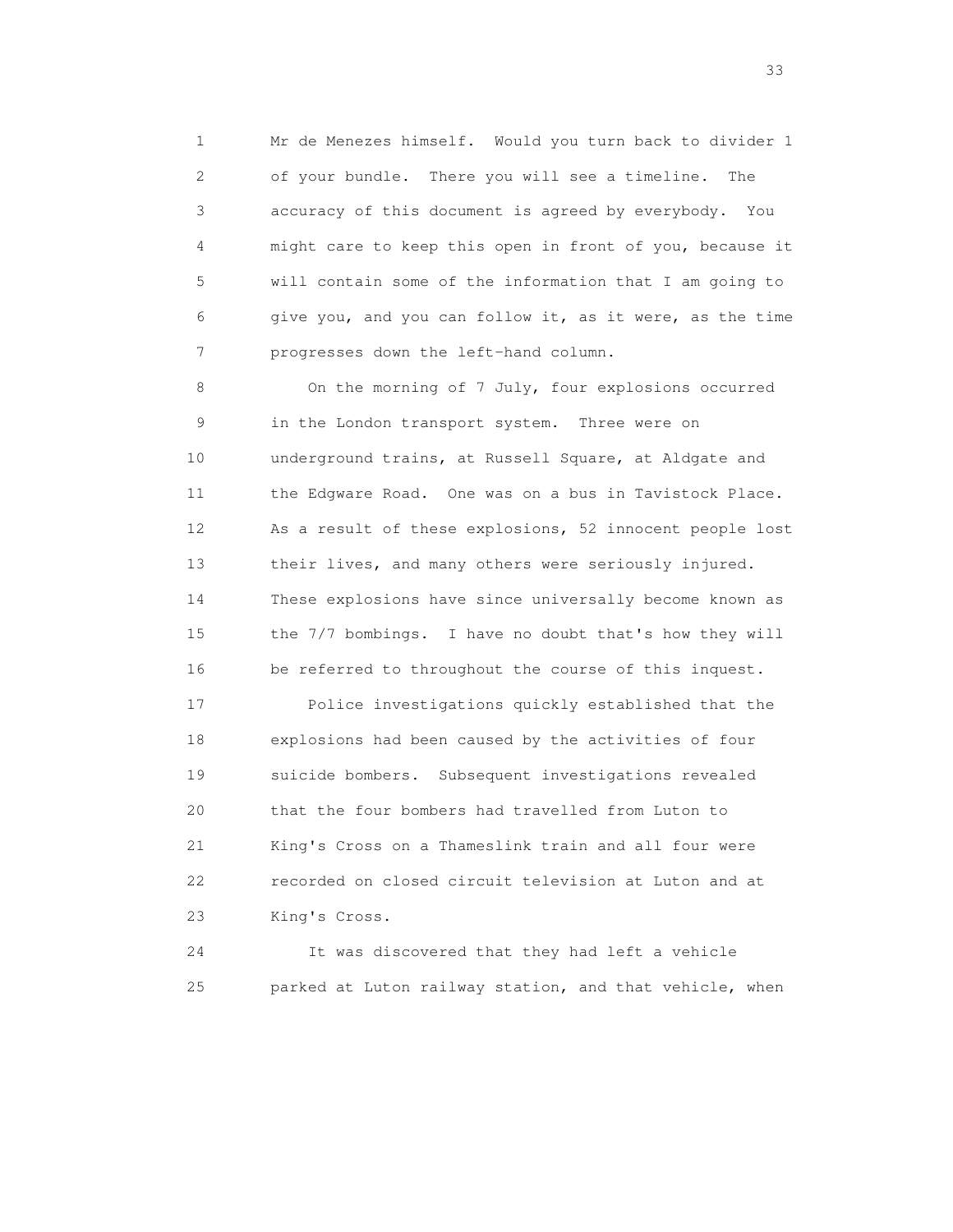Mr de Menezes himself. Would you turn back to divider 1 of your bundle. There you will see a timeline. The accuracy of this document is agreed by everybody. You might care to keep this open in front of you, because it will contain some of the information that I am going to give you, and you can follow it, as it were, as the time progresses down the left-hand column.

On the morning of 7 July, four explosions occurred in the London transport system. Three were on underground trains, at Russell Square, at Aldgate and the Edgware Road. One was on a bus in Tavistock Place. As a result of these explosions, 52 innocent people lost their lives, and many others were seriously injured. These explosions have since universally become known as the 7/7 bombings. I have no doubt that's how they will be referred to throughout the course of this inquest.

Police investigations quickly established that the explosions had been caused by the activities of four suicide bombers. Subsequent investigations revealed that the four bombers had travelled from Luton to King's Cross on a Thameslink train and all four were recorded on closed circuit television at Luton and at King's Cross.

It was discovered that they had left a vehicle parked at Luton railway station, and that vehicle, when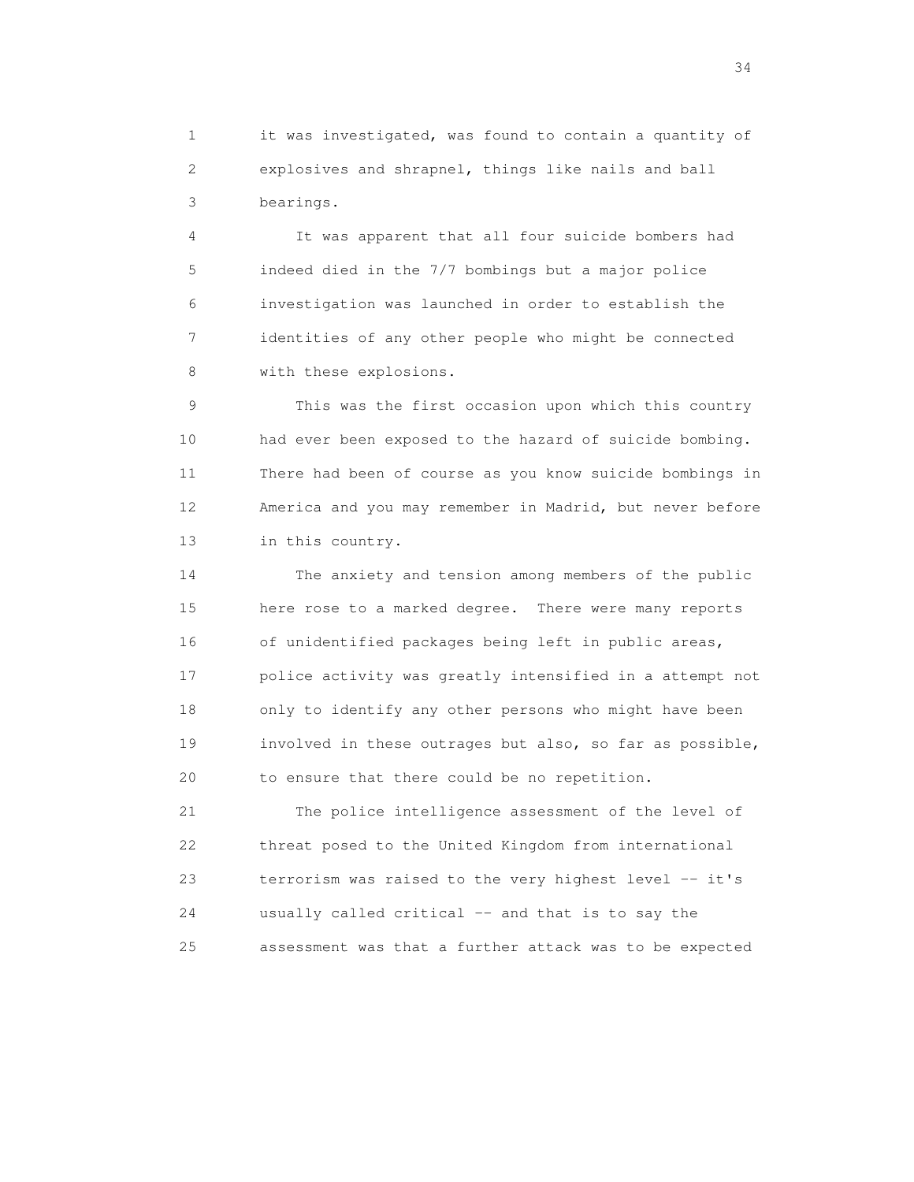it was investigated, was found to contain a quantity of explosives and shrapnel, things like nails and ball bearings.

It was apparent that all four suicide bombers had indeed died in the 7/7 bombings but a major police investigation was launched in order to establish the identities of any other people who might be connected with these explosions.

This was the first occasion upon which this country had ever been exposed to the hazard of suicide bombing. There had been of course as you know suicide bombings in America and you may remember in Madrid, but never before in this country.

The anxiety and tension among members of the public here rose to a marked degree. There were many reports of unidentified packages being left in public areas, police activity was greatly intensified in a attempt not only to identify any other persons who might have been involved in these outrages but also, so far as possible, to ensure that there could be no repetition.

The police intelligence assessment of the level of threat posed to the United Kingdom from international terrorism was raised to the very highest level -- it's usually called critical -- and that is to say the assessment was that a further attack was to be expected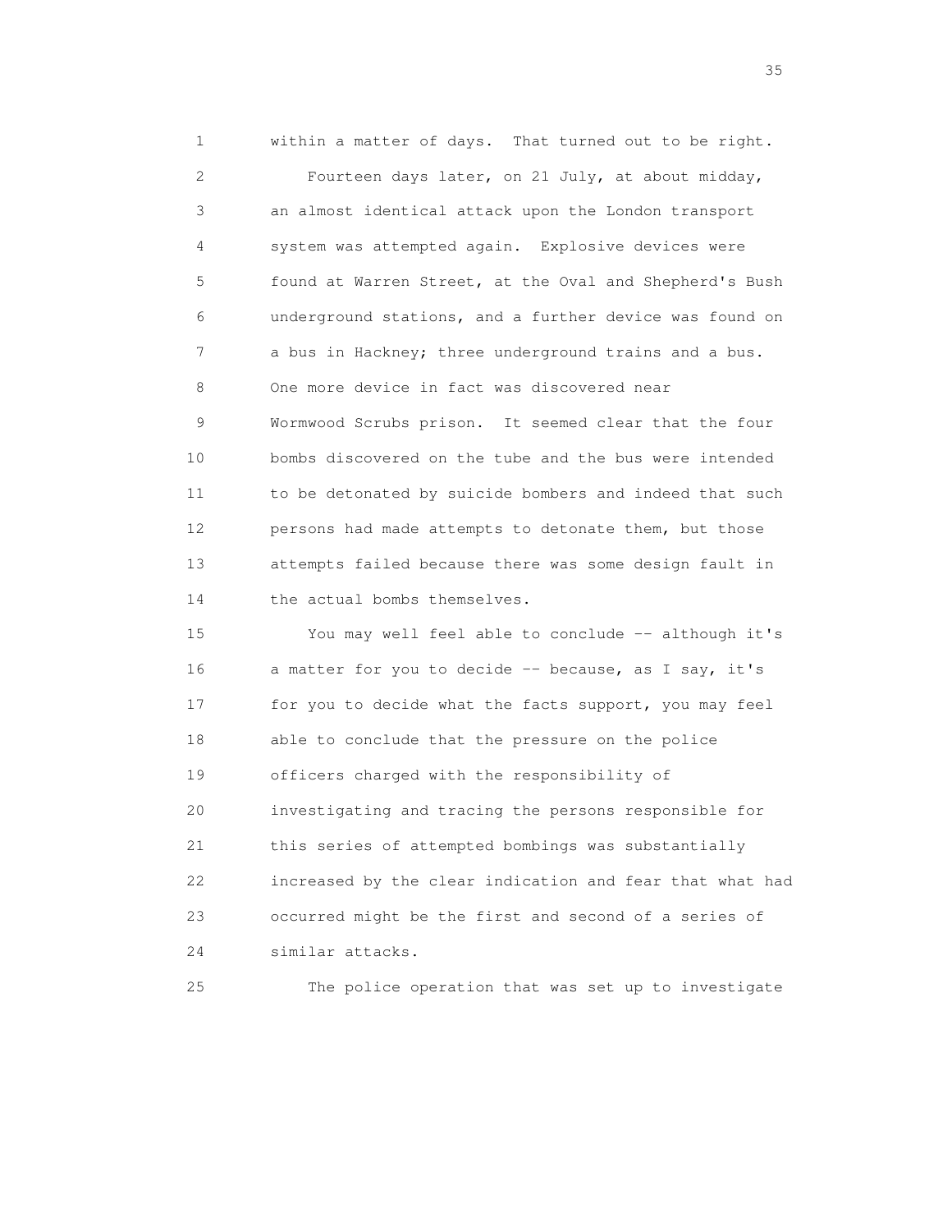within a matter of days. That turned out to be right.

Fourteen days later, on 21 July, at about midday, an almost identical attack upon the London transport system was attempted again. Explosive devices were found at Warren Street, at the Oval and Shepherd's Bush underground stations, and a further device was found on a bus in Hackney; three underground trains and a bus. One more device in fact was discovered near Wormwood Scrubs prison. It seemed clear that the four bombs discovered on the tube and the bus were intended to be detonated by suicide bombers and indeed that such persons had made attempts to detonate them, but those attempts failed because there was some design fault in the actual bombs themselves.

You may well feel able to conclude -- although it's a matter for you to decide -- because, as I say, it's for you to decide what the facts support, you may feel able to conclude that the pressure on the police officers charged with the responsibility of investigating and tracing the persons responsible for this series of attempted bombings was substantially increased by the clear indication and fear that what had occurred might be the first and second of a series of similar attacks.

The police operation that was set up to investigate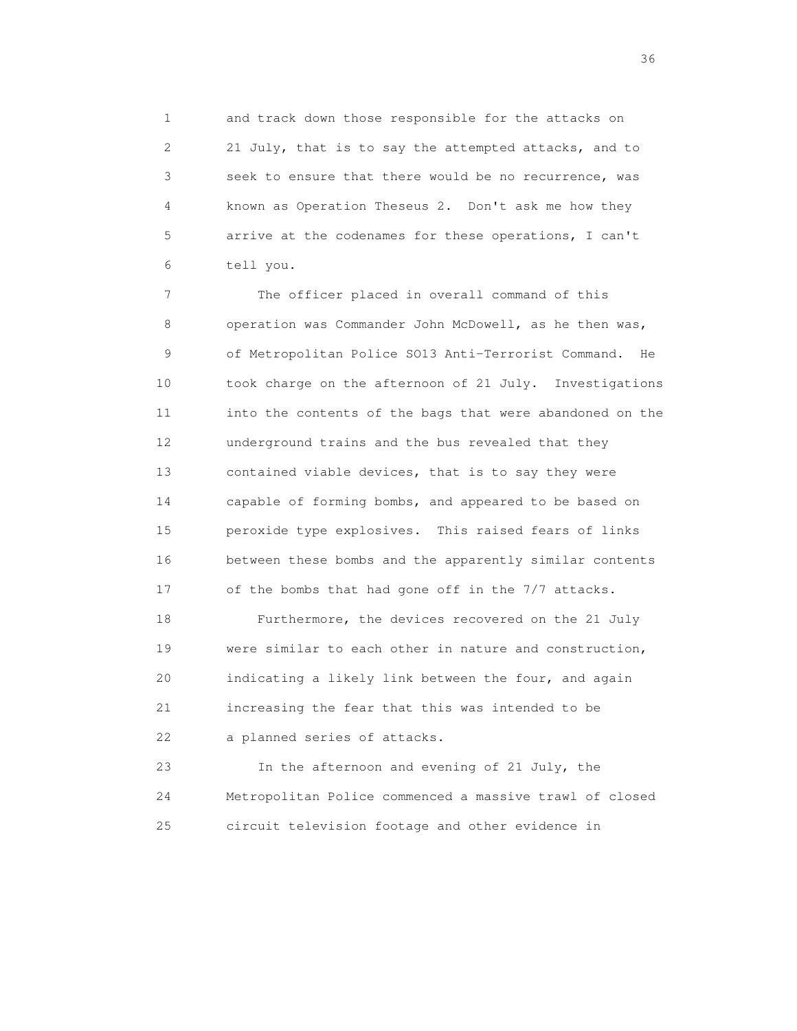and track down those responsible for the attacks on 21 July, that is to say the attempted attacks, and to seek to ensure that there would be no recurrence, was known as Operation Theseus 2. Don't ask me how they arrive at the codenames for these operations, I can't tell you.

The officer placed in overall command of this operation was Commander John McDowell, as he then was, of Metropolitan Police SO13 Anti-Terrorist Command. He took charge on the afternoon of 21 July. Investigations into the contents of the bags that were abandoned on the underground trains and the bus revealed that they contained viable devices, that is to say they were capable of forming bombs, and appeared to be based on peroxide type explosives. This raised fears of links between these bombs and the apparently similar contents of the bombs that had gone off in the 7/7 attacks.

Furthermore, the devices recovered on the 21 July were similar to each other in nature and construction, indicating a likely link between the four, and again increasing the fear that this was intended to be a planned series of attacks.

In the afternoon and evening of 21 July, the Metropolitan Police commenced a massive trawl of closed circuit television footage and other evidence in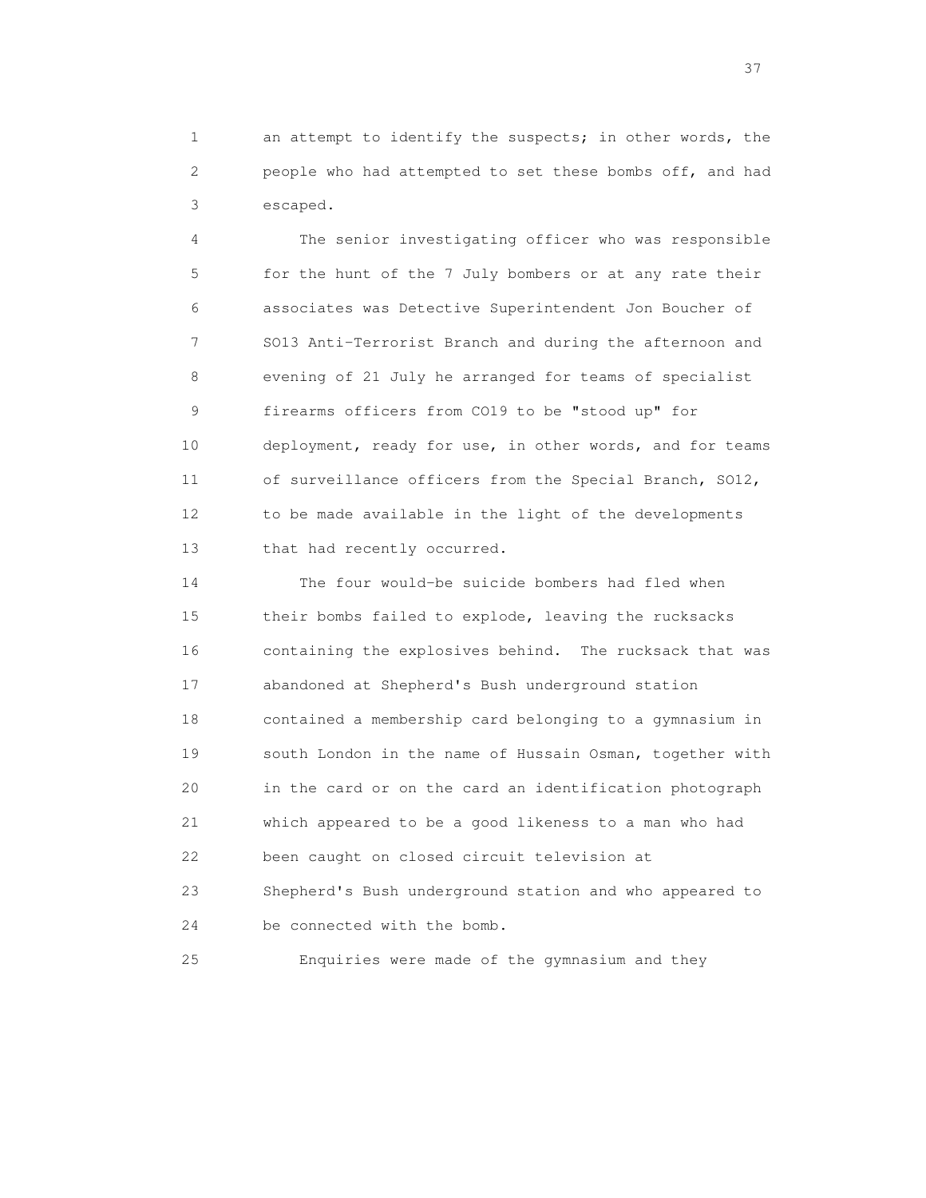an attempt to identify the suspects; in other words, the people who had attempted to set these bombs off, and had escaped.

The senior investigating officer who was responsible for the hunt of the 7 July bombers or at any rate their associates was Detective Superintendent Jon Boucher of SO13 Anti-Terrorist Branch and during the afternoon and evening of 21 July he arranged for teams of specialist firearms officers from CO19 to be "stood up" for deployment, ready for use, in other words, and for teams of surveillance officers from the Special Branch, SO12, to be made available in the light of the developments that had recently occurred.

The four would-be suicide bombers had fled when their bombs failed to explode, leaving the rucksacks containing the explosives behind. The rucksack that was abandoned at Shepherd's Bush underground station contained a membership card belonging to a gymnasium in south London in the name of Hussain Osman, together with in the card or on the card an identification photograph which appeared to be a good likeness to a man who had been caught on closed circuit television at Shepherd's Bush underground station and who appeared to be connected with the bomb.

Enquiries were made of the gymnasium and they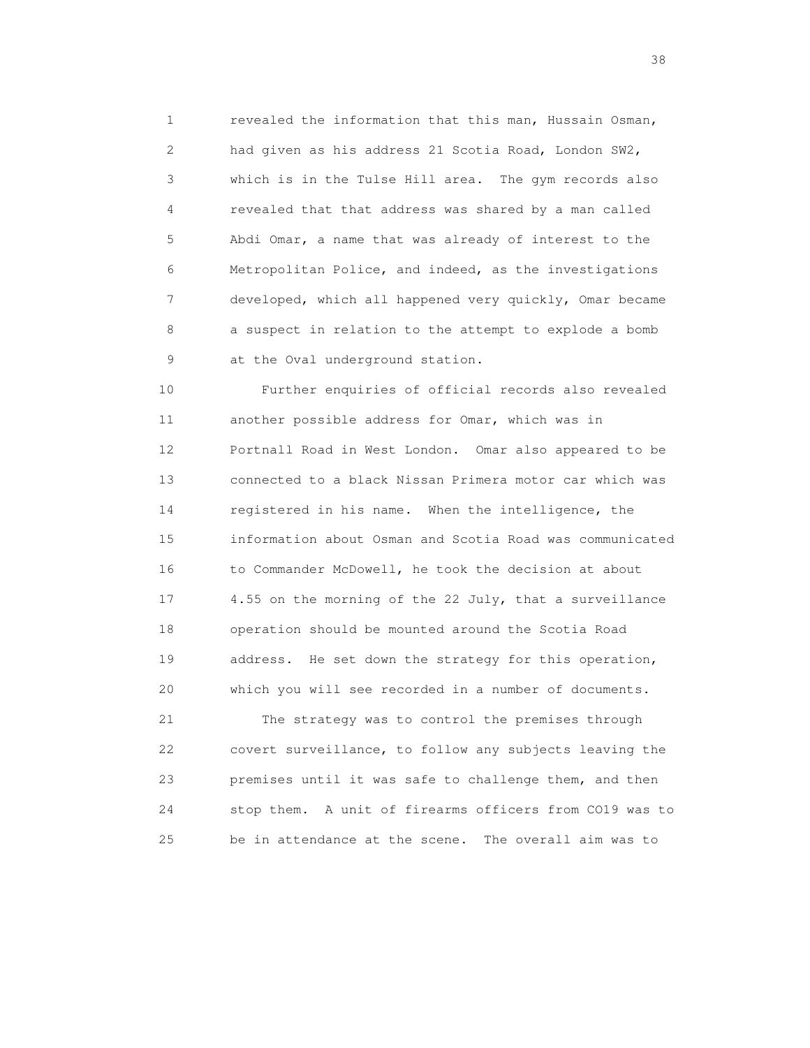revealed the information that this man, Hussain Osman, had given as his address 21 Scotia Road, London SW2, which is in the Tulse Hill area. The gym records also revealed that that address was shared by a man called Abdi Omar, a name that was already of interest to the Metropolitan Police, and indeed, as the investigations developed, which all happened very quickly, Omar became a suspect in relation to the attempt to explode a bomb at the Oval underground station.

Further enquiries of official records also revealed another possible address for Omar, which was in Portnall Road in West London. Omar also appeared to be connected to a black Nissan Primera motor car which was registered in his name. When the intelligence, the information about Osman and Scotia Road was communicated to Commander McDowell, he took the decision at about 4.55 on the morning of the 22 July, that a surveillance operation should be mounted around the Scotia Road address. He set down the strategy for this operation, which you will see recorded in a number of documents.

The strategy was to control the premises through covert surveillance, to follow any subjects leaving the premises until it was safe to challenge them, and then stop them. A unit of firearms officers from CO19 was to be in attendance at the scene. The overall aim was to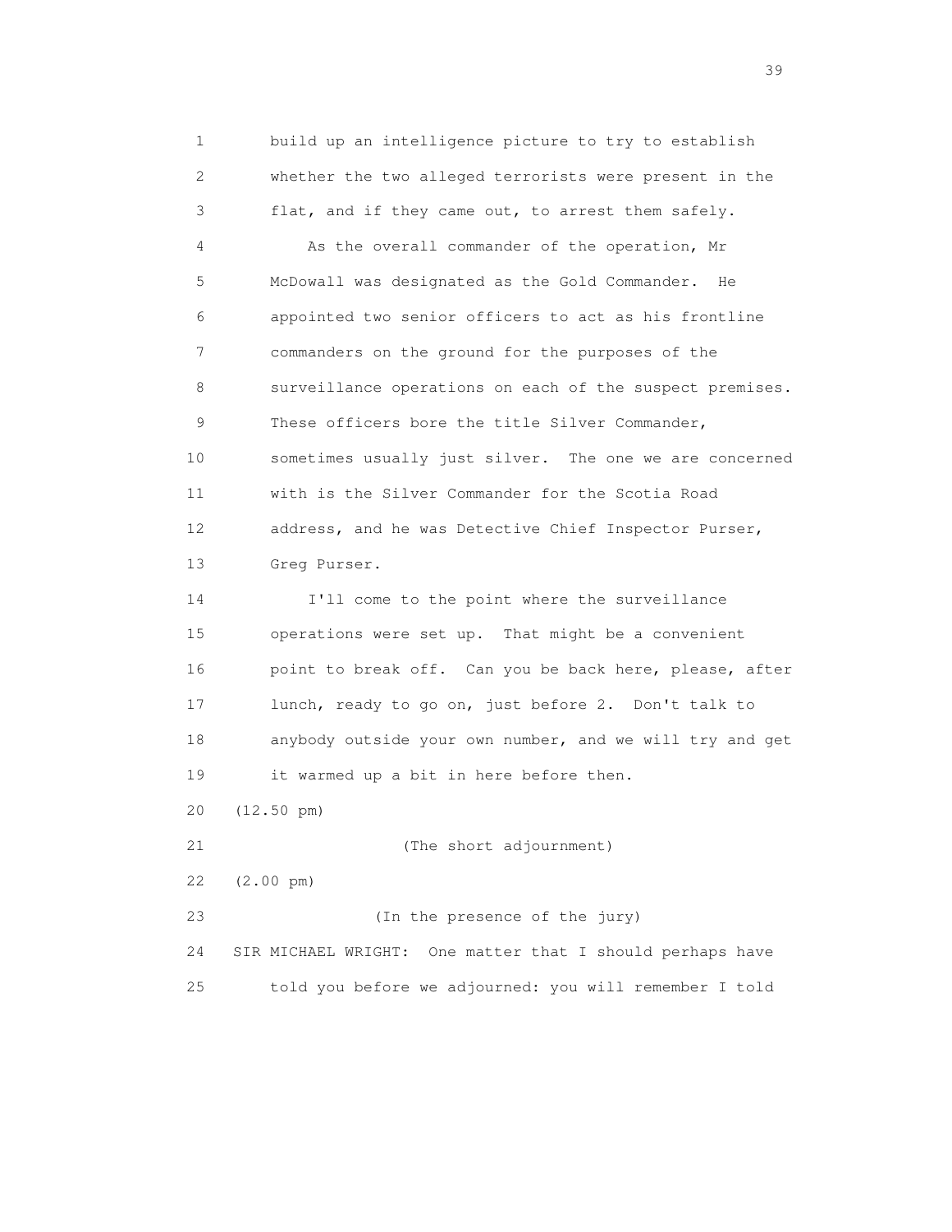build up an intelligence picture to try to establish whether the two alleged terrorists were present in the flat, and if they came out, to arrest them safely.

As the overall commander of the operation, Mr McDowall was designated as the Gold Commander. He appointed two senior officers to act as his frontline commanders on the ground for the purposes of the surveillance operations on each of the suspect premises. These officers bore the title Silver Commander, sometimes usually just silver. The one we are concerned with is the Silver Commander for the Scotia Road address, and he was Detective Chief Inspector Purser, Greg Purser.

I'll come to the point where the surveillance operations were set up. That might be a convenient point to break off. Can you be back here, please, after lunch, ready to go on, just before 2. Don't talk to anybody outside your own number, and we will try and get it warmed up a bit in here before then.

(12.50 pm)

(The short adjournment)

(2.00 pm)

(In the presence of the jury)

SIR MICHAEL WRIGHT: One matter that I should perhaps have told you before we adjourned: you will remember I told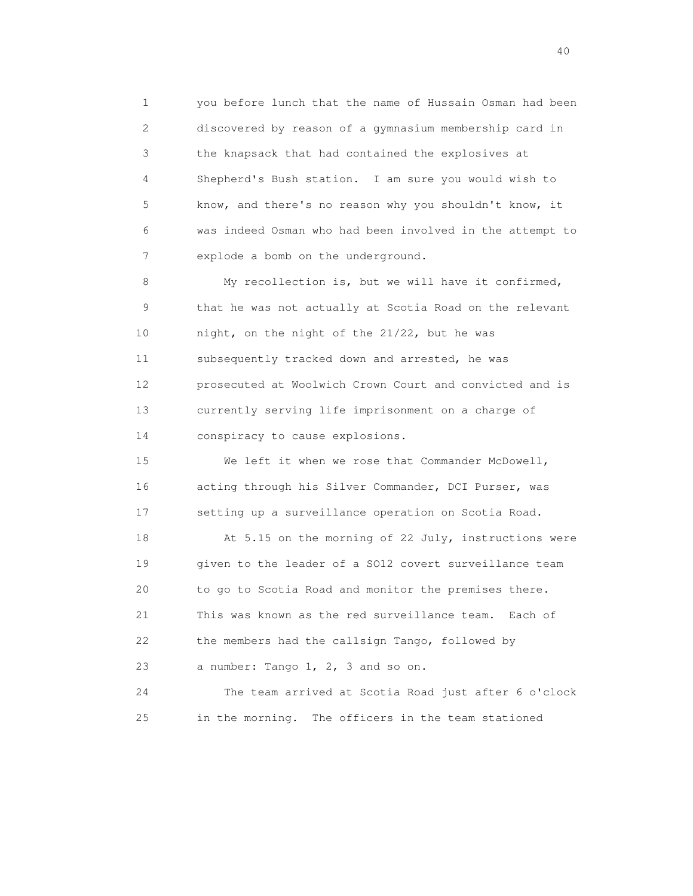you before lunch that the name of Hussain Osman had been discovered by reason of a gymnasium membership card in the knapsack that had contained the explosives at Shepherd's Bush station. I am sure you would wish to know, and there's no reason why you shouldn't know, it was indeed Osman who had been involved in the attempt to explode a bomb on the underground.

My recollection is, but we will have it confirmed, that he was not actually at Scotia Road on the relevant night, on the night of the 21/22, but he was subsequently tracked down and arrested, he was prosecuted at Woolwich Crown Court and convicted and is currently serving life imprisonment on a charge of conspiracy to cause explosions.

We left it when we rose that Commander McDowell, acting through his Silver Commander, DCI Purser, was setting up a surveillance operation on Scotia Road.

At 5.15 on the morning of 22 July, instructions were given to the leader of a SO12 covert surveillance team to go to Scotia Road and monitor the premises there. This was known as the red surveillance team. Each of the members had the callsign Tango, followed by a number: Tango 1, 2, 3 and so on.

The team arrived at Scotia Road just after 6 o'clock in the morning. The officers in the team stationed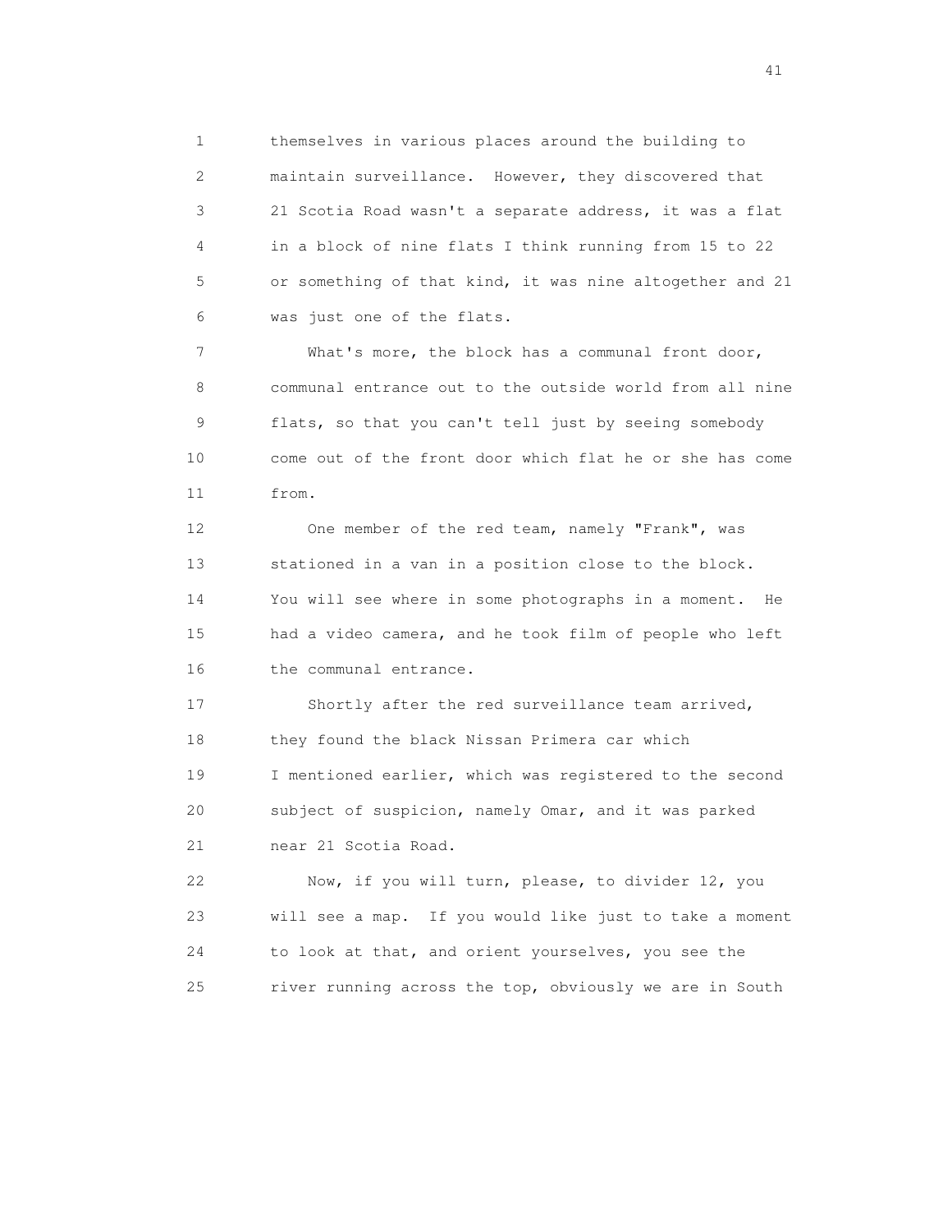themselves in various places around the building to maintain surveillance. However, they discovered that 21 Scotia Road wasn't a separate address, it was a flat in a block of nine flats I think running from 15 to 22 or something of that kind, it was nine altogether and 21 was just one of the flats.

What's more, the block has a communal front door, communal entrance out to the outside world from all nine flats, so that you can't tell just by seeing somebody come out of the front door which flat he or she has come from.

One member of the red team, namely "Frank", was stationed in a van in a position close to the block. You will see where in some photographs in a moment. He had a video camera, and he took film of people who left the communal entrance.

Shortly after the red surveillance team arrived, they found the black Nissan Primera car which I mentioned earlier, which was registered to the second subject of suspicion, namely Omar, and it was parked near 21 Scotia Road.

Now, if you will turn, please, to divider 12, you will see a map. If you would like just to take a moment to look at that, and orient yourselves, you see the river running across the top, obviously we are in South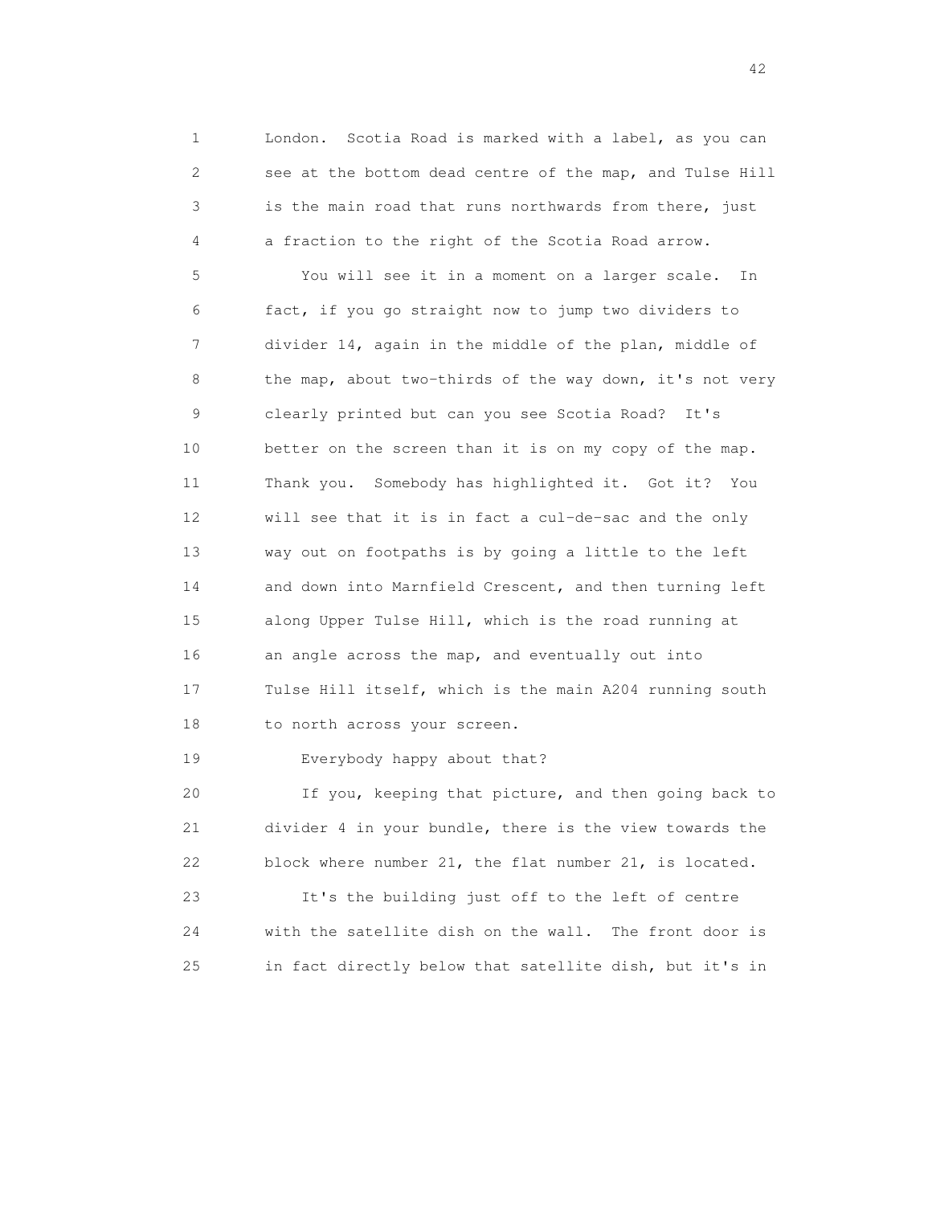London. Scotia Road is marked with a label, as you can see at the bottom dead centre of the map, and Tulse Hill is the main road that runs northwards from there, just a fraction to the right of the Scotia Road arrow.

You will see it in a moment on a larger scale. In fact, if you go straight now to jump two dividers to divider 14, again in the middle of the plan, middle of the map, about two-thirds of the way down, it's not very clearly printed but can you see Scotia Road? It's better on the screen than it is on my copy of the map. Thank you. Somebody has highlighted it. Got it? You will see that it is in fact a cul-de-sac and the only way out on footpaths is by going a little to the left and down into Marnfield Crescent, and then turning left along Upper Tulse Hill, which is the road running at an angle across the map, and eventually out into Tulse Hill itself, which is the main A204 running south to north across your screen.

Everybody happy about that?

If you, keeping that picture, and then going back to divider 4 in your bundle, there is the view towards the block where number 21, the flat number 21, is located.

It's the building just off to the left of centre with the satellite dish on the wall. The front door is in fact directly below that satellite dish, but it's in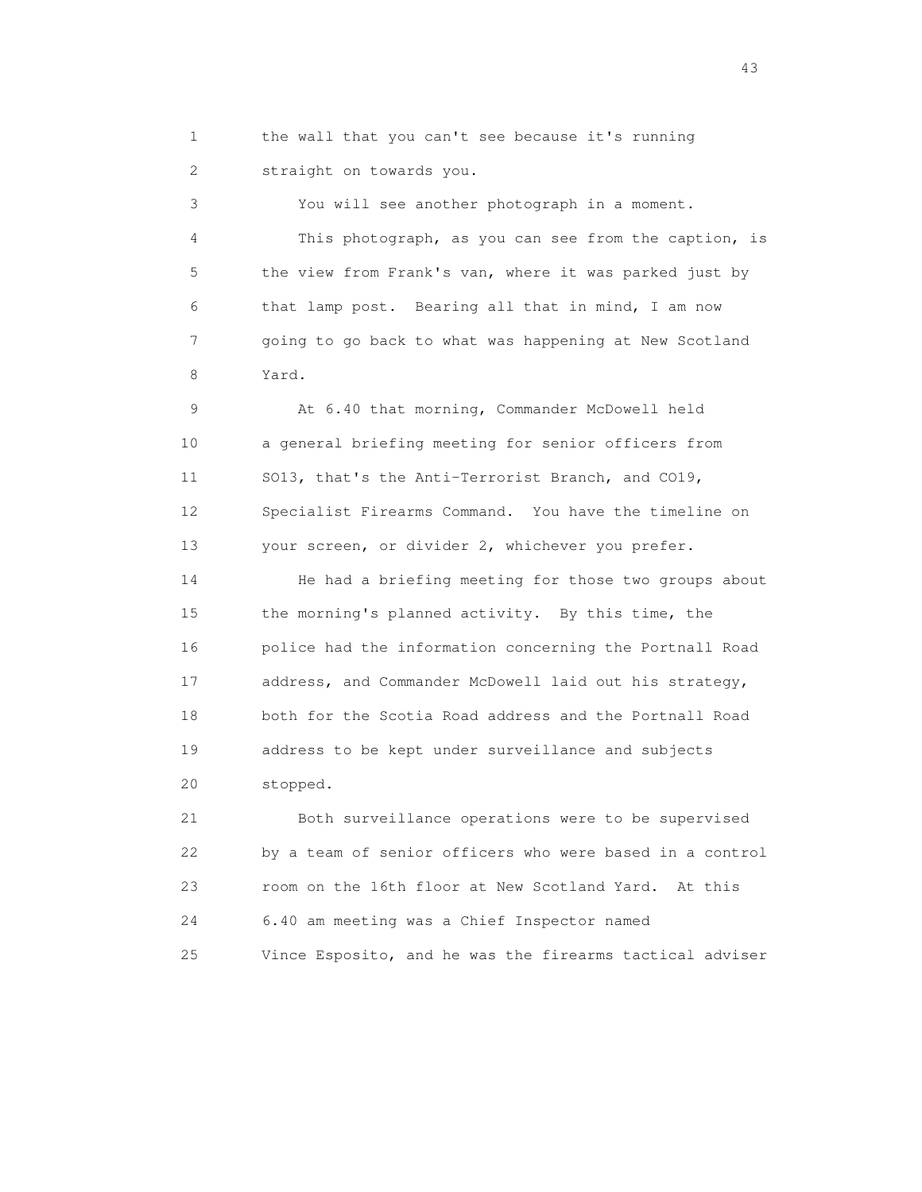the wall that you can't see because it's running straight on towards you.

You will see another photograph in a moment.

This photograph, as you can see from the caption, is the view from Frank's van, where it was parked just by that lamp post. Bearing all that in mind, I am now going to go back to what was happening at New Scotland Yard.

At 6.40 that morning, Commander McDowell held a general briefing meeting for senior officers from SO13, that's the Anti-Terrorist Branch, and CO19, Specialist Firearms Command. You have the timeline on your screen, or divider 2, whichever you prefer.

He had a briefing meeting for those two groups about the morning's planned activity. By this time, the police had the information concerning the Portnall Road address, and Commander McDowell laid out his strategy, both for the Scotia Road address and the Portnall Road address to be kept under surveillance and subjects stopped.

Both surveillance operations were to be supervised by a team of senior officers who were based in a control room on the 16th floor at New Scotland Yard. At this 6.40 am meeting was a Chief Inspector named Vince Esposito, and he was the firearms tactical adviser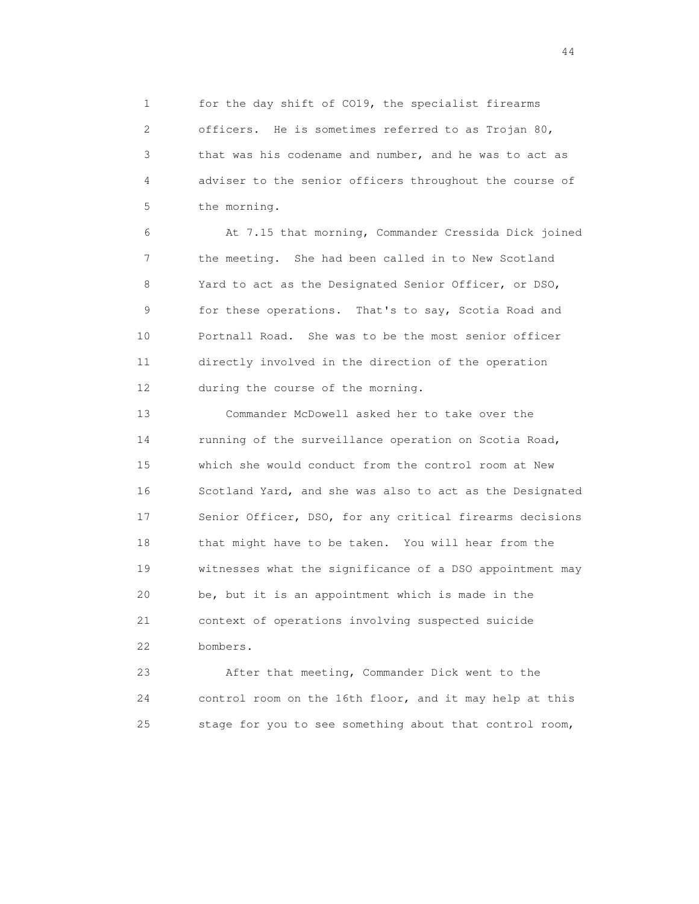for the day shift of CO19, the specialist firearms officers. He is sometimes referred to as Trojan 80, that was his codename and number, and he was to act as adviser to the senior officers throughout the course of the morning.

At 7.15 that morning, Commander Cressida Dick joined the meeting. She had been called in to New Scotland Yard to act as the Designated Senior Officer, or DSO, for these operations. That's to say, Scotia Road and Portnall Road. She was to be the most senior officer directly involved in the direction of the operation during the course of the morning.

Commander McDowell asked her to take over the running of the surveillance operation on Scotia Road, which she would conduct from the control room at New Scotland Yard, and she was also to act as the Designated Senior Officer, DSO, for any critical firearms decisions that might have to be taken. You will hear from the witnesses what the significance of a DSO appointment may be, but it is an appointment which is made in the context of operations involving suspected suicide bombers.

After that meeting, Commander Dick went to the control room on the 16th floor, and it may help at this stage for you to see something about that control room,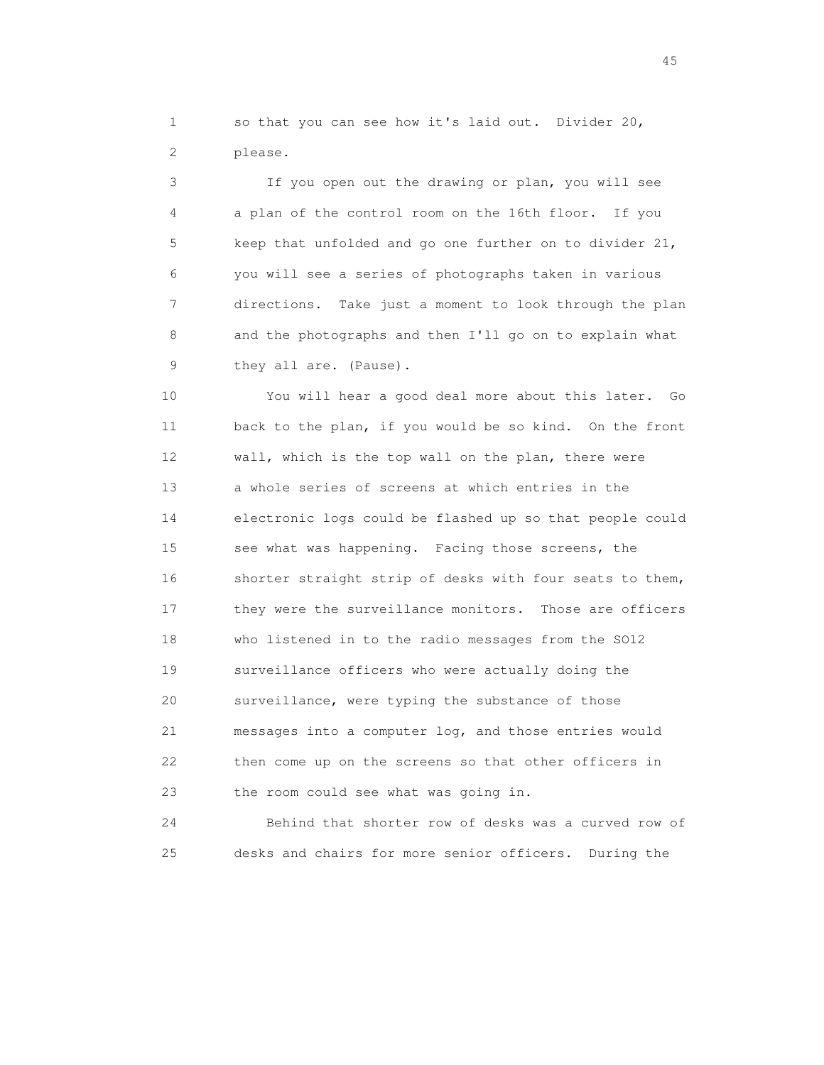so that you can see how it's laid out. Divider 20, please.

If you open out the drawing or plan, you will see a plan of the control room on the 16th floor. If you keep that unfolded and go one further on to divider 21, you will see a series of photographs taken in various directions. Take just a moment to look through the plan and the photographs and then I'll go on to explain what they all are. (Pause).

You will hear a good deal more about this later. Go back to the plan, if you would be so kind. On the front wall, which is the top wall on the plan, there were a whole series of screens at which entries in the electronic logs could be flashed up so that people could see what was happening. Facing those screens, the shorter straight strip of desks with four seats to them, they were the surveillance monitors. Those are officers who listened in to the radio messages from the SO12 surveillance officers who were actually doing the surveillance, were typing the substance of those messages into a computer log, and those entries would then come up on the screens so that other officers in the room could see what was going in.

Behind that shorter row of desks was a curved row of desks and chairs for more senior officers. During the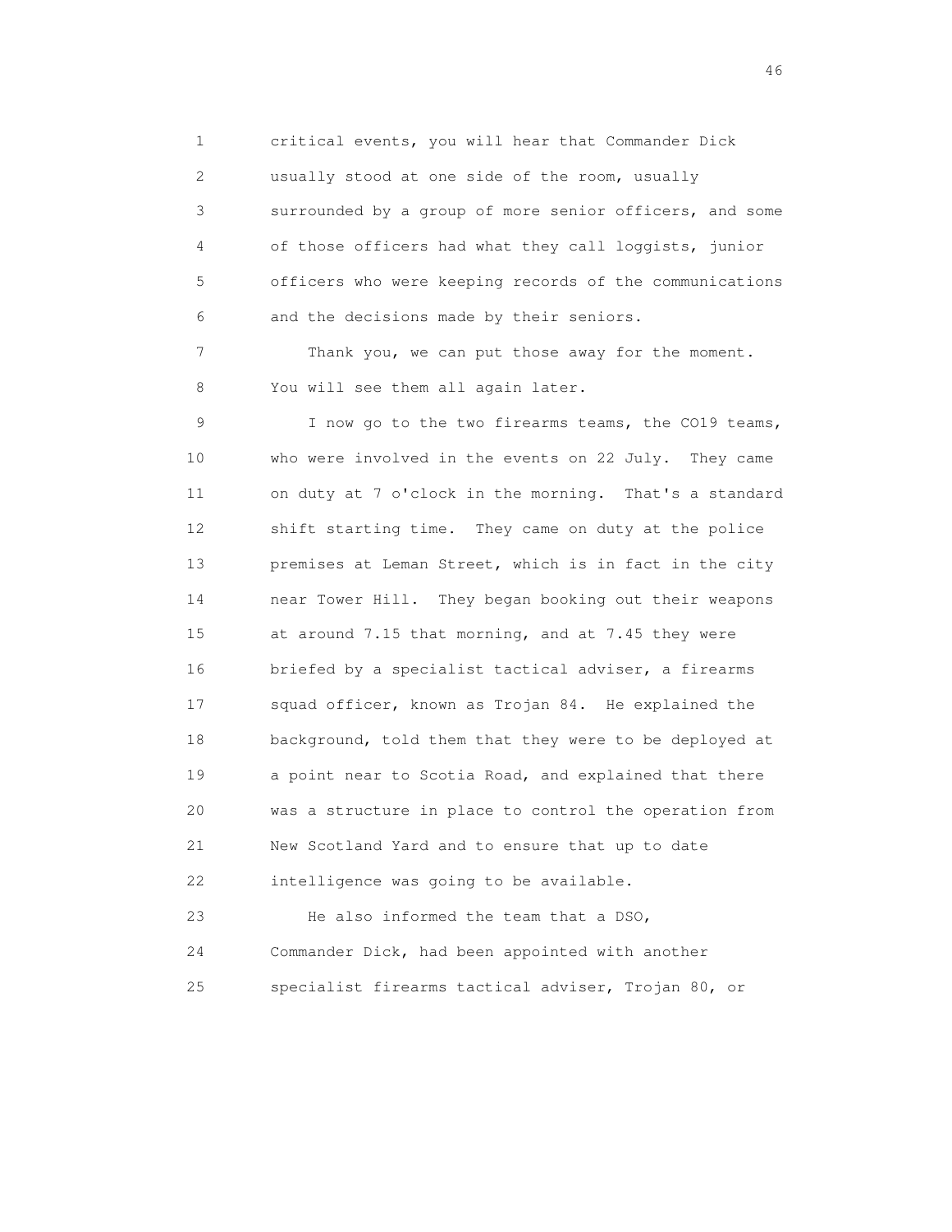critical events, you will hear that Commander Dick usually stood at one side of the room, usually surrounded by a group of more senior officers, and some of those officers had what they call loggists, junior officers who were keeping records of the communications and the decisions made by their seniors.

Thank you, we can put those away for the moment. You will see them all again later.

I now go to the two firearms teams, the CO19 teams, who were involved in the events on 22 July. They came on duty at 7 o'clock in the morning. That's a standard shift starting time. They came on duty at the police premises at Leman Street, which is in fact in the city near Tower Hill. They began booking out their weapons at around 7.15 that morning, and at 7.45 they were briefed by a specialist tactical adviser, a firearms squad officer, known as Trojan 84. He explained the background, told them that they were to be deployed at a point near to Scotia Road, and explained that there was a structure in place to control the operation from New Scotland Yard and to ensure that up to date intelligence was going to be available.

He also informed the team that a DSO, Commander Dick, had been appointed with another specialist firearms tactical adviser, Trojan 80, or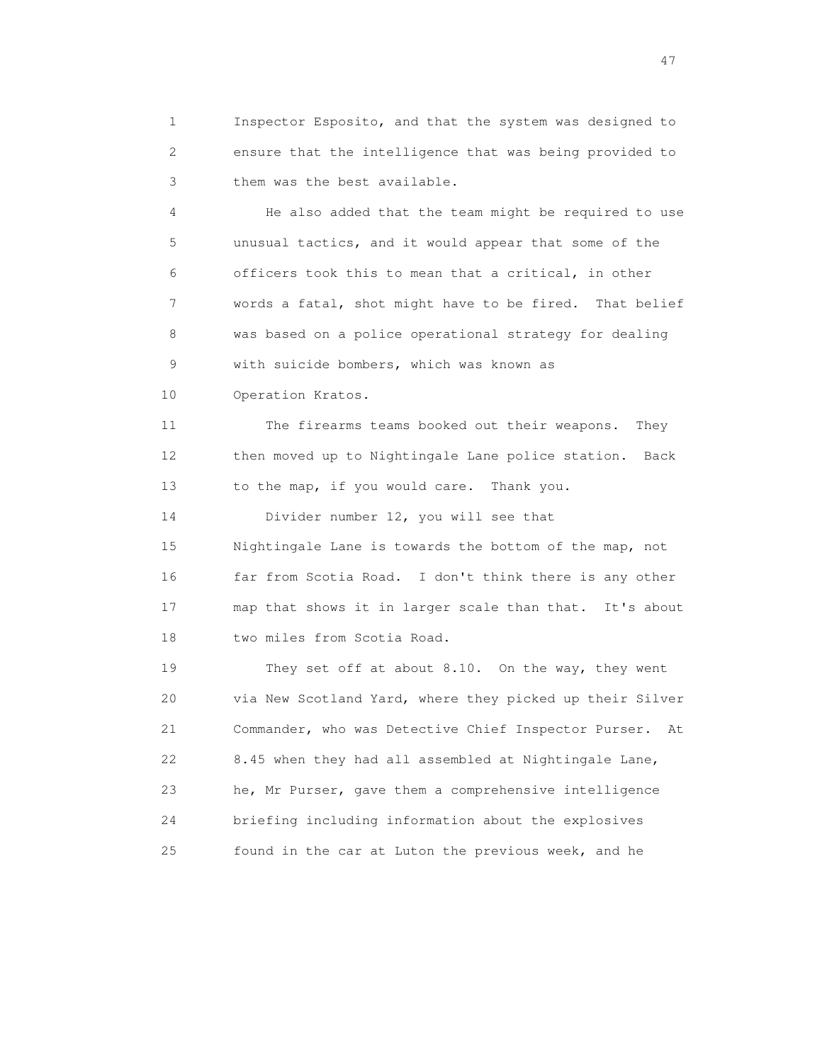Inspector Esposito, and that the system was designed to ensure that the intelligence that was being provided to them was the best available.

He also added that the team might be required to use unusual tactics, and it would appear that some of the officers took this to mean that a critical, in other words a fatal, shot might have to be fired. That belief was based on a police operational strategy for dealing with suicide bombers, which was known as Operation Kratos.

The firearms teams booked out their weapons. They then moved up to Nightingale Lane police station. Back to the map, if you would care. Thank you.

Divider number 12, you will see that Nightingale Lane is towards the bottom of the map, not far from Scotia Road. I don't think there is any other map that shows it in larger scale than that. It's about two miles from Scotia Road.

They set off at about 8.10. On the way, they went via New Scotland Yard, where they picked up their Silver Commander, who was Detective Chief Inspector Purser. At 8.45 when they had all assembled at Nightingale Lane, he, Mr Purser, gave them a comprehensive intelligence briefing including information about the explosives found in the car at Luton the previous week, and he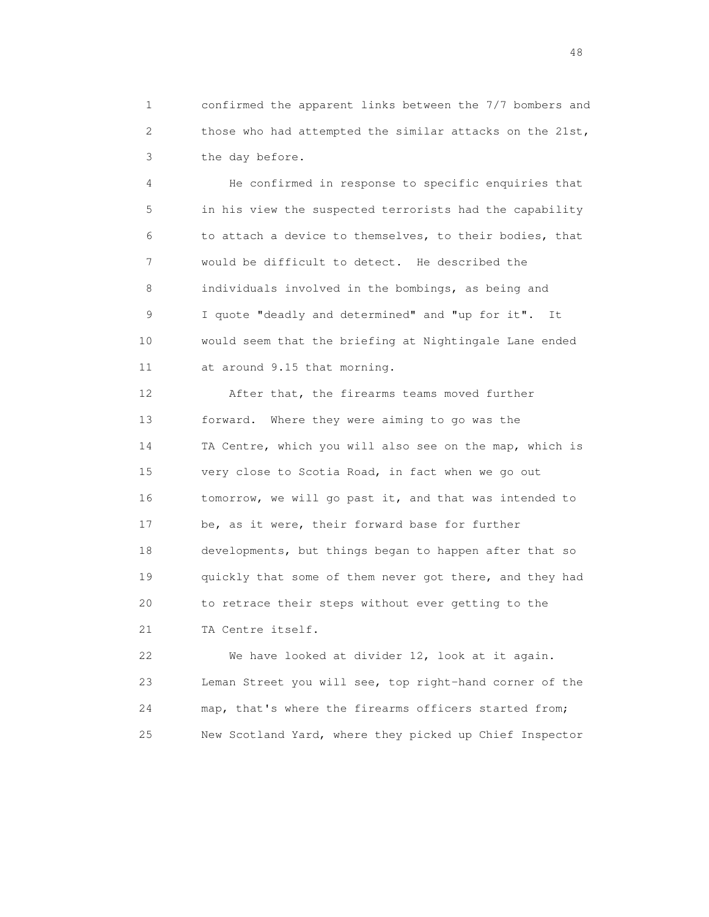confirmed the apparent links between the 7/7 bombers and those who had attempted the similar attacks on the 21st, the day before.

He confirmed in response to specific enquiries that in his view the suspected terrorists had the capability to attach a device to themselves, to their bodies, that would be difficult to detect. He described the individuals involved in the bombings, as being and I quote "deadly and determined" and "up for it". It would seem that the briefing at Nightingale Lane ended at around 9.15 that morning.

After that, the firearms teams moved further forward. Where they were aiming to go was the TA Centre, which you will also see on the map, which is very close to Scotia Road, in fact when we go out tomorrow, we will go past it, and that was intended to be, as it were, their forward base for further developments, but things began to happen after that so quickly that some of them never got there, and they had to retrace their steps without ever getting to the TA Centre itself.

We have looked at divider 12, look at it again. Leman Street you will see, top right-hand corner of the map, that's where the firearms officers started from; New Scotland Yard, where they picked up Chief Inspector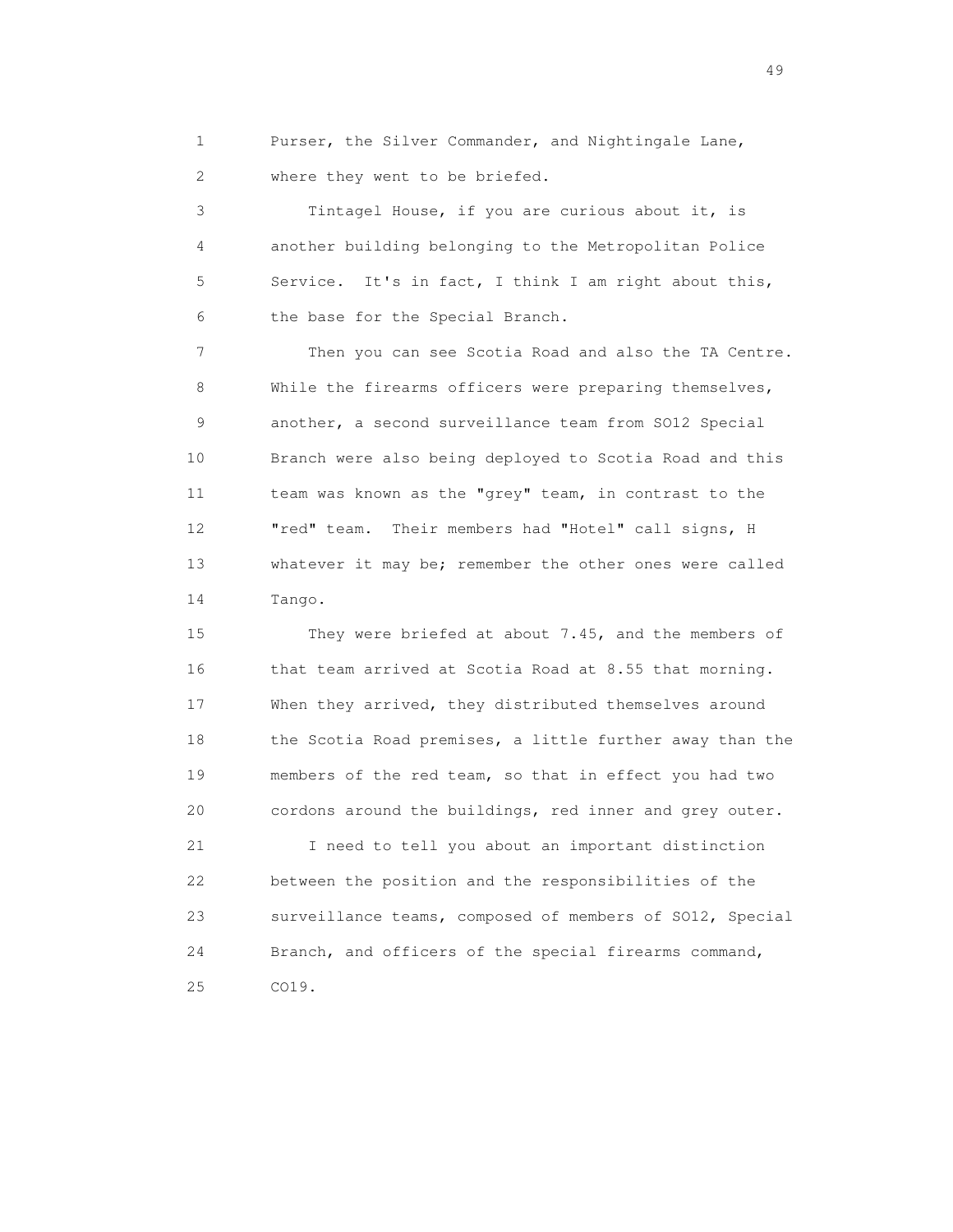Purser, the Silver Commander, and Nightingale Lane, where they went to be briefed.

Tintagel House, if you are curious about it, is another building belonging to the Metropolitan Police Service. It's in fact, I think I am right about this, the base for the Special Branch.

Then you can see Scotia Road and also the TA Centre. While the firearms officers were preparing themselves, another, a second surveillance team from SO12 Special Branch were also being deployed to Scotia Road and this team was known as the "grey" team, in contrast to the "red" team. Their members had "Hotel" call signs, H whatever it may be; remember the other ones were called Tango.

They were briefed at about 7.45, and the members of that team arrived at Scotia Road at 8.55 that morning. When they arrived, they distributed themselves around the Scotia Road premises, a little further away than the members of the red team, so that in effect you had two cordons around the buildings, red inner and grey outer.

I need to tell you about an important distinction between the position and the responsibilities of the surveillance teams, composed of members of SO12, Special Branch, and officers of the special firearms command, CO19.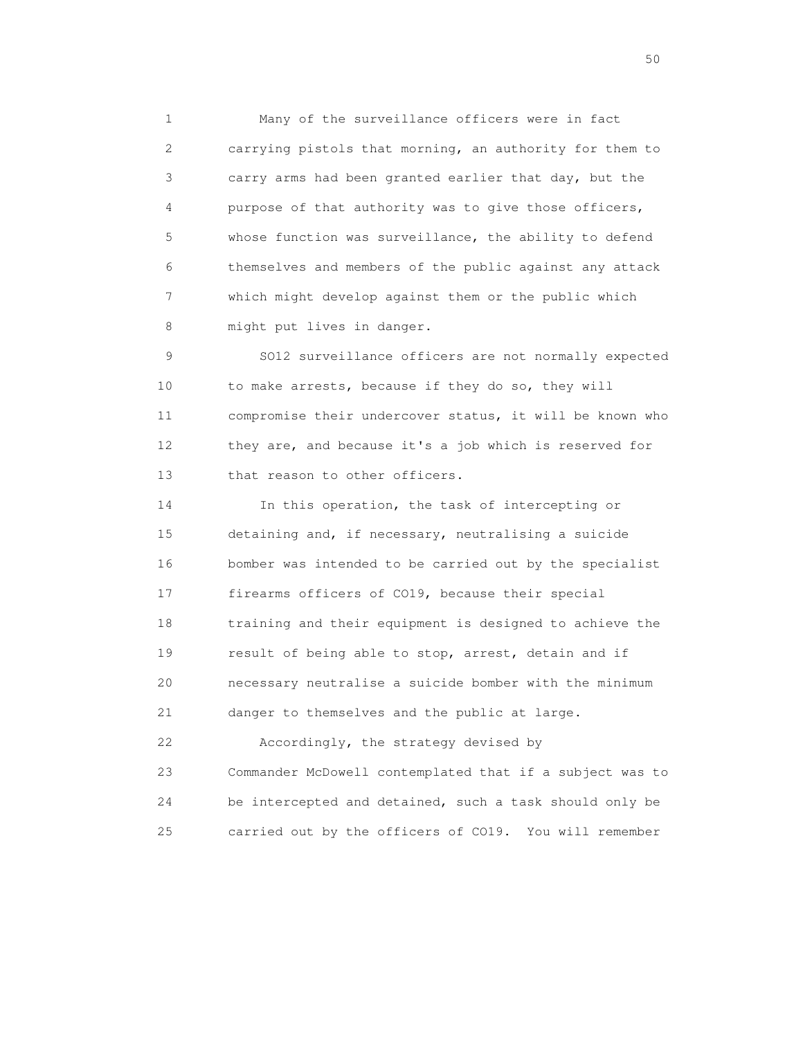Many of the surveillance officers were in fact carrying pistols that morning, an authority for them to carry arms had been granted earlier that day, but the purpose of that authority was to give those officers, whose function was surveillance, the ability to defend themselves and members of the public against any attack which might develop against them or the public which might put lives in danger.

SO12 surveillance officers are not normally expected to make arrests, because if they do so, they will compromise their undercover status, it will be known who they are, and because it's a job which is reserved for that reason to other officers.

In this operation, the task of intercepting or detaining and, if necessary, neutralising a suicide bomber was intended to be carried out by the specialist firearms officers of CO19, because their special training and their equipment is designed to achieve the result of being able to stop, arrest, detain and if necessary neutralise a suicide bomber with the minimum danger to themselves and the public at large.

Accordingly, the strategy devised by Commander McDowell contemplated that if a subject was to be intercepted and detained, such a task should only be carried out by the officers of CO19. You will remember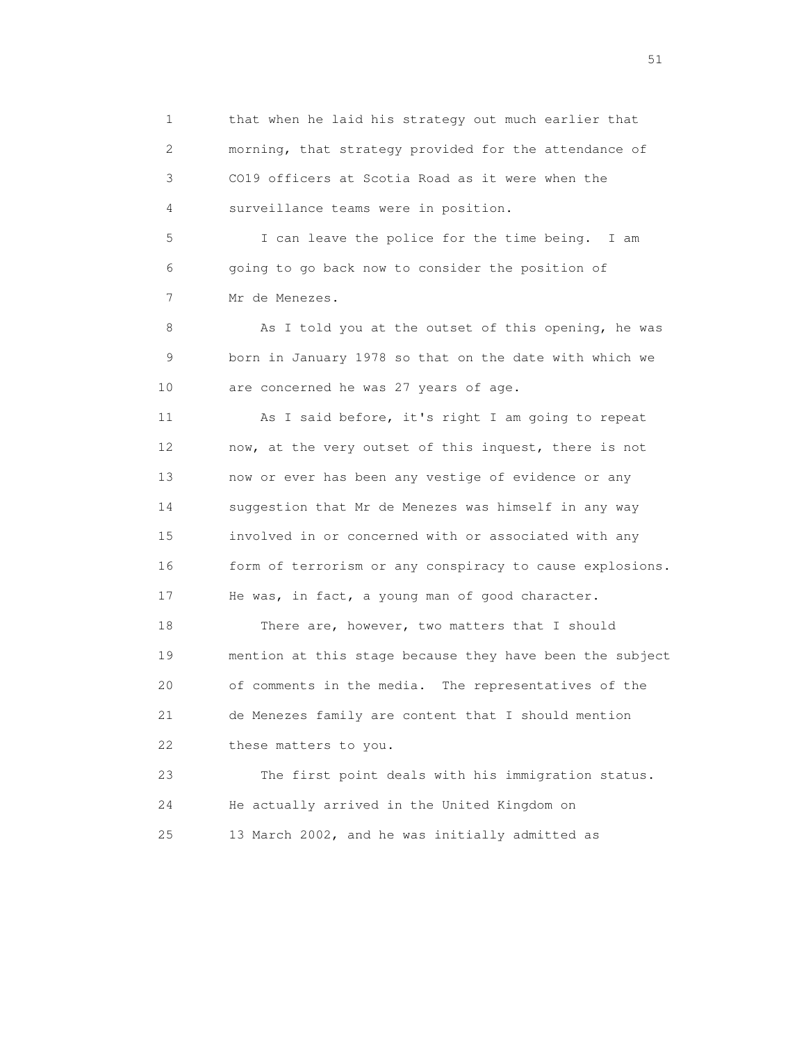that when he laid his strategy out much earlier that morning, that strategy provided for the attendance of CO19 officers at Scotia Road as it were when the surveillance teams were in position.

I can leave the police for the time being. I am going to go back now to consider the position of Mr de Menezes.

As I told you at the outset of this opening, he was born in January 1978 so that on the date with which we are concerned he was 27 years of age.

As I said before, it's right I am going to repeat now, at the very outset of this inquest, there is not now or ever has been any vestige of evidence or any suggestion that Mr de Menezes was himself in any way involved in or concerned with or associated with any form of terrorism or any conspiracy to cause explosions. He was, in fact, a young man of good character.

There are, however, two matters that I should mention at this stage because they have been the subject of comments in the media. The representatives of the de Menezes family are content that I should mention these matters to you.

The first point deals with his immigration status. He actually arrived in the United Kingdom on 13 March 2002, and he was initially admitted as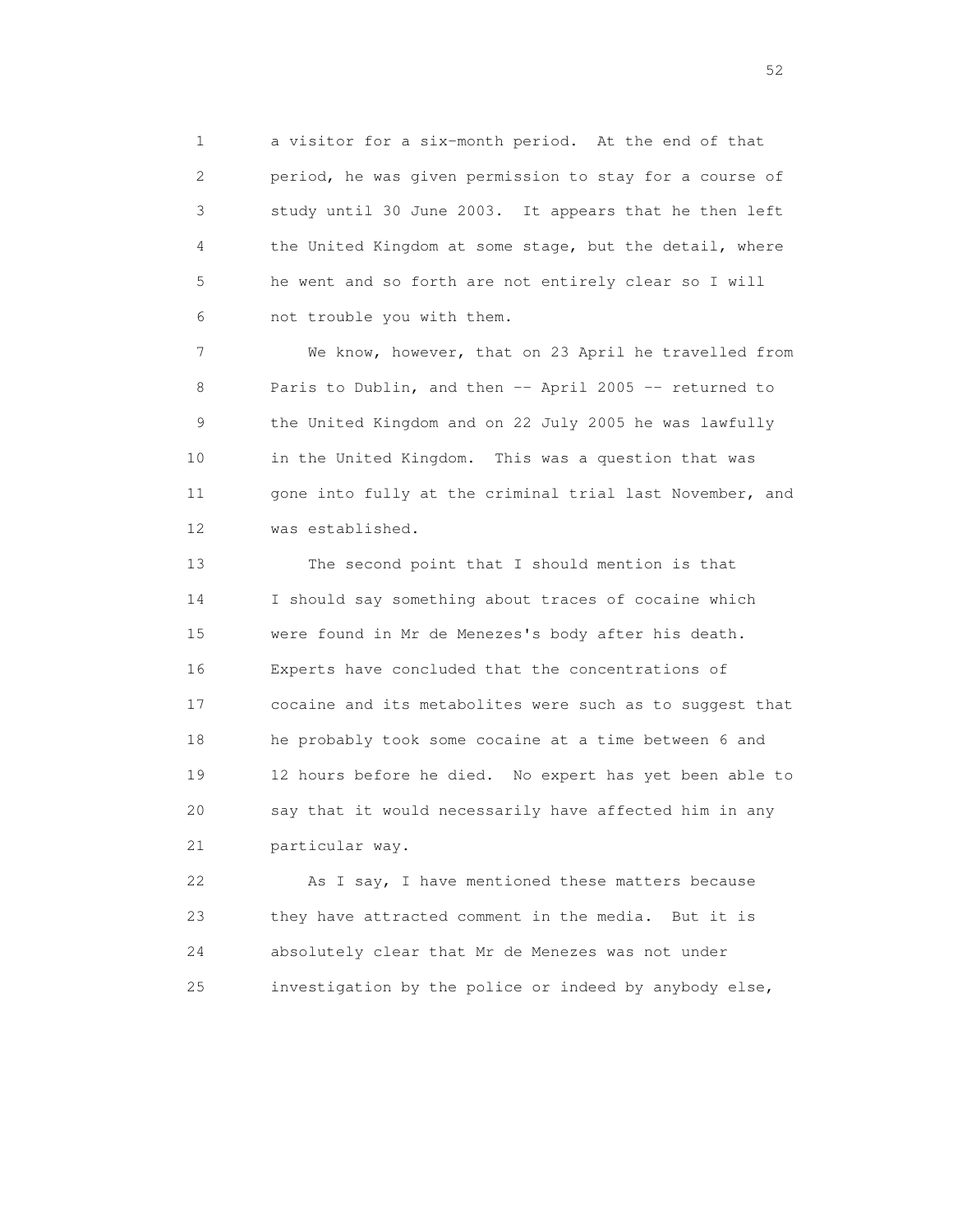a visitor for a six-month period. At the end of that period, he was given permission to stay for a course of study until 30 June 2003. It appears that he then left the United Kingdom at some stage, but the detail, where he went and so forth are not entirely clear so I will not trouble you with them.

We know, however, that on 23 April he travelled from Paris to Dublin, and then -- April 2005 -- returned to the United Kingdom and on 22 July 2005 he was lawfully in the United Kingdom. This was a question that was gone into fully at the criminal trial last November, and was established.

The second point that I should mention is that I should say something about traces of cocaine which were found in Mr de Menezes's body after his death. Experts have concluded that the concentrations of cocaine and its metabolites were such as to suggest that he probably took some cocaine at a time between 6 and 12 hours before he died. No expert has yet been able to say that it would necessarily have affected him in any particular way.

As I say, I have mentioned these matters because they have attracted comment in the media. But it is absolutely clear that Mr de Menezes was not under investigation by the police or indeed by anybody else,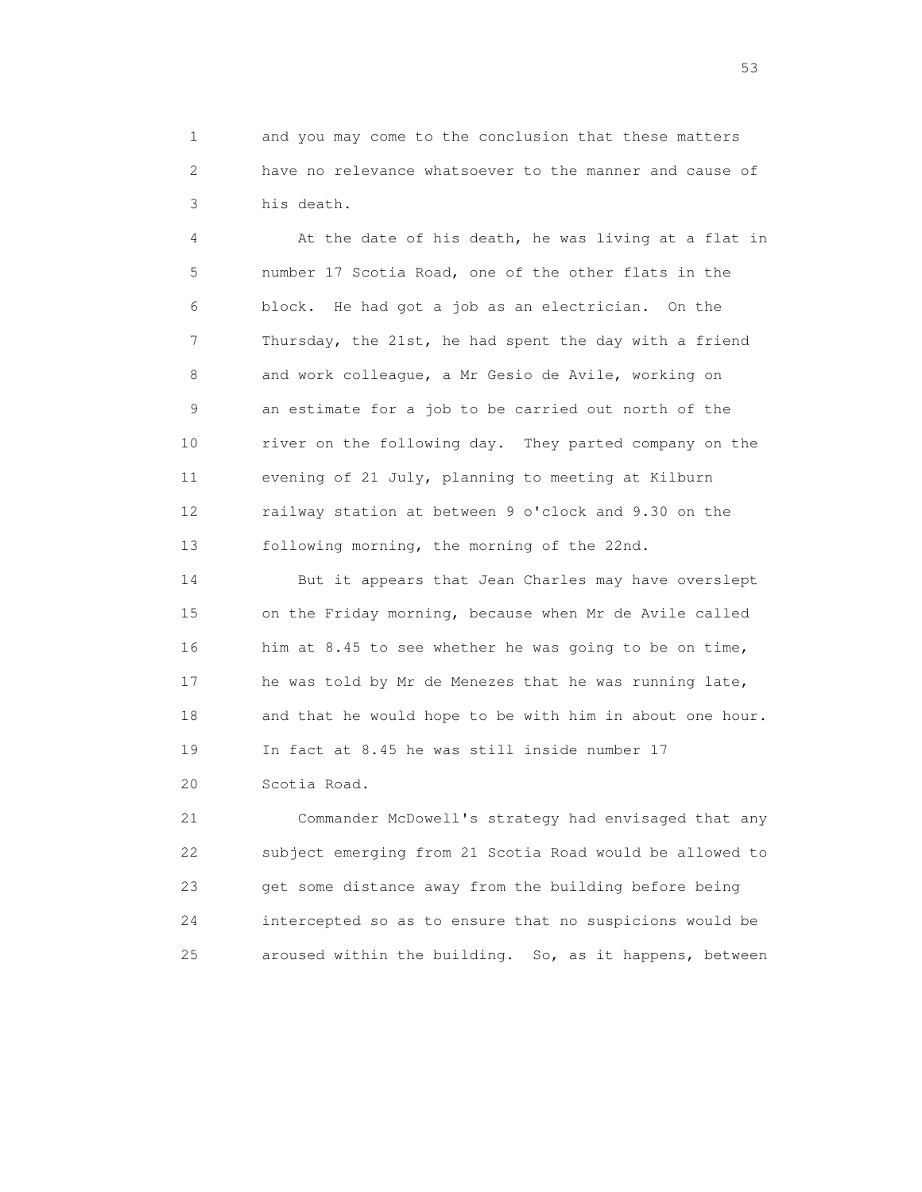and you may come to the conclusion that these matters have no relevance whatsoever to the manner and cause of his death.

At the date of his death, he was living at a flat in number 17 Scotia Road, one of the other flats in the block. He had got a job as an electrician. On the Thursday, the 21st, he had spent the day with a friend and work colleague, a Mr Gesio de Avile, working on an estimate for a job to be carried out north of the river on the following day. They parted company on the evening of 21 July, planning to meeting at Kilburn railway station at between 9 o'clock and 9.30 on the following morning, the morning of the 22nd.

But it appears that Jean Charles may have overslept on the Friday morning, because when Mr de Avile called him at 8.45 to see whether he was going to be on time, he was told by Mr de Menezes that he was running late, and that he would hope to be with him in about one hour. In fact at 8.45 he was still inside number 17 Scotia Road.

Commander McDowell's strategy had envisaged that any subject emerging from 21 Scotia Road would be allowed to get some distance away from the building before being intercepted so as to ensure that no suspicions would be aroused within the building. So, as it happens, between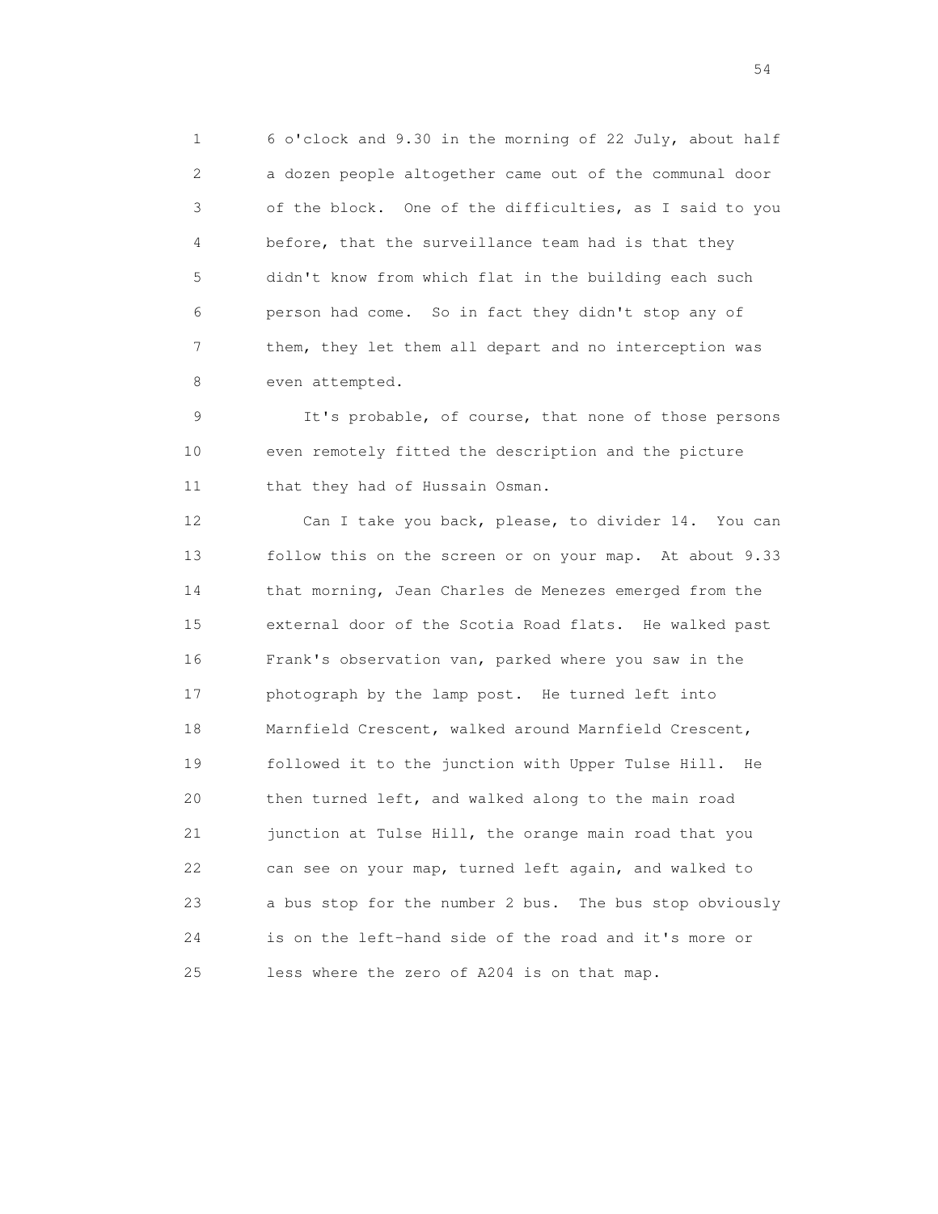6 o'clock and 9.30 in the morning of 22 July, about half a dozen people altogether came out of the communal door of the block. One of the difficulties, as I said to you before, that the surveillance team had is that they didn't know from which flat in the building each such person had come. So in fact they didn't stop any of them, they let them all depart and no interception was even attempted.

It's probable, of course, that none of those persons even remotely fitted the description and the picture that they had of Hussain Osman.

Can I take you back, please, to divider 14. You can follow this on the screen or on your map. At about 9.33 that morning, Jean Charles de Menezes emerged from the external door of the Scotia Road flats. He walked past Frank's observation van, parked where you saw in the photograph by the lamp post. He turned left into Marnfield Crescent, walked around Marnfield Crescent, followed it to the junction with Upper Tulse Hill. He then turned left, and walked along to the main road junction at Tulse Hill, the orange main road that you can see on your map, turned left again, and walked to a bus stop for the number 2 bus. The bus stop obviously is on the left-hand side of the road and it's more or less where the zero of A204 is on that map.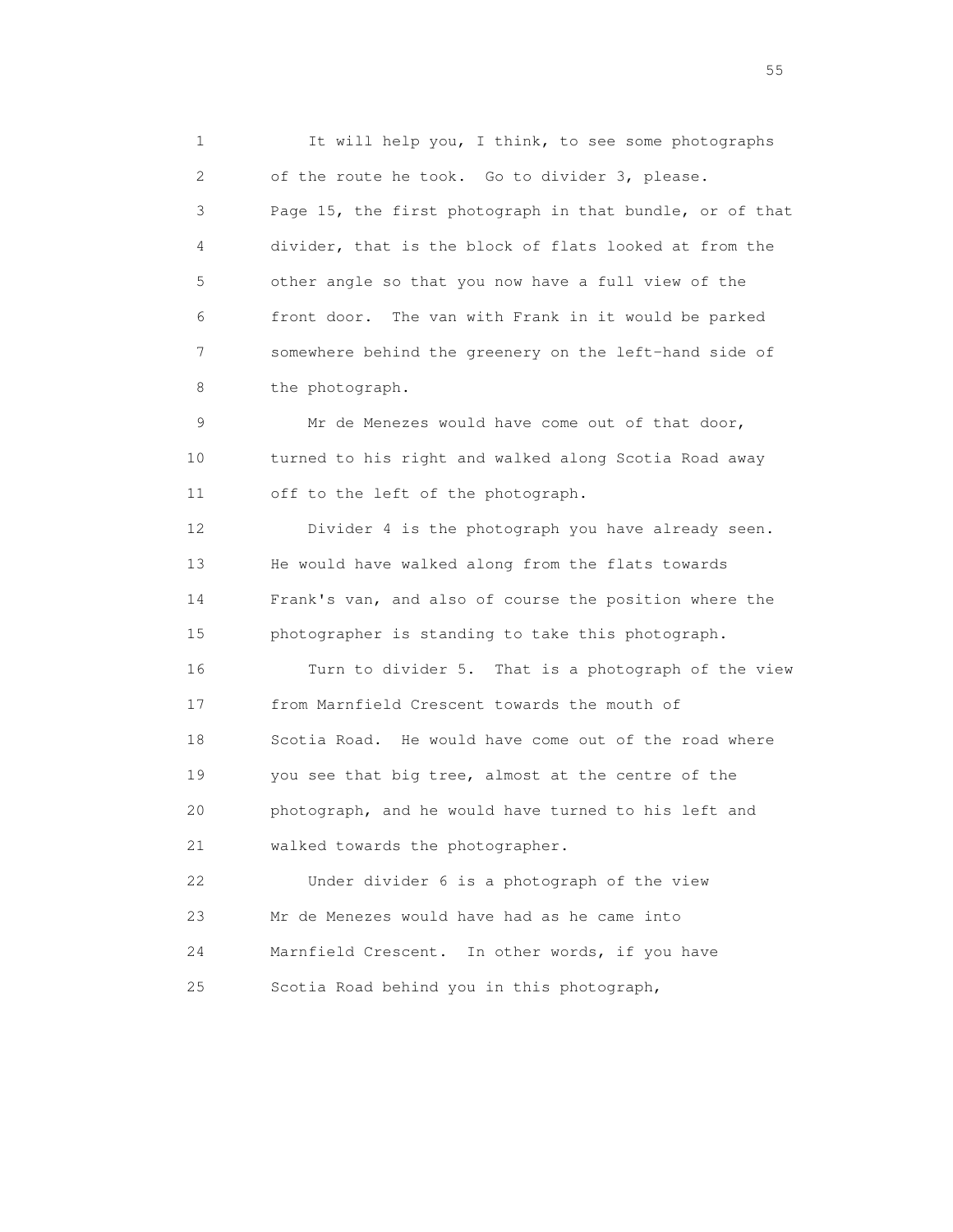It will help you, I think, to see some photographs of the route he took. Go to divider 3, please. Page 15, the first photograph in that bundle, or of that divider, that is the block of flats looked at from the other angle so that you now have a full view of the front door. The van with Frank in it would be parked somewhere behind the greenery on the left-hand side of the photograph.

Mr de Menezes would have come out of that door, turned to his right and walked along Scotia Road away off to the left of the photograph.

Divider 4 is the photograph you have already seen. He would have walked along from the flats towards Frank's van, and also of course the position where the photographer is standing to take this photograph.

Turn to divider 5. That is a photograph of the view from Marnfield Crescent towards the mouth of Scotia Road. He would have come out of the road where you see that big tree, almost at the centre of the photograph, and he would have turned to his left and walked towards the photographer.

Under divider 6 is a photograph of the view Mr de Menezes would have had as he came into Marnfield Crescent. In other words, if you have Scotia Road behind you in this photograph,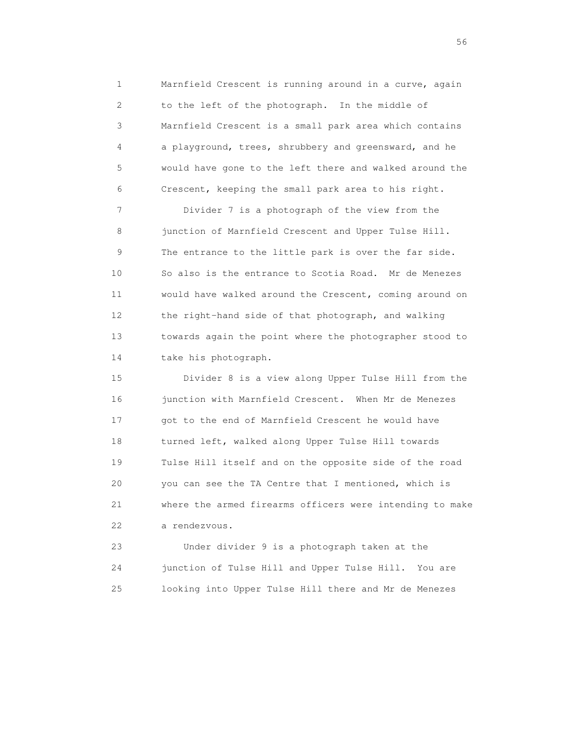Marnfield Crescent is running around in a curve, again to the left of the photograph. In the middle of Marnfield Crescent is a small park area which contains a playground, trees, shrubbery and greensward, and he would have gone to the left there and walked around the Crescent, keeping the small park area to his right.

Divider 7 is a photograph of the view from the junction of Marnfield Crescent and Upper Tulse Hill. The entrance to the little park is over the far side. So also is the entrance to Scotia Road. Mr de Menezes would have walked around the Crescent, coming around on the right-hand side of that photograph, and walking towards again the point where the photographer stood to take his photograph.

Divider 8 is a view along Upper Tulse Hill from the junction with Marnfield Crescent. When Mr de Menezes got to the end of Marnfield Crescent he would have turned left, walked along Upper Tulse Hill towards Tulse Hill itself and on the opposite side of the road you can see the TA Centre that I mentioned, which is where the armed firearms officers were intending to make a rendezvous.

Under divider 9 is a photograph taken at the junction of Tulse Hill and Upper Tulse Hill. You are looking into Upper Tulse Hill there and Mr de Menezes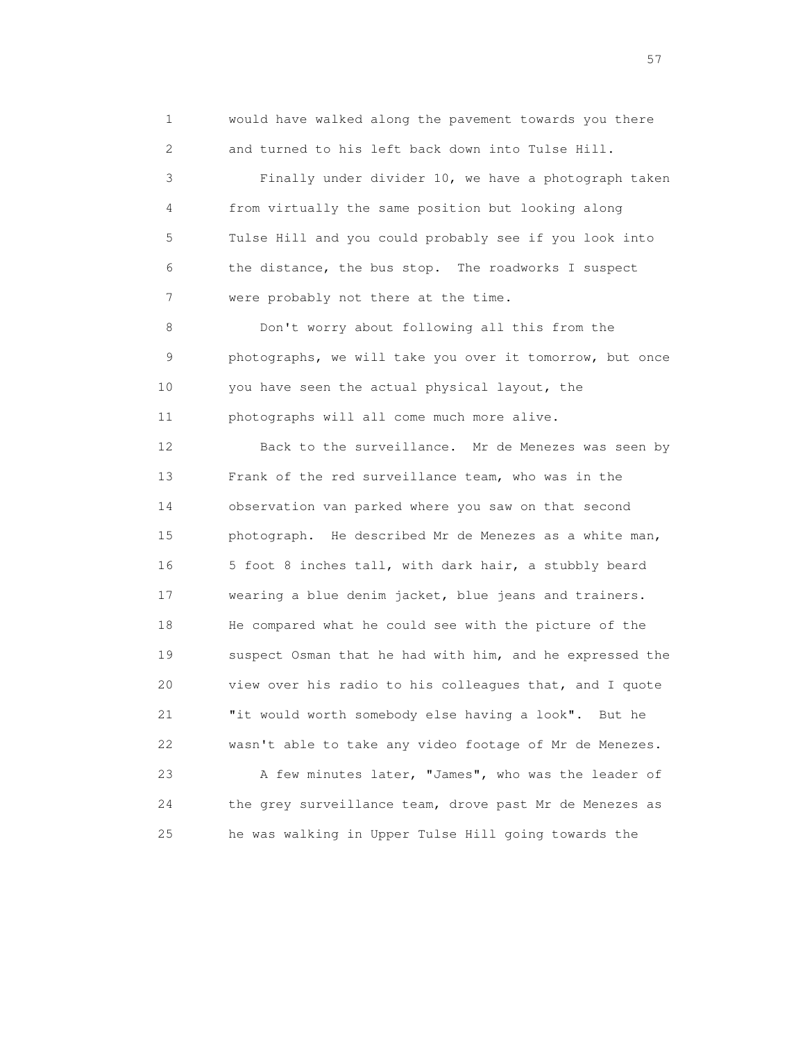would have walked along the pavement towards you there and turned to his left back down into Tulse Hill.

Finally under divider 10, we have a photograph taken from virtually the same position but looking along Tulse Hill and you could probably see if you look into the distance, the bus stop. The roadworks I suspect were probably not there at the time.

Don't worry about following all this from the photographs, we will take you over it tomorrow, but once you have seen the actual physical layout, the photographs will all come much more alive.

Back to the surveillance. Mr de Menezes was seen by Frank of the red surveillance team, who was in the observation van parked where you saw on that second photograph. He described Mr de Menezes as a white man, 5 foot 8 inches tall, with dark hair, a stubbly beard wearing a blue denim jacket, blue jeans and trainers. He compared what he could see with the picture of the suspect Osman that he had with him, and he expressed the view over his radio to his colleagues that, and I quote "it would worth somebody else having a look". But he wasn't able to take any video footage of Mr de Menezes.

A few minutes later, "James", who was the leader of the grey surveillance team, drove past Mr de Menezes as he was walking in Upper Tulse Hill going towards the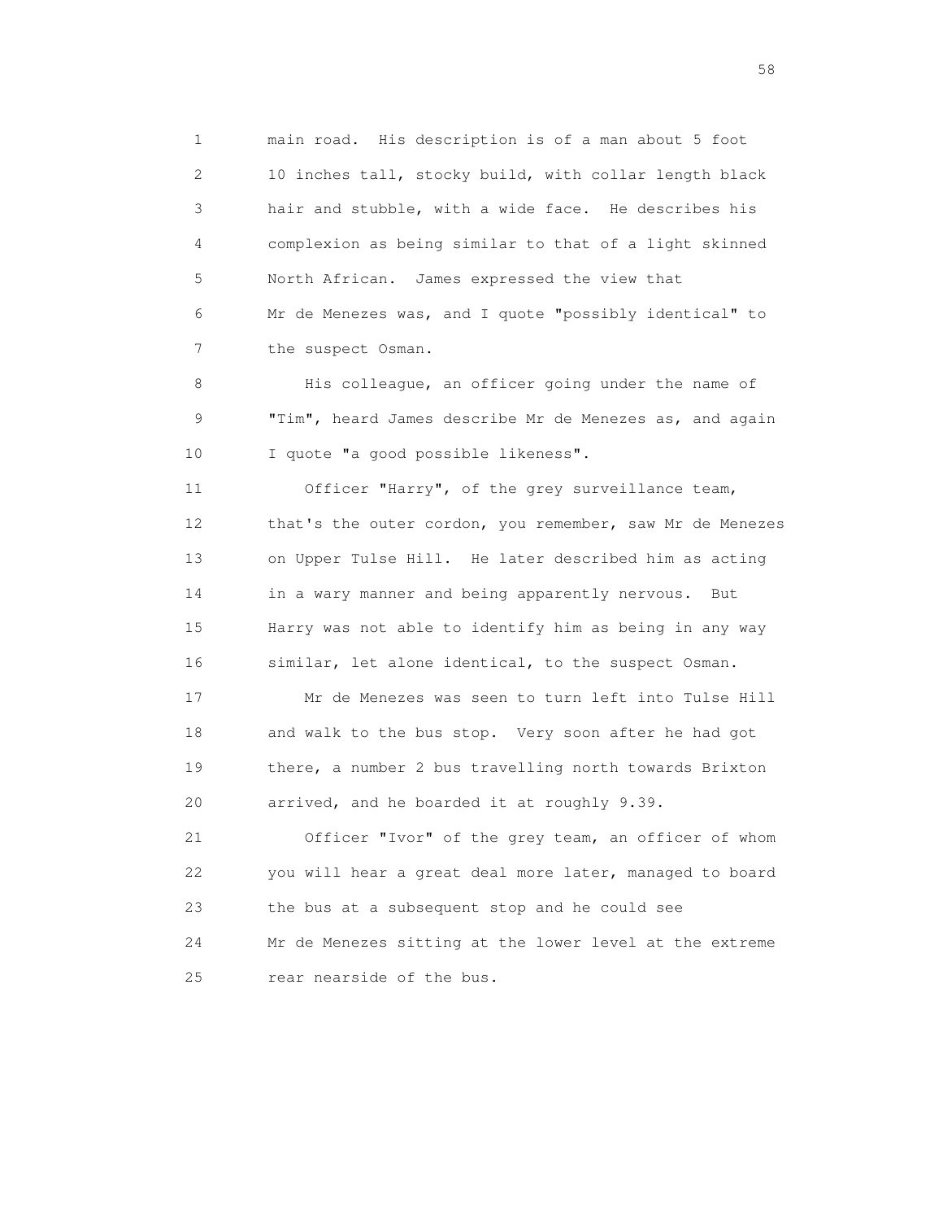main road. His description is of a man about 5 foot 10 inches tall, stocky build, with collar length black hair and stubble, with a wide face. He describes his complexion as being similar to that of a light skinned North African. James expressed the view that Mr de Menezes was, and I quote "possibly identical" to the suspect Osman.

His colleague, an officer going under the name of "Tim", heard James describe Mr de Menezes as, and again I quote "a good possible likeness".

Officer "Harry", of the grey surveillance team, that's the outer cordon, you remember, saw Mr de Menezes on Upper Tulse Hill. He later described him as acting in a wary manner and being apparently nervous. But Harry was not able to identify him as being in any way similar, let alone identical, to the suspect Osman.

Mr de Menezes was seen to turn left into Tulse Hill and walk to the bus stop. Very soon after he had got there, a number 2 bus travelling north towards Brixton arrived, and he boarded it at roughly 9.39.

Officer "Ivor" of the grey team, an officer of whom you will hear a great deal more later, managed to board the bus at a subsequent stop and he could see Mr de Menezes sitting at the lower level at the extreme rear nearside of the bus.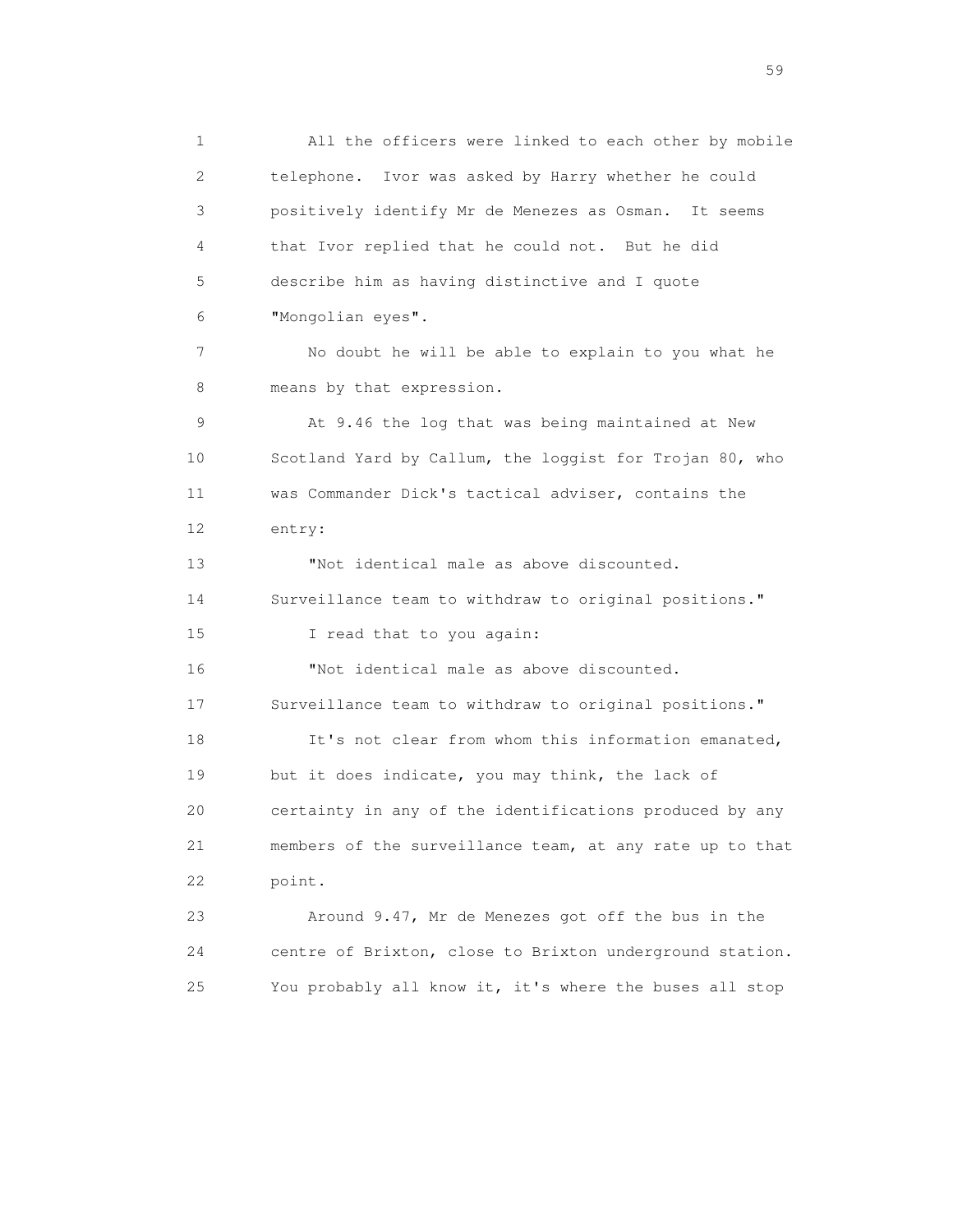All the officers were linked to each other by mobile telephone. Ivor was asked by Harry whether he could positively identify Mr de Menezes as Osman. It seems that Ivor replied that he could not. But he did describe him as having distinctive and I quote "Mongolian eyes".

No doubt he will be able to explain to you what he means by that expression.

At 9.46 the log that was being maintained at New Scotland Yard by Callum, the loggist for Trojan 80, who was Commander Dick's tactical adviser, contains the entry:

"Not identical male as above discounted. Surveillance team to withdraw to original positions."

I read that to you again:

"Not identical male as above discounted. Surveillance team to withdraw to original positions."

It's not clear from whom this information emanated, but it does indicate, you may think, the lack of certainty in any of the identifications produced by any members of the surveillance team, at any rate up to that point.

Around 9.47, Mr de Menezes got off the bus in the centre of Brixton, close to Brixton underground station. You probably all know it, it's where the buses all stop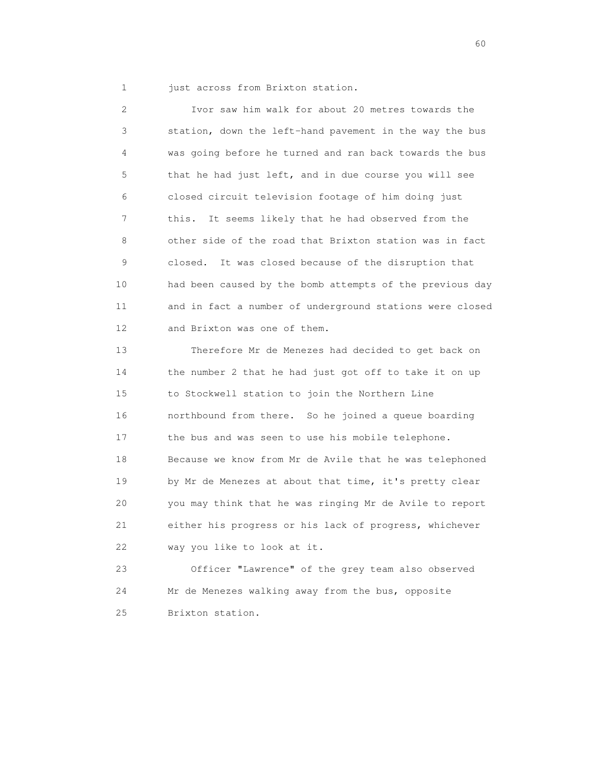just across from Brixton station.

Ivor saw him walk for about 20 metres towards the station, down the left-hand pavement in the way the bus was going before he turned and ran back towards the bus that he had just left, and in due course you will see closed circuit television footage of him doing just this. It seems likely that he had observed from the other side of the road that Brixton station was in fact closed. It was closed because of the disruption that had been caused by the bomb attempts of the previous day and in fact a number of underground stations were closed and Brixton was one of them.

Therefore Mr de Menezes had decided to get back on the number 2 that he had just got off to take it on up to Stockwell station to join the Northern Line northbound from there. So he joined a queue boarding the bus and was seen to use his mobile telephone. Because we know from Mr de Avile that he was telephoned by Mr de Menezes at about that time, it's pretty clear you may think that he was ringing Mr de Avile to report either his progress or his lack of progress, whichever way you like to look at it.

Officer "Lawrence" of the grey team also observed Mr de Menezes walking away from the bus, opposite Brixton station.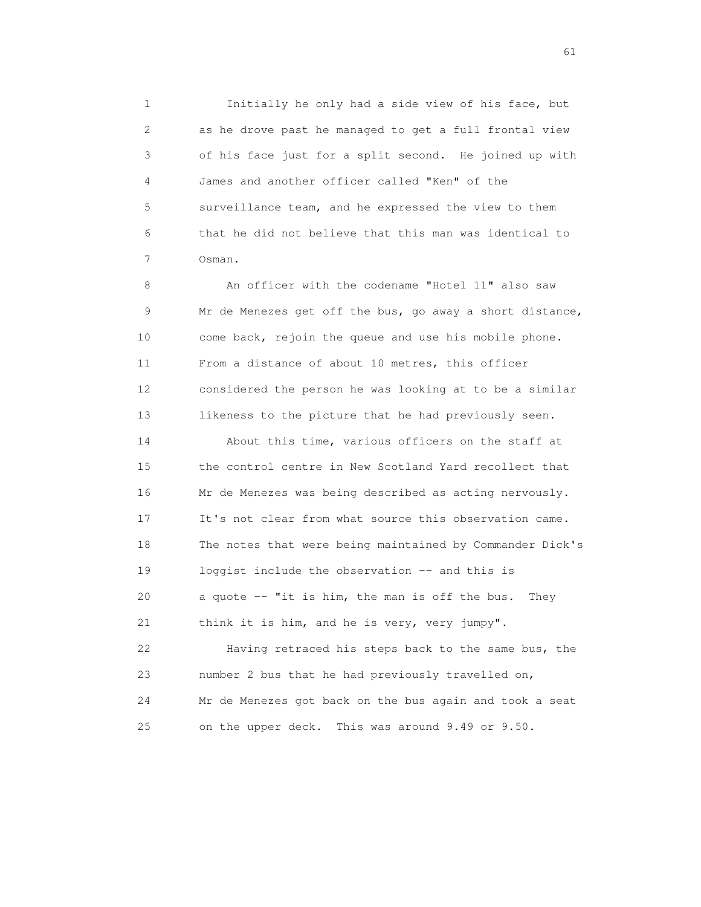Initially he only had a side view of his face, but as he drove past he managed to get a full frontal view of his face just for a split second. He joined up with James and another officer called "Ken" of the surveillance team, and he expressed the view to them that he did not believe that this man was identical to Osman.

An officer with the codename "Hotel 11" also saw Mr de Menezes get off the bus, go away a short distance, come back, rejoin the queue and use his mobile phone. From a distance of about 10 metres, this officer considered the person he was looking at to be a similar likeness to the picture that he had previously seen.

About this time, various officers on the staff at the control centre in New Scotland Yard recollect that Mr de Menezes was being described as acting nervously. It's not clear from what source this observation came. The notes that were being maintained by Commander Dick's loggist include the observation -- and this is a quote -- "it is him, the man is off the bus. They think it is him, and he is very, very jumpy".

Having retraced his steps back to the same bus, the number 2 bus that he had previously travelled on, Mr de Menezes got back on the bus again and took a seat on the upper deck. This was around 9.49 or 9.50.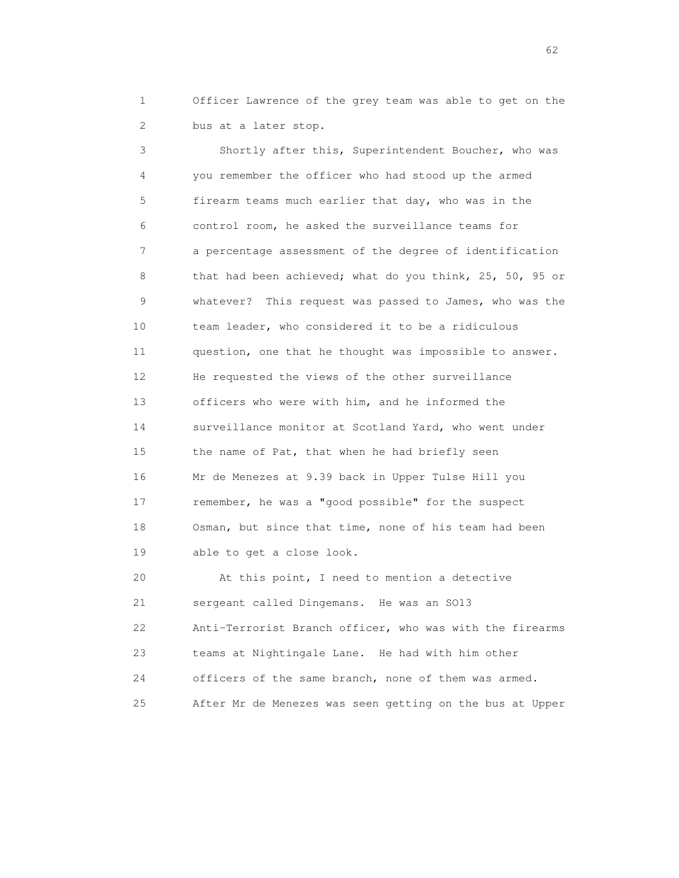Officer Lawrence of the grey team was able to get on the bus at a later stop.

Shortly after this, Superintendent Boucher, who was you remember the officer who had stood up the armed firearm teams much earlier that day, who was in the control room, he asked the surveillance teams for a percentage assessment of the degree of identification that had been achieved; what do you think, 25, 50, 95 or whatever? This request was passed to James, who was the team leader, who considered it to be a ridiculous question, one that he thought was impossible to answer. He requested the views of the other surveillance officers who were with him, and he informed the surveillance monitor at Scotland Yard, who went under the name of Pat, that when he had briefly seen Mr de Menezes at 9.39 back in Upper Tulse Hill you remember, he was a "good possible" for the suspect Osman, but since that time, none of his team had been able to get a close look.

At this point, I need to mention a detective sergeant called Dingemans. He was an SO13 Anti-Terrorist Branch officer, who was with the firearms teams at Nightingale Lane. He had with him other officers of the same branch, none of them was armed. After Mr de Menezes was seen getting on the bus at Upper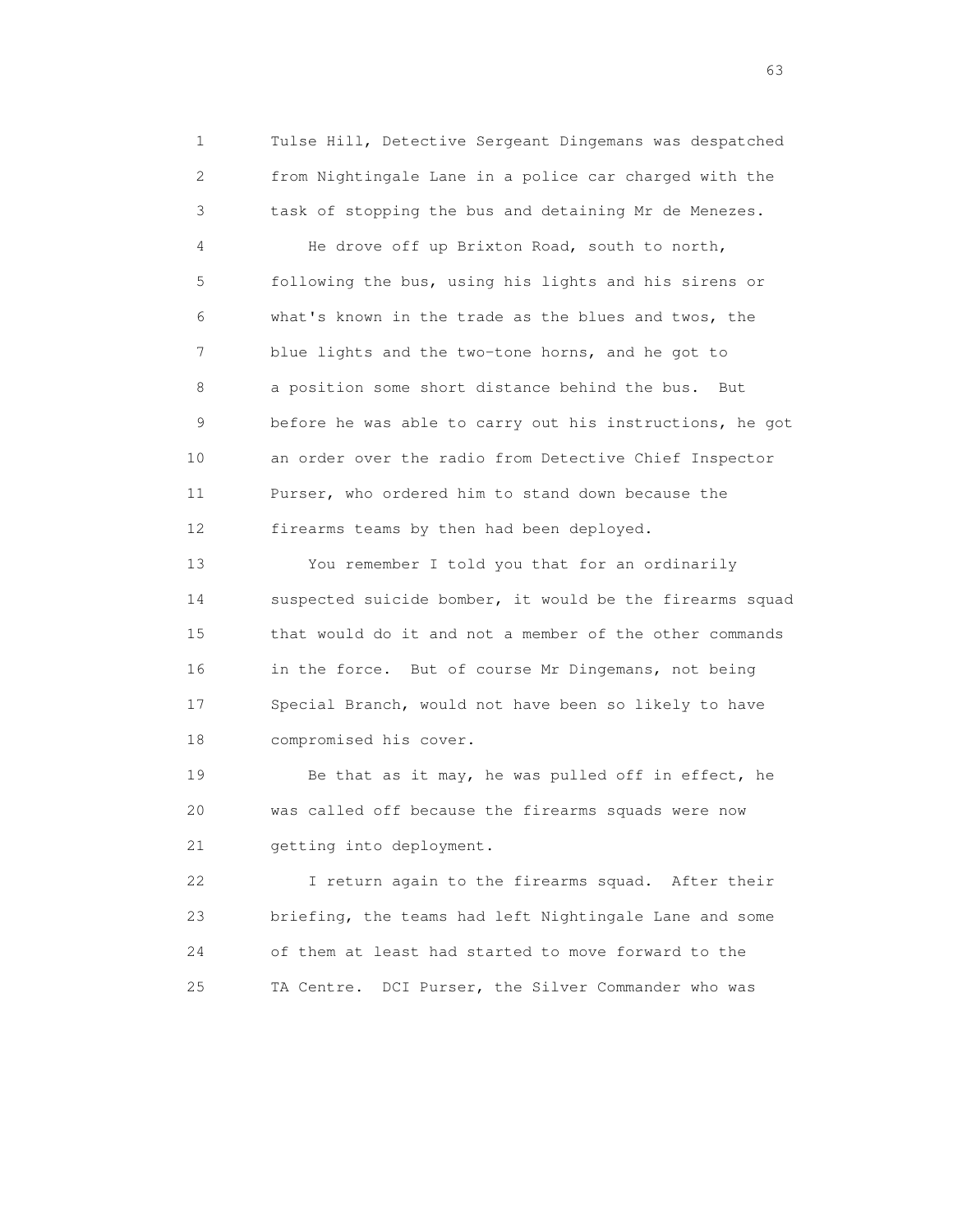Tulse Hill, Detective Sergeant Dingemans was despatched from Nightingale Lane in a police car charged with the task of stopping the bus and detaining Mr de Menezes.

He drove off up Brixton Road, south to north, following the bus, using his lights and his sirens or what's known in the trade as the blues and twos, the blue lights and the two-tone horns, and he got to a position some short distance behind the bus. But before he was able to carry out his instructions, he got an order over the radio from Detective Chief Inspector Purser, who ordered him to stand down because the firearms teams by then had been deployed.

You remember I told you that for an ordinarily suspected suicide bomber, it would be the firearms squad that would do it and not a member of the other commands in the force. But of course Mr Dingemans, not being Special Branch, would not have been so likely to have compromised his cover.

Be that as it may, he was pulled off in effect, he was called off because the firearms squads were now getting into deployment.

I return again to the firearms squad. After their briefing, the teams had left Nightingale Lane and some of them at least had started to move forward to the TA Centre. DCI Purser, the Silver Commander who was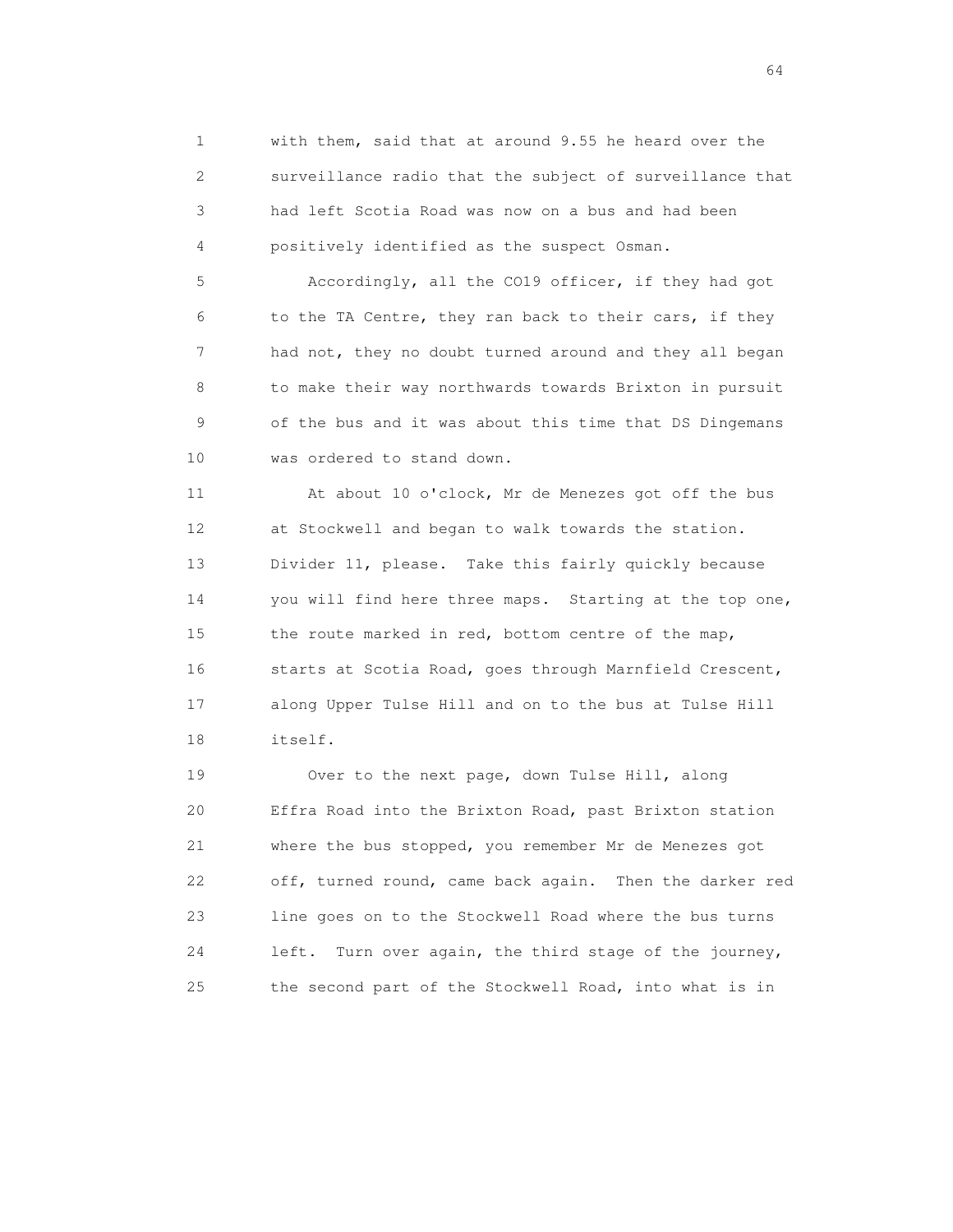1 with them, said that at around 9.55 he heard over the
2 surveillance radio that the subject of surveillance that
3 had left Scotia Road was now on a bus and had been
4 positively identified as the suspect Osman.

5 Accordingly, all the CO19 officer, if they had got
6 to the TA Centre, they ran back to their cars, if they
7 had not, they no doubt turned around and they all began
8 to make their way northwards towards Brixton in pursuit
9 of the bus and it was about this time that DS Dingemans
10 was ordered to stand down.

11 At about 10 o'clock, Mr de Menezes got off the bus
12 at Stockwell and began to walk towards the station.
13 Divider 11, please. Take this fairly quickly because
14 you will find here three maps. Starting at the top one,
15 the route marked in red, bottom centre of the map,
16 starts at Scotia Road, goes through Marnfield Crescent,
17 along Upper Tulse Hill and on to the bus at Tulse Hill
18 itself.

19 Over to the next page, down Tulse Hill, along
20 Effra Road into the Brixton Road, past Brixton station
21 where the bus stopped, you remember Mr de Menezes got
22 off, turned round, came back again. Then the darker red
23 line goes on to the Stockwell Road where the bus turns
24 left. Turn over again, the third stage of the journey,
25 the second part of the Stockwell Road, into what is in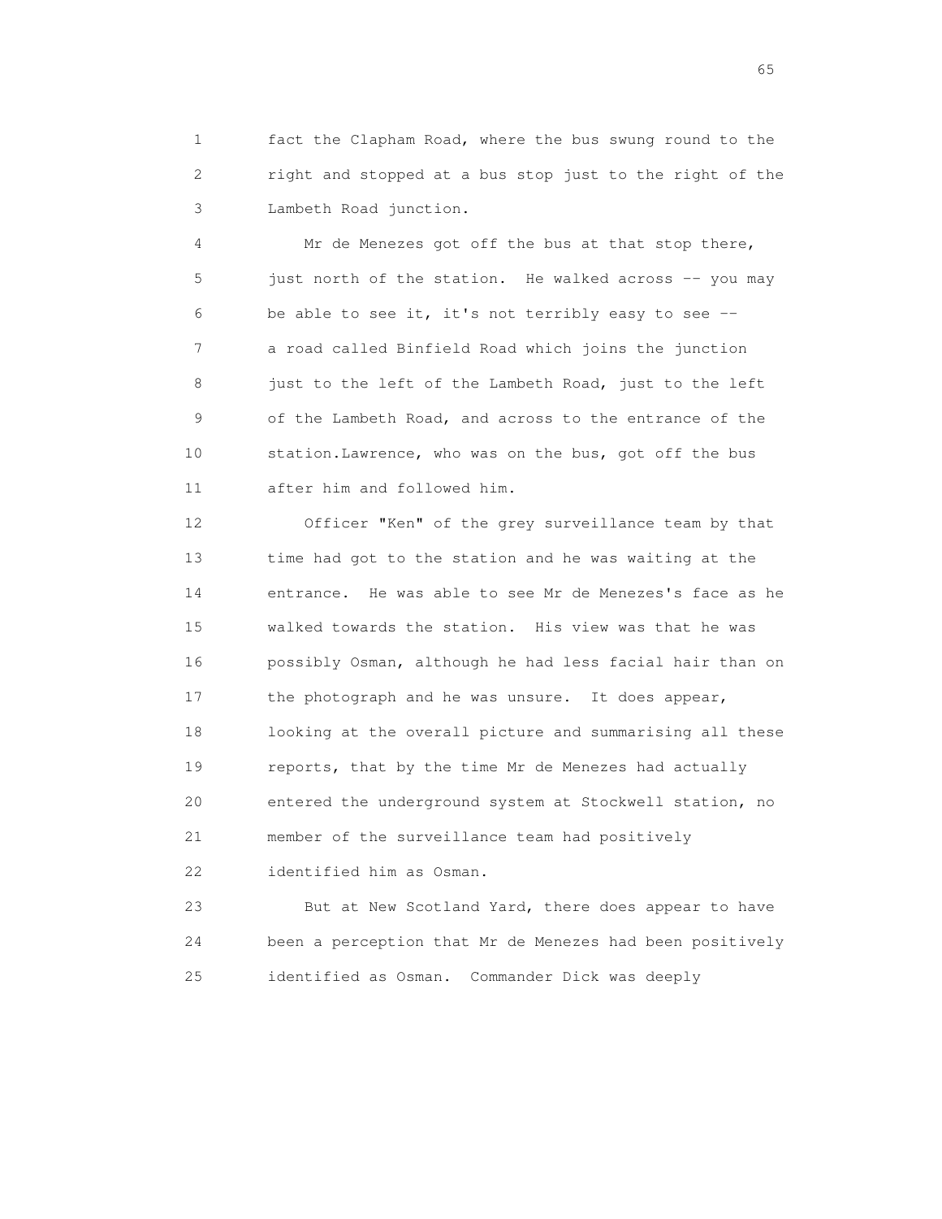fact the Clapham Road, where the bus swung round to the right and stopped at a bus stop just to the right of the Lambeth Road junction.

Mr de Menezes got off the bus at that stop there, just north of the station. He walked across -- you may be able to see it, it's not terribly easy to see -- a road called Binfield Road which joins the junction just to the left of the Lambeth Road, just to the left of the Lambeth Road, and across to the entrance of the station.Lawrence, who was on the bus, got off the bus after him and followed him.

Officer "Ken" of the grey surveillance team by that time had got to the station and he was waiting at the entrance. He was able to see Mr de Menezes's face as he walked towards the station. His view was that he was possibly Osman, although he had less facial hair than on the photograph and he was unsure. It does appear, looking at the overall picture and summarising all these reports, that by the time Mr de Menezes had actually entered the underground system at Stockwell station, no member of the surveillance team had positively identified him as Osman.

But at New Scotland Yard, there does appear to have been a perception that Mr de Menezes had been positively identified as Osman. Commander Dick was deeply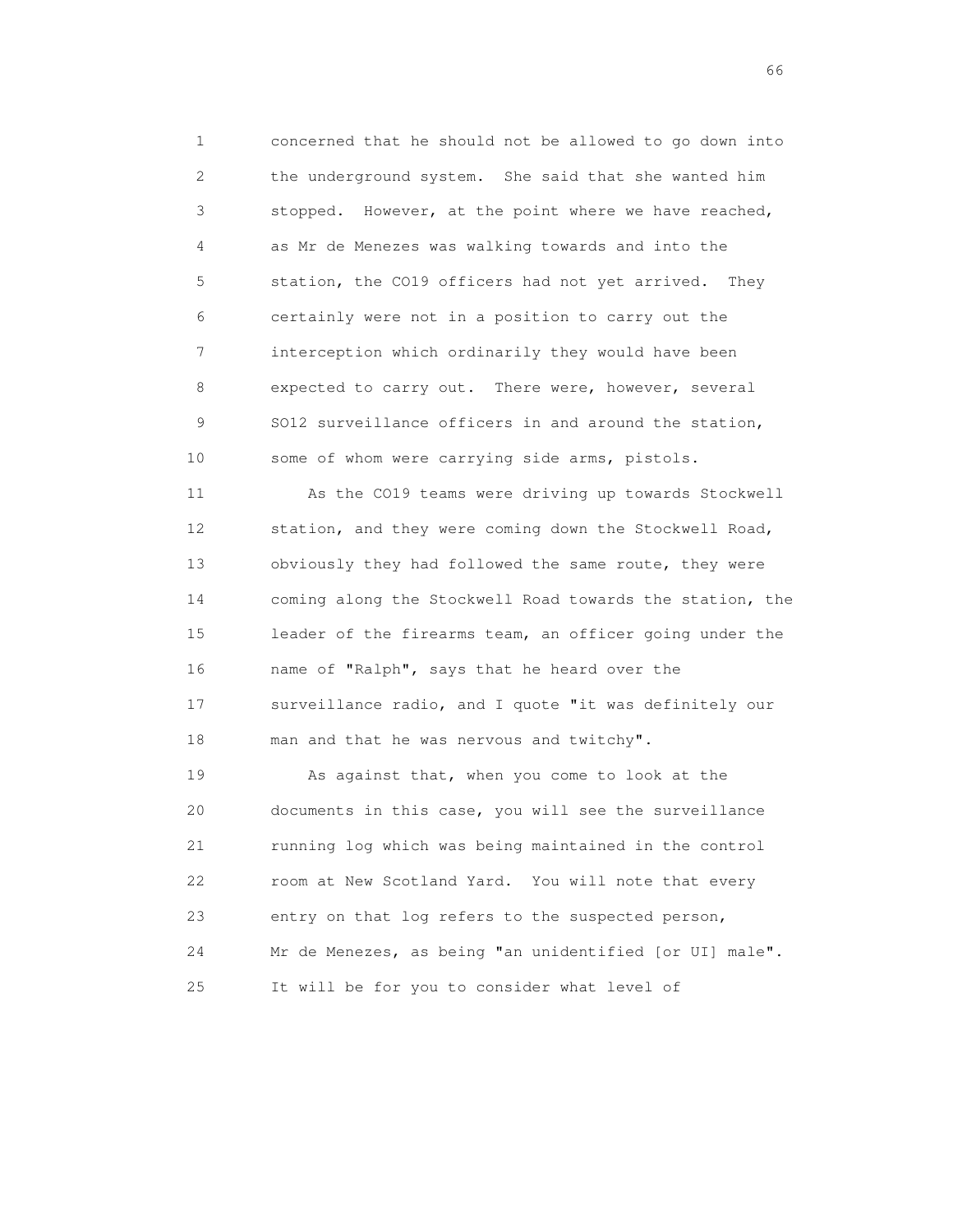concerned that he should not be allowed to go down into the underground system. She said that she wanted him stopped. However, at the point where we have reached, as Mr de Menezes was walking towards and into the station, the CO19 officers had not yet arrived. They certainly were not in a position to carry out the interception which ordinarily they would have been expected to carry out. There were, however, several SO12 surveillance officers in and around the station, some of whom were carrying side arms, pistols.

As the CO19 teams were driving up towards Stockwell station, and they were coming down the Stockwell Road, obviously they had followed the same route, they were coming along the Stockwell Road towards the station, the leader of the firearms team, an officer going under the name of "Ralph", says that he heard over the surveillance radio, and I quote "it was definitely our man and that he was nervous and twitchy".

As against that, when you come to look at the documents in this case, you will see the surveillance running log which was being maintained in the control room at New Scotland Yard. You will note that every entry on that log refers to the suspected person, Mr de Menezes, as being "an unidentified [or UI] male". It will be for you to consider what level of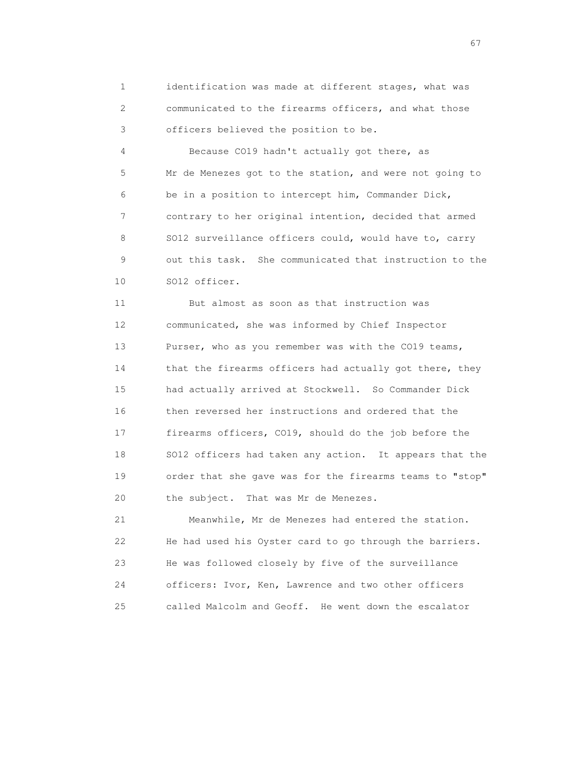identification was made at different stages, what was communicated to the firearms officers, and what those officers believed the position to be.

Because CO19 hadn't actually got there, as Mr de Menezes got to the station, and were not going to be in a position to intercept him, Commander Dick, contrary to her original intention, decided that armed SO12 surveillance officers could, would have to, carry out this task. She communicated that instruction to the SO12 officer.

But almost as soon as that instruction was communicated, she was informed by Chief Inspector Purser, who as you remember was with the CO19 teams, that the firearms officers had actually got there, they had actually arrived at Stockwell. So Commander Dick then reversed her instructions and ordered that the firearms officers, CO19, should do the job before the SO12 officers had taken any action. It appears that the order that she gave was for the firearms teams to "stop" the subject. That was Mr de Menezes.

Meanwhile, Mr de Menezes had entered the station. He had used his Oyster card to go through the barriers. He was followed closely by five of the surveillance officers: Ivor, Ken, Lawrence and two other officers called Malcolm and Geoff. He went down the escalator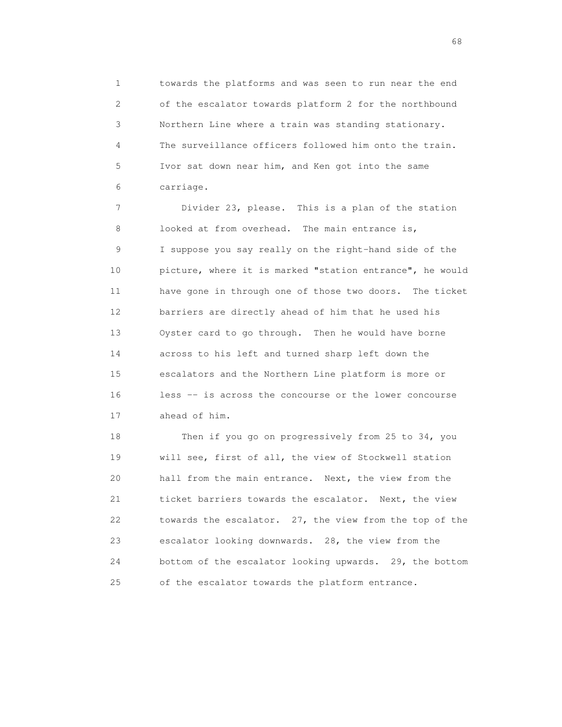towards the platforms and was seen to run near the end of the escalator towards platform 2 for the northbound Northern Line where a train was standing stationary. The surveillance officers followed him onto the train. Ivor sat down near him, and Ken got into the same carriage.

Divider 23, please. This is a plan of the station looked at from overhead. The main entrance is, I suppose you say really on the right-hand side of the picture, where it is marked "station entrance", he would have gone in through one of those two doors. The ticket barriers are directly ahead of him that he used his Oyster card to go through. Then he would have borne across to his left and turned sharp left down the escalators and the Northern Line platform is more or less -- is across the concourse or the lower concourse ahead of him.

Then if you go on progressively from 25 to 34, you will see, first of all, the view of Stockwell station hall from the main entrance. Next, the view from the ticket barriers towards the escalator. Next, the view towards the escalator. 27, the view from the top of the escalator looking downwards. 28, the view from the bottom of the escalator looking upwards. 29, the bottom of the escalator towards the platform entrance.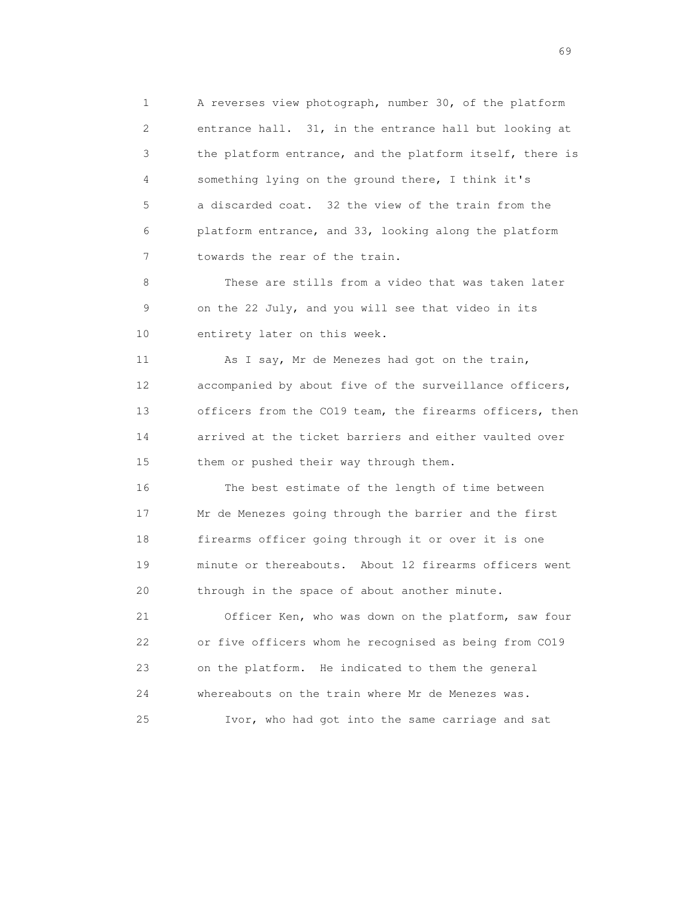A reverses view photograph, number 30, of the platform entrance hall. 31, in the entrance hall but looking at the platform entrance, and the platform itself, there is something lying on the ground there, I think it's a discarded coat. 32 the view of the train from the platform entrance, and 33, looking along the platform towards the rear of the train.

These are stills from a video that was taken later on the 22 July, and you will see that video in its entirety later on this week.

As I say, Mr de Menezes had got on the train, accompanied by about five of the surveillance officers, officers from the CO19 team, the firearms officers, then arrived at the ticket barriers and either vaulted over them or pushed their way through them.

The best estimate of the length of time between Mr de Menezes going through the barrier and the first firearms officer going through it or over it is one minute or thereabouts. About 12 firearms officers went through in the space of about another minute.

Officer Ken, who was down on the platform, saw four or five officers whom he recognised as being from CO19 on the platform. He indicated to them the general whereabouts on the train where Mr de Menezes was.

Ivor, who had got into the same carriage and sat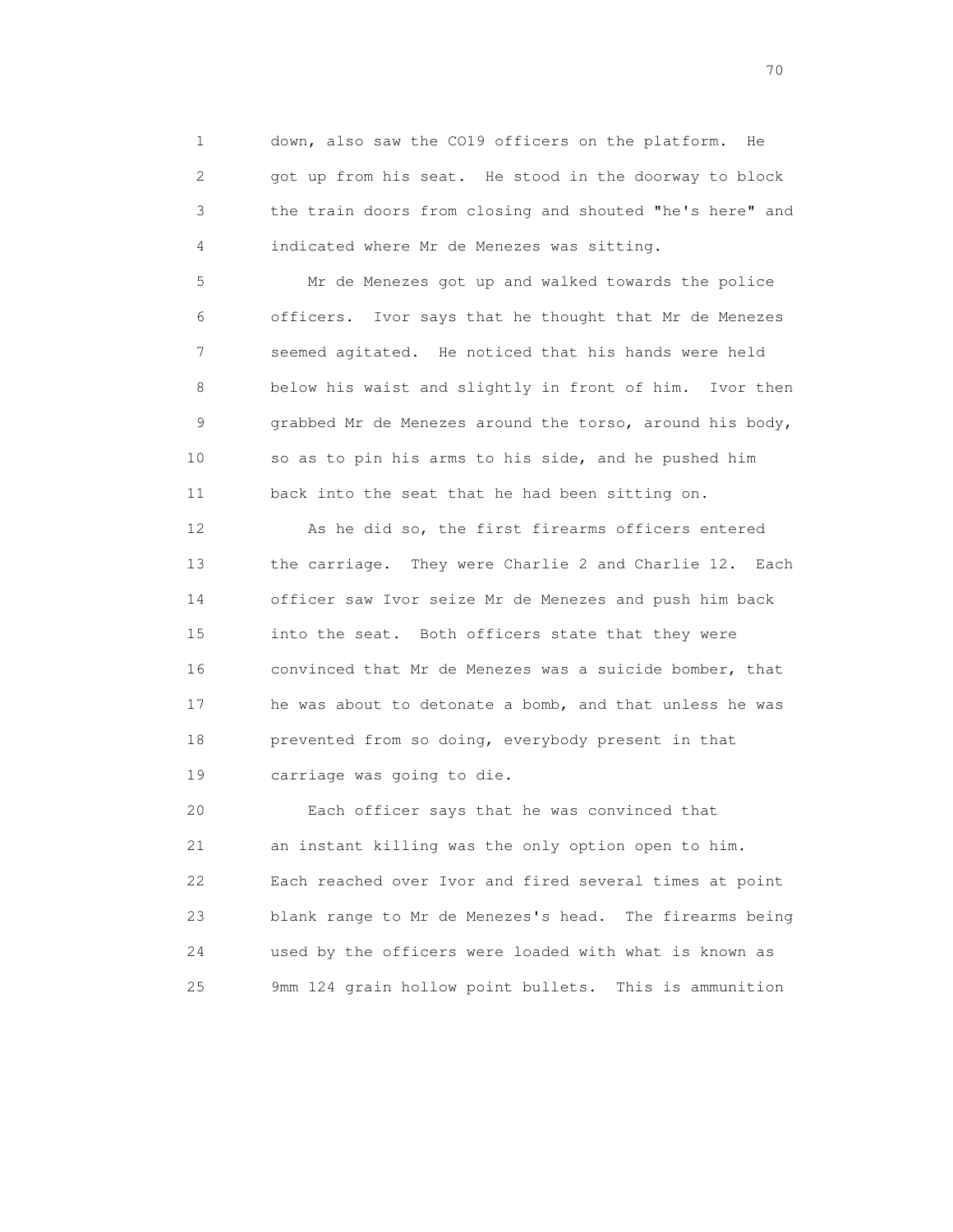down, also saw the CO19 officers on the platform. He got up from his seat. He stood in the doorway to block the train doors from closing and shouted "he's here" and indicated where Mr de Menezes was sitting.

Mr de Menezes got up and walked towards the police officers. Ivor says that he thought that Mr de Menezes seemed agitated. He noticed that his hands were held below his waist and slightly in front of him. Ivor then grabbed Mr de Menezes around the torso, around his body, so as to pin his arms to his side, and he pushed him back into the seat that he had been sitting on.

As he did so, the first firearms officers entered the carriage. They were Charlie 2 and Charlie 12. Each officer saw Ivor seize Mr de Menezes and push him back into the seat. Both officers state that they were convinced that Mr de Menezes was a suicide bomber, that he was about to detonate a bomb, and that unless he was prevented from so doing, everybody present in that carriage was going to die.

Each officer says that he was convinced that an instant killing was the only option open to him. Each reached over Ivor and fired several times at point blank range to Mr de Menezes's head. The firearms being used by the officers were loaded with what is known as 9mm 124 grain hollow point bullets. This is ammunition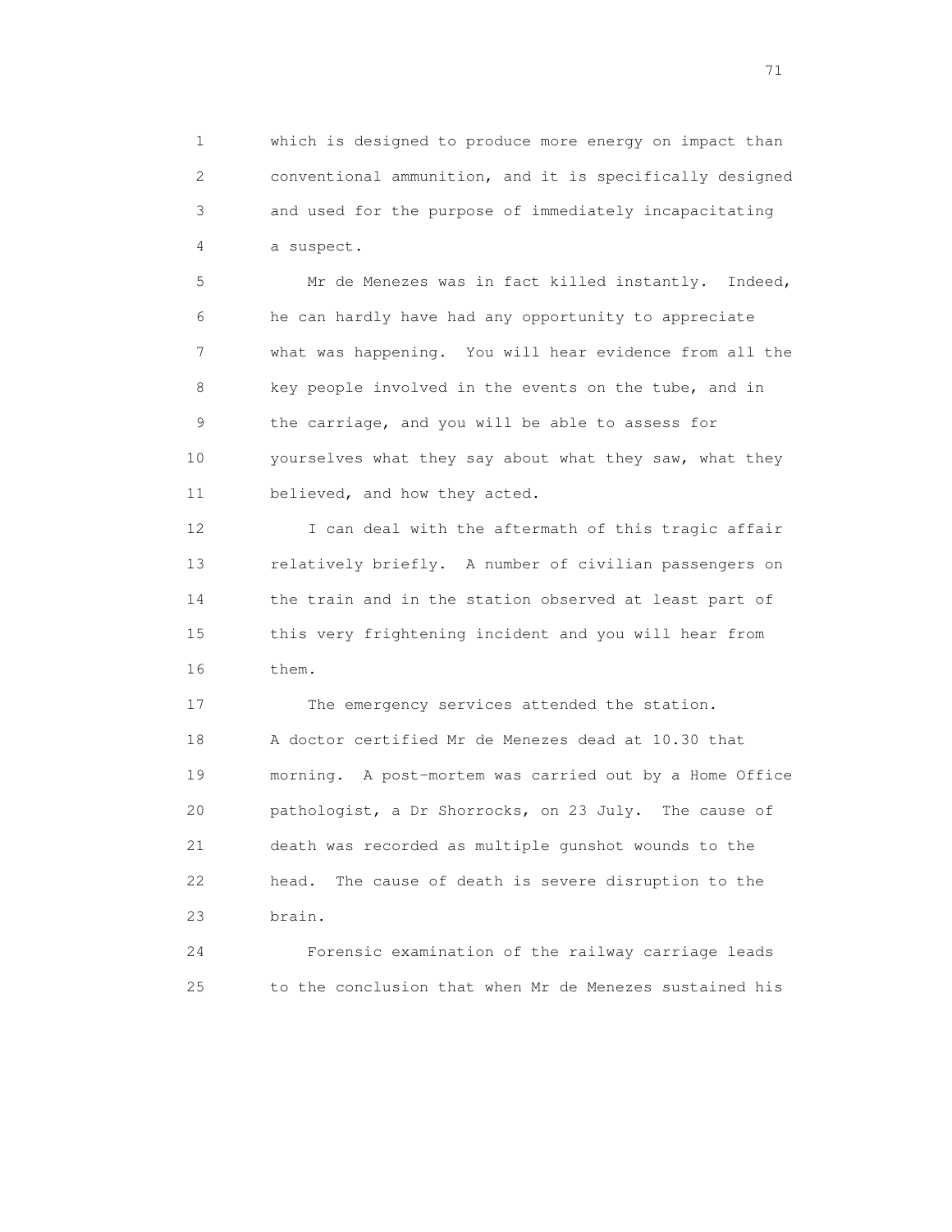which is designed to produce more energy on impact than conventional ammunition, and it is specifically designed and used for the purpose of immediately incapacitating a suspect.

Mr de Menezes was in fact killed instantly. Indeed, he can hardly have had any opportunity to appreciate what was happening. You will hear evidence from all the key people involved in the events on the tube, and in the carriage, and you will be able to assess for yourselves what they say about what they saw, what they believed, and how they acted.

I can deal with the aftermath of this tragic affair relatively briefly. A number of civilian passengers on the train and in the station observed at least part of this very frightening incident and you will hear from them.

The emergency services attended the station. A doctor certified Mr de Menezes dead at 10.30 that morning. A post-mortem was carried out by a Home Office pathologist, a Dr Shorrocks, on 23 July. The cause of death was recorded as multiple gunshot wounds to the head. The cause of death is severe disruption to the brain.

Forensic examination of the railway carriage leads to the conclusion that when Mr de Menezes sustained his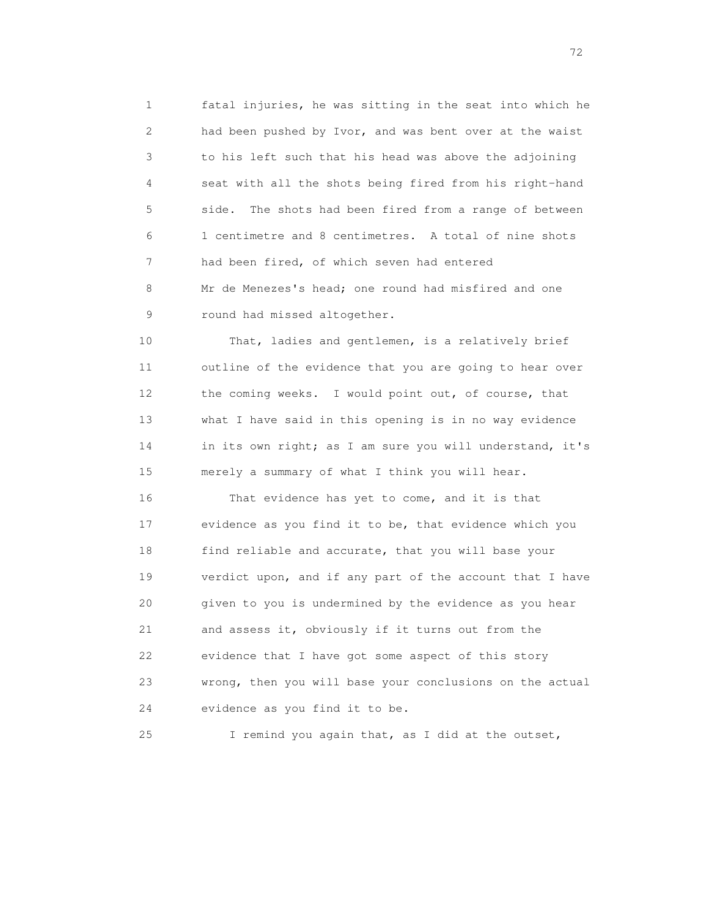1 fatal injuries, he was sitting in the seat into which he
2 had been pushed by Ivor, and was bent over at the waist
3 to his left such that his head was above the adjoining
4 seat with all the shots being fired from his right-hand
5 side. The shots had been fired from a range of between
6 1 centimetre and 8 centimetres. A total of nine shots
7 had been fired, of which seven had entered
8 Mr de Menezes's head; one round had misfired and one
9 round had missed altogether.

10 That, ladies and gentlemen, is a relatively brief
11 outline of the evidence that you are going to hear over
12 the coming weeks. I would point out, of course, that
13 what I have said in this opening is in no way evidence
14 in its own right; as I am sure you will understand, it's
15 merely a summary of what I think you will hear.

16 That evidence has yet to come, and it is that
17 evidence as you find it to be, that evidence which you
18 find reliable and accurate, that you will base your
19 verdict upon, and if any part of the account that I have
20 given to you is undermined by the evidence as you hear
21 and assess it, obviously if it turns out from the
22 evidence that I have got some aspect of this story
23 wrong, then you will base your conclusions on the actual
24 evidence as you find it to be.

25 I remind you again that, as I did at the outset,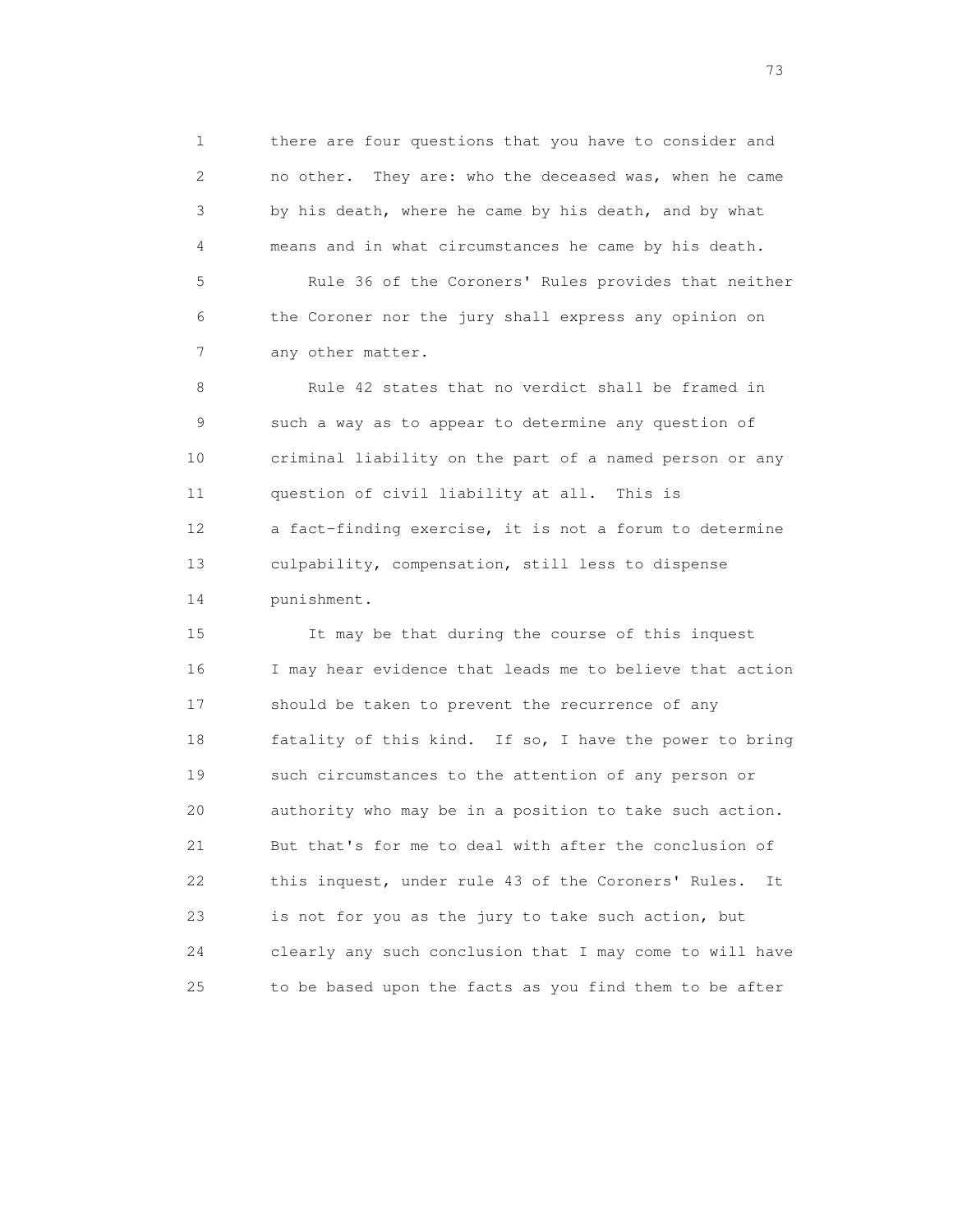there are four questions that you have to consider and no other. They are: who the deceased was, when he came by his death, where he came by his death, and by what means and in what circumstances he came by his death.

Rule 36 of the Coroners' Rules provides that neither the Coroner nor the jury shall express any opinion on any other matter.

Rule 42 states that no verdict shall be framed in such a way as to appear to determine any question of criminal liability on the part of a named person or any question of civil liability at all. This is a fact-finding exercise, it is not a forum to determine culpability, compensation, still less to dispense punishment.

It may be that during the course of this inquest I may hear evidence that leads me to believe that action should be taken to prevent the recurrence of any fatality of this kind. If so, I have the power to bring such circumstances to the attention of any person or authority who may be in a position to take such action. But that's for me to deal with after the conclusion of this inquest, under rule 43 of the Coroners' Rules. It is not for you as the jury to take such action, but clearly any such conclusion that I may come to will have to be based upon the facts as you find them to be after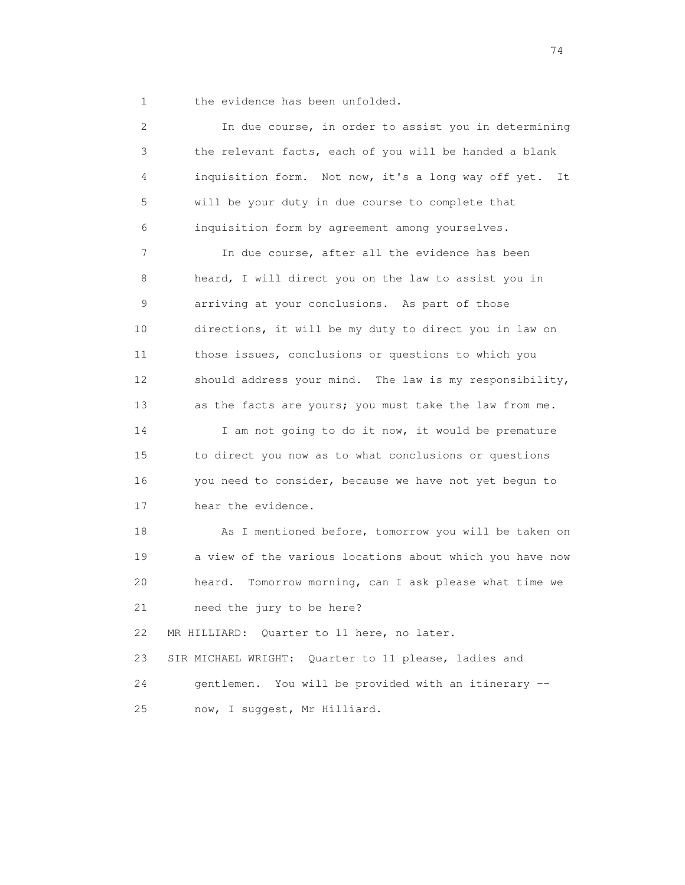1 the evidence has been unfolded.

2 In due course, in order to assist you in determining
3 the relevant facts, each of you will be handed a blank
4 inquisition form. Not now, it's a long way off yet. It
5 will be your duty in due course to complete that
6 inquisition form by agreement among yourselves.

7 In due course, after all the evidence has been
8 heard, I will direct you on the law to assist you in
9 arriving at your conclusions. As part of those
10 directions, it will be my duty to direct you in law on
11 those issues, conclusions or questions to which you
12 should address your mind. The law is my responsibility,
13 as the facts are yours; you must take the law from me.

14 I am not going to do it now, it would be premature
15 to direct you now as to what conclusions or questions
16 you need to consider, because we have not yet begun to
17 hear the evidence.

18 As I mentioned before, tomorrow you will be taken on
19 a view of the various locations about which you have now
20 heard. Tomorrow morning, can I ask please what time we
21 need the jury to be here?

22 MR HILLIARD: Quarter to 11 here, no later.

23 SIR MICHAEL WRIGHT: Quarter to 11 please, ladies and
24 gentlemen. You will be provided with an itinerary --
25 now, I suggest, Mr Hilliard.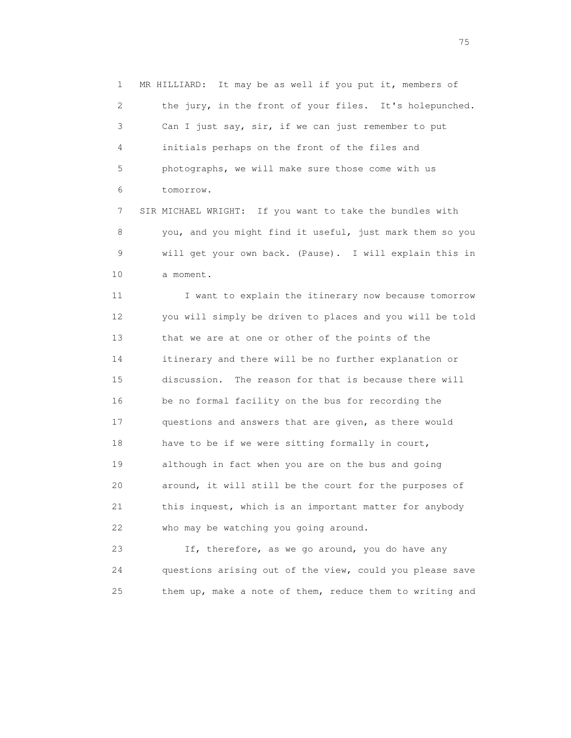MR HILLIARD: It may be as well if you put it, members of the jury, in the front of your files. It's holepunched. Can I just say, sir, if we can just remember to put initials perhaps on the front of the files and photographs, we will make sure those come with us tomorrow.

SIR MICHAEL WRIGHT: If you want to take the bundles with you, and you might find it useful, just mark them so you will get your own back. (Pause). I will explain this in a moment.

I want to explain the itinerary now because tomorrow you will simply be driven to places and you will be told that we are at one or other of the points of the itinerary and there will be no further explanation or discussion. The reason for that is because there will be no formal facility on the bus for recording the questions and answers that are given, as there would have to be if we were sitting formally in court, although in fact when you are on the bus and going around, it will still be the court for the purposes of this inquest, which is an important matter for anybody who may be watching you going around.

If, therefore, as we go around, you do have any questions arising out of the view, could you please save them up, make a note of them, reduce them to writing and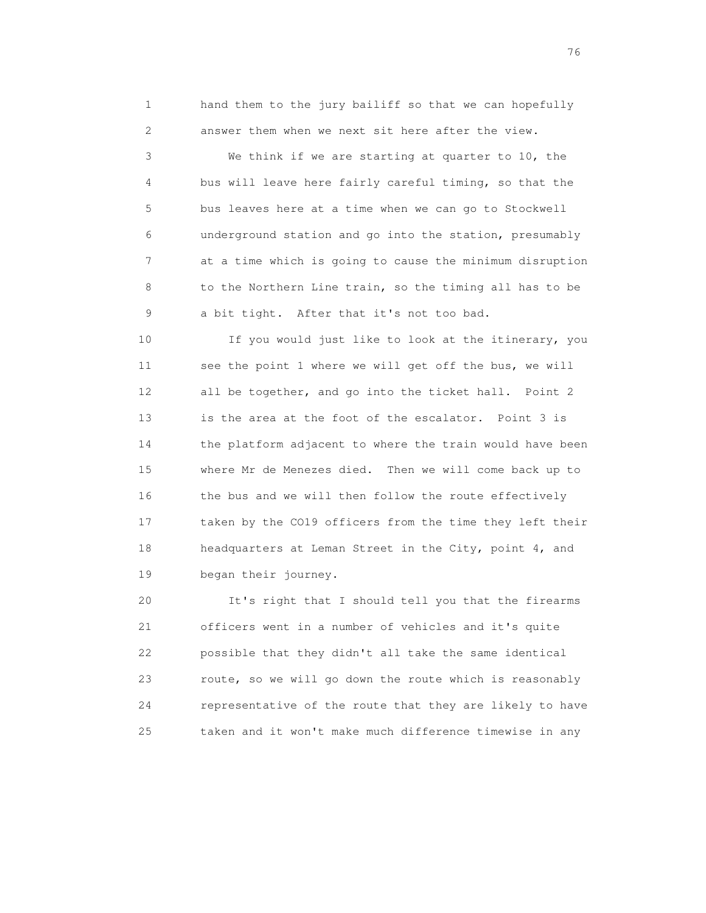1 hand them to the jury bailiff so that we can hopefully
2 answer them when we next sit here after the view.

3 We think if we are starting at quarter to 10, the
4 bus will leave here fairly careful timing, so that the
5 bus leaves here at a time when we can go to Stockwell
6 underground station and go into the station, presumably
7 at a time which is going to cause the minimum disruption
8 to the Northern Line train, so the timing all has to be
9 a bit tight. After that it's not too bad.

10 If you would just like to look at the itinerary, you
11 see the point 1 where we will get off the bus, we will
12 all be together, and go into the ticket hall. Point 2
13 is the area at the foot of the escalator. Point 3 is
14 the platform adjacent to where the train would have been
15 where Mr de Menezes died. Then we will come back up to
16 the bus and we will then follow the route effectively
17 taken by the CO19 officers from the time they left their
18 headquarters at Leman Street in the City, point 4, and
19 began their journey.

20 It's right that I should tell you that the firearms
21 officers went in a number of vehicles and it's quite
22 possible that they didn't all take the same identical
23 route, so we will go down the route which is reasonably
24 representative of the route that they are likely to have
25 taken and it won't make much difference timewise in any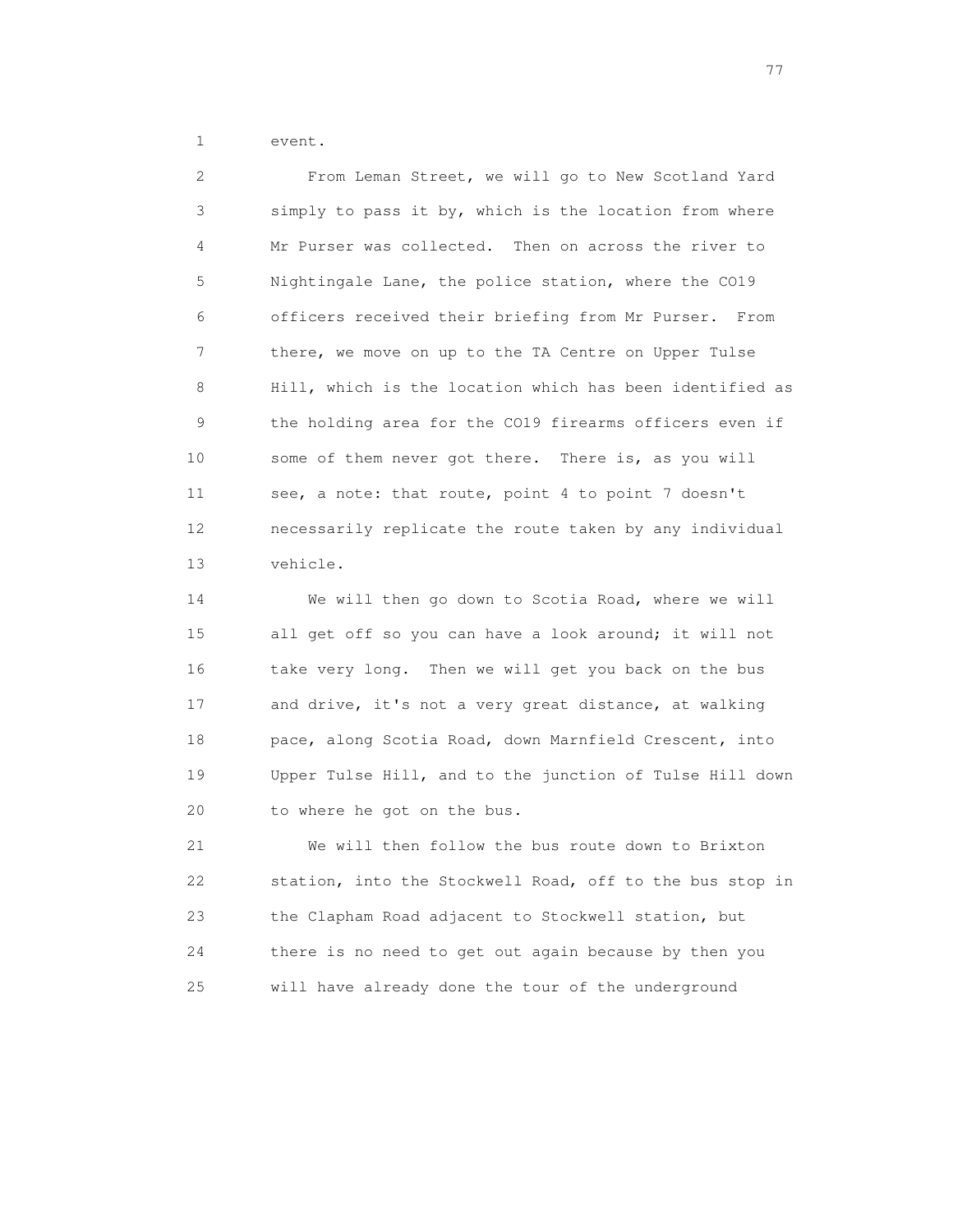1 event.

2 From Leman Street, we will go to New Scotland Yard
3 simply to pass it by, which is the location from where
4 Mr Purser was collected. Then on across the river to
5 Nightingale Lane, the police station, where the CO19
6 officers received their briefing from Mr Purser. From
7 there, we move on up to the TA Centre on Upper Tulse
8 Hill, which is the location which has been identified as
9 the holding area for the CO19 firearms officers even if
10 some of them never got there. There is, as you will
11 see, a note: that route, point 4 to point 7 doesn't
12 necessarily replicate the route taken by any individual
13 vehicle.

14 We will then go down to Scotia Road, where we will
15 all get off so you can have a look around; it will not
16 take very long. Then we will get you back on the bus
17 and drive, it's not a very great distance, at walking
18 pace, along Scotia Road, down Marnfield Crescent, into
19 Upper Tulse Hill, and to the junction of Tulse Hill down
20 to where he got on the bus.

21 We will then follow the bus route down to Brixton
22 station, into the Stockwell Road, off to the bus stop in
23 the Clapham Road adjacent to Stockwell station, but
24 there is no need to get out again because by then you
25 will have already done the tour of the underground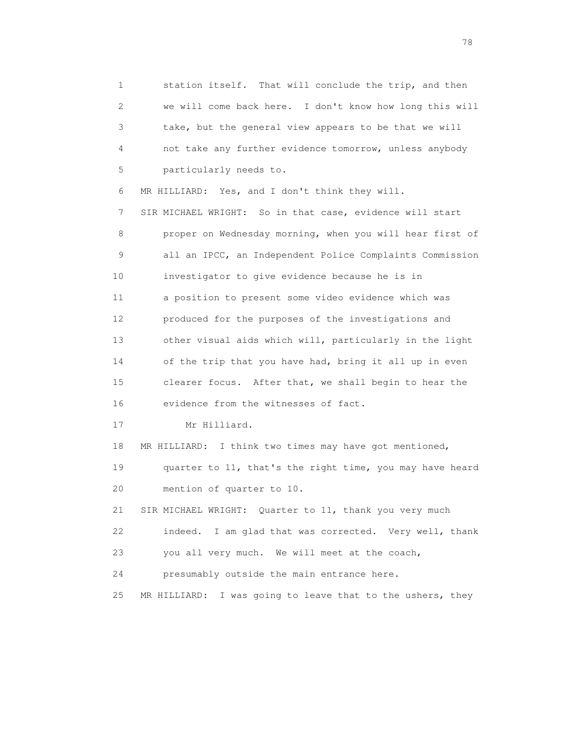1 station itself. That will conclude the trip, and then
2 we will come back here. I don't know how long this will
3 take, but the general view appears to be that we will
4 not take any further evidence tomorrow, unless anybody
5 particularly needs to.

6 MR HILLIARD: Yes, and I don't think they will.

7 SIR MICHAEL WRIGHT: So in that case, evidence will start
8 proper on Wednesday morning, when you will hear first of
9 all an IPCC, an Independent Police Complaints Commission
10 investigator to give evidence because he is in
11 a position to present some video evidence which was
12 produced for the purposes of the investigations and
13 other visual aids which will, particularly in the light
14 of the trip that you have had, bring it all up in even
15 clearer focus. After that, we shall begin to hear the
16 evidence from the witnesses of fact.

17 Mr Hilliard.

18 MR HILLIARD: I think two times may have got mentioned,
19 quarter to 11, that's the right time, you may have heard
20 mention of quarter to 10.

21 SIR MICHAEL WRIGHT: Quarter to 11, thank you very much
22 indeed. I am glad that was corrected. Very well, thank
23 you all very much. We will meet at the coach,
24 presumably outside the main entrance here.

25 MR HILLIARD: I was going to leave that to the ushers, they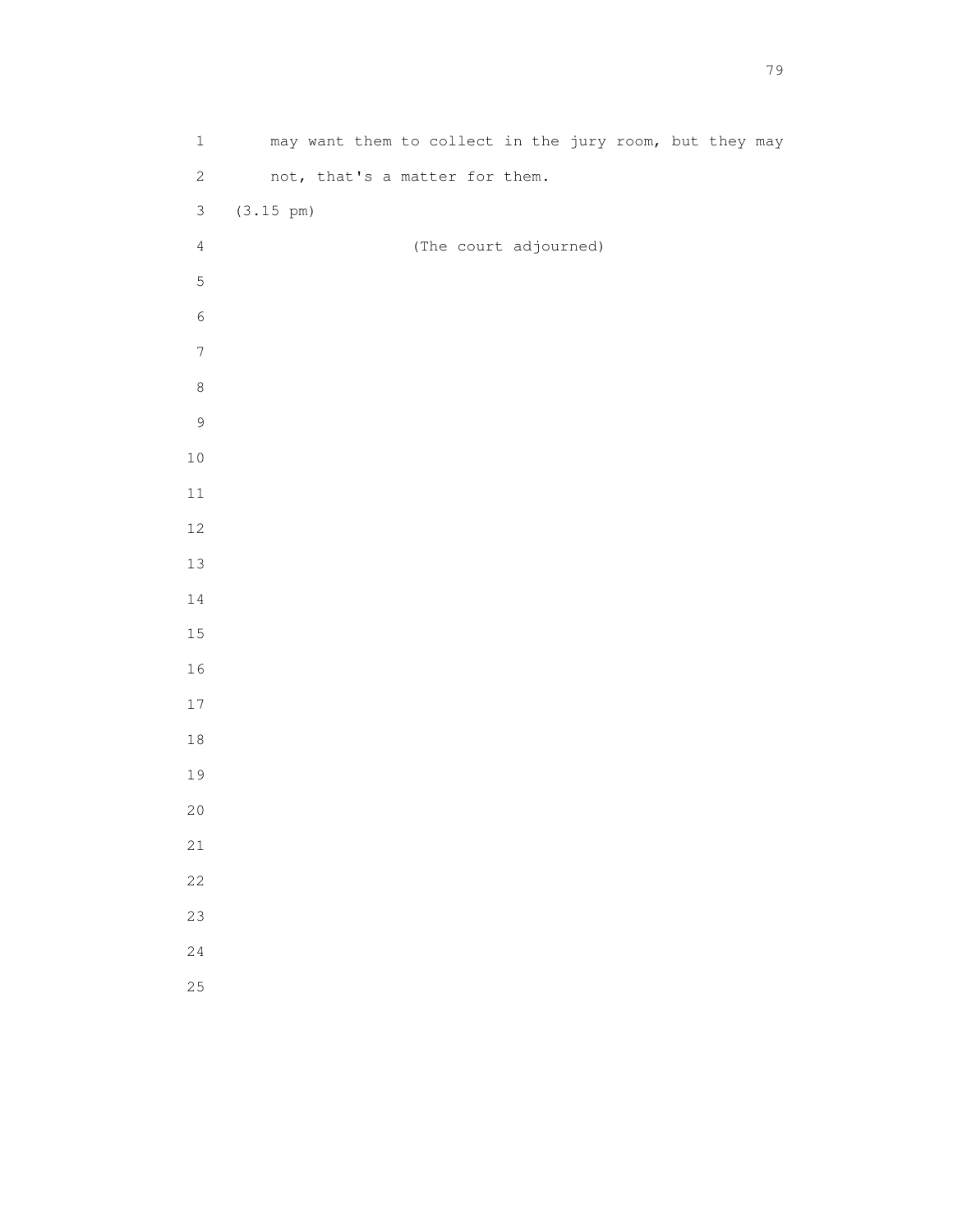may want them to collect in the jury room, but they may not, that's a matter for them.

(3.15 pm)

(The court adjourned)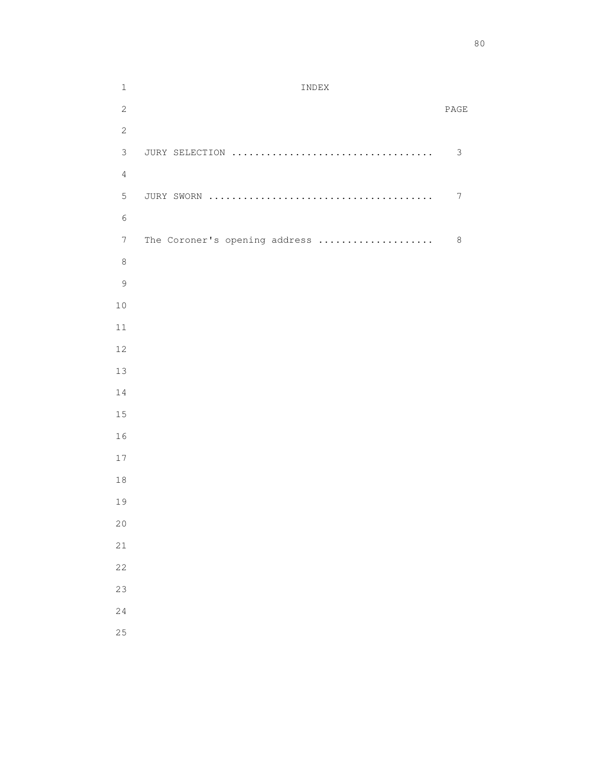# INDEX

| | PAGE |
|---|---|
| JURY SELECTION .................................. | 3 |
| JURY SWORN ...................................... | 7 |
| The Coroner's opening address .................... | 8 |